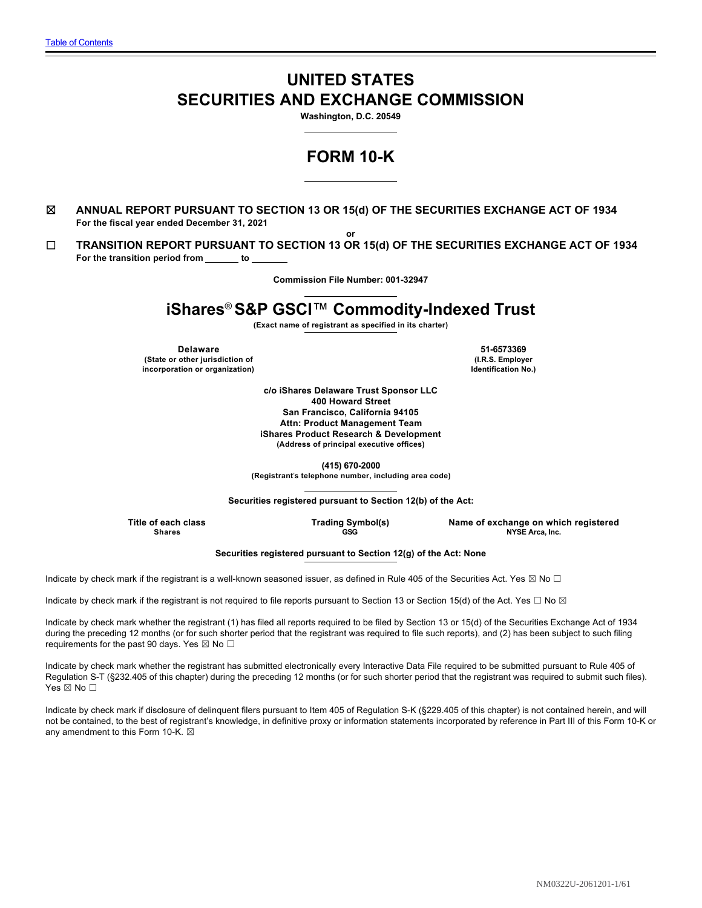Table of Contents

# UNITED STATES
# SECURITIES AND EXCHANGE COMMISSION

**Washington, D.C. 20549**

# FORM 10-K

☒ **ANNUAL REPORT PURSUANT TO SECTION 13 OR 15(d) OF THE SECURITIES EXCHANGE ACT OF 1934**
**For the fiscal year ended December 31, 2021**

**or**

☐ **TRANSITION REPORT PURSUANT TO SECTION 13 OR 15(d) OF THE SECURITIES EXCHANGE ACT OF 1934**
**For the transition period from \_\_\_\_\_\_\_ to \_\_\_\_\_\_\_**

**Commission File Number: 001-32947**

# iShares® S&P GSCI™ Commodity-Indexed Trust

**(Exact name of registrant as specified in its charter)**

| **Delaware** | **51-6573369** |
|---|---|
| **(State or other jurisdiction of incorporation or organization)** | **(I.R.S. Employer Identification No.)** |

**c/o iShares Delaware Trust Sponsor LLC**
**400 Howard Street**
**San Francisco, California 94105**
**Attn: Product Management Team**
**iShares Product Research & Development**
**(Address of principal executive offices)**

**(415) 670-2000**
**(Registrant's telephone number, including area code)**

**Securities registered pursuant to Section 12(b) of the Act:**

| Title of each class | Trading Symbol(s) | Name of exchange on which registered |
|---|---|---|
| Shares | GSG | NYSE Arca, Inc. |

**Securities registered pursuant to Section 12(g) of the Act: None**

Indicate by check mark if the registrant is a well-known seasoned issuer, as defined in Rule 405 of the Securities Act. Yes ☒ No ☐

Indicate by check mark if the registrant is not required to file reports pursuant to Section 13 or Section 15(d) of the Act. Yes ☐ No ☒

Indicate by check mark whether the registrant (1) has filed all reports required to be filed by Section 13 or 15(d) of the Securities Exchange Act of 1934 during the preceding 12 months (or for such shorter period that the registrant was required to file such reports), and (2) has been subject to such filing requirements for the past 90 days. Yes ☒ No ☐

Indicate by check mark whether the registrant has submitted electronically every Interactive Data File required to be submitted pursuant to Rule 405 of Regulation S-T (§232.405 of this chapter) during the preceding 12 months (or for such shorter period that the registrant was required to submit such files). Yes ☒ No ☐

Indicate by check mark if disclosure of delinquent filers pursuant to Item 405 of Regulation S-K (§229.405 of this chapter) is not contained herein, and will not be contained, to the best of registrant's knowledge, in definitive proxy or information statements incorporated by reference in Part III of this Form 10-K or any amendment to this Form 10-K. ☒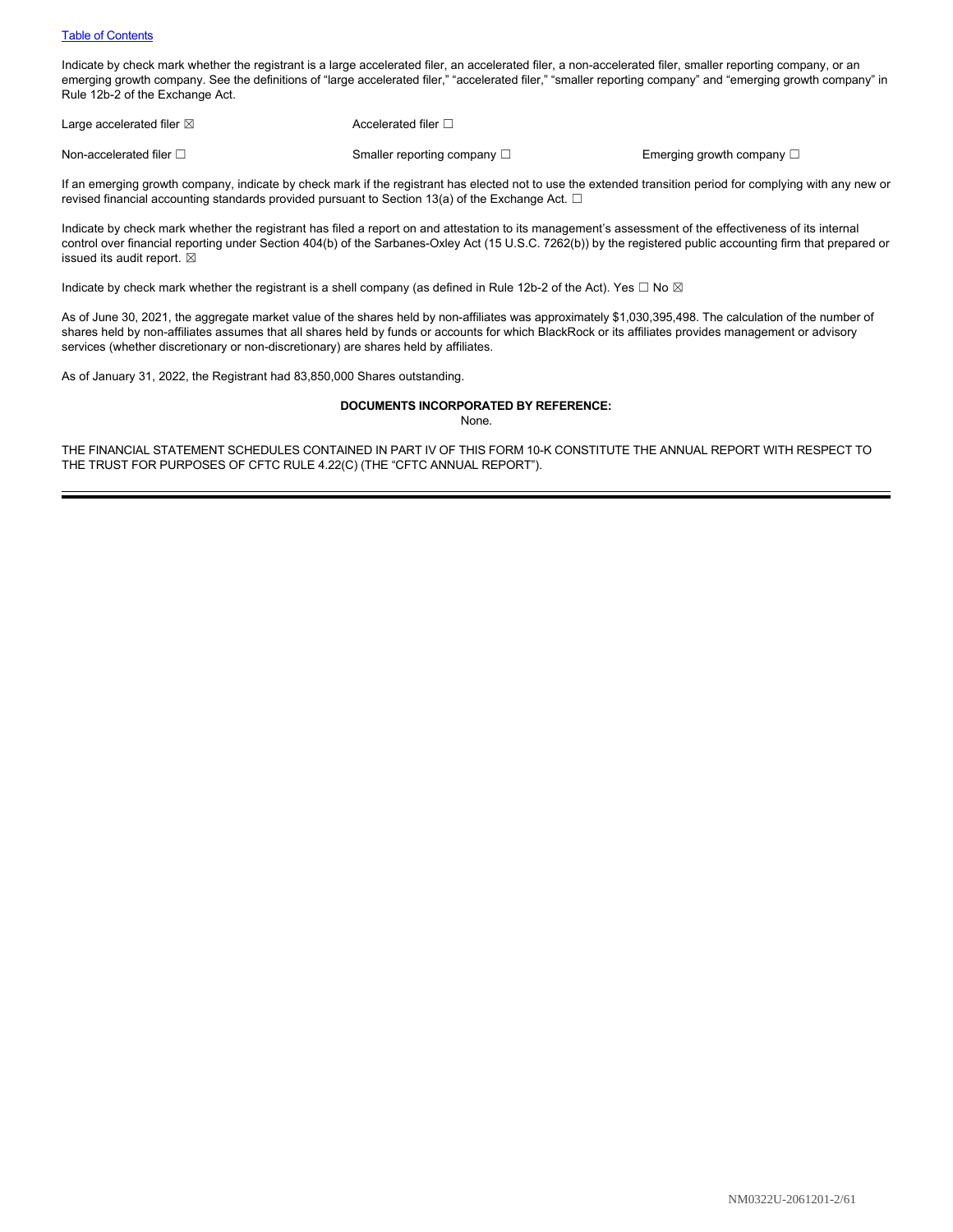[Table of Contents]

Indicate by check mark whether the registrant is a large accelerated filer, an accelerated filer, a non-accelerated filer, smaller reporting company, or an emerging growth company. See the definitions of "large accelerated filer," "accelerated filer," "smaller reporting company" and "emerging growth company" in Rule 12b-2 of the Exchange Act.

| | | |
|---|---|---|
| Large accelerated filer ☒ | Accelerated filer ☐ | |
| Non-accelerated filer ☐ | Smaller reporting company ☐ | Emerging growth company ☐ |

If an emerging growth company, indicate by check mark if the registrant has elected not to use the extended transition period for complying with any new or revised financial accounting standards provided pursuant to Section 13(a) of the Exchange Act. ☐

Indicate by check mark whether the registrant has filed a report on and attestation to its management's assessment of the effectiveness of its internal control over financial reporting under Section 404(b) of the Sarbanes-Oxley Act (15 U.S.C. 7262(b)) by the registered public accounting firm that prepared or issued its audit report. ☒

Indicate by check mark whether the registrant is a shell company (as defined in Rule 12b-2 of the Act). Yes ☐ No ☒

As of June 30, 2021, the aggregate market value of the shares held by non-affiliates was approximately $1,030,395,498. The calculation of the number of shares held by non-affiliates assumes that all shares held by funds or accounts for which BlackRock or its affiliates provides management or advisory services (whether discretionary or non-discretionary) are shares held by affiliates.

As of January 31, 2022, the Registrant had 83,850,000 Shares outstanding.

**DOCUMENTS INCORPORATED BY REFERENCE:**

None.

THE FINANCIAL STATEMENT SCHEDULES CONTAINED IN PART IV OF THIS FORM 10-K CONSTITUTE THE ANNUAL REPORT WITH RESPECT TO THE TRUST FOR PURPOSES OF CFTC RULE 4.22(C) (THE "CFTC ANNUAL REPORT").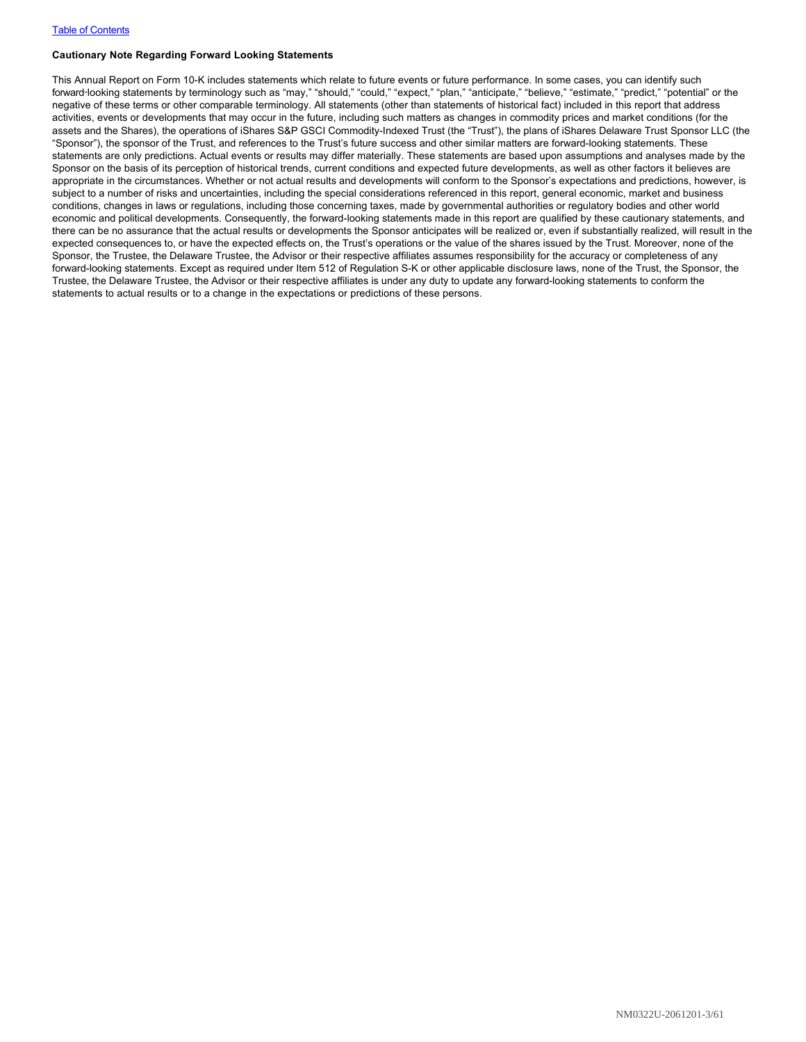**Cautionary Note Regarding Forward Looking Statements**

This Annual Report on Form 10-K includes statements which relate to future events or future performance. In some cases, you can identify such forward-looking statements by terminology such as "may," "should," "could," "expect," "plan," "anticipate," "believe," "estimate," "predict," "potential" or the negative of these terms or other comparable terminology. All statements (other than statements of historical fact) included in this report that address activities, events or developments that may occur in the future, including such matters as changes in commodity prices and market conditions (for the assets and the Shares), the operations of iShares S&P GSCI Commodity-Indexed Trust (the "Trust"), the plans of iShares Delaware Trust Sponsor LLC (the "Sponsor"), the sponsor of the Trust, and references to the Trust's future success and other similar matters are forward-looking statements. These statements are only predictions. Actual events or results may differ materially. These statements are based upon assumptions and analyses made by the Sponsor on the basis of its perception of historical trends, current conditions and expected future developments, as well as other factors it believes are appropriate in the circumstances. Whether or not actual results and developments will conform to the Sponsor's expectations and predictions, however, is subject to a number of risks and uncertainties, including the special considerations referenced in this report, general economic, market and business conditions, changes in laws or regulations, including those concerning taxes, made by governmental authorities or regulatory bodies and other world economic and political developments. Consequently, the forward-looking statements made in this report are qualified by these cautionary statements, and there can be no assurance that the actual results or developments the Sponsor anticipates will be realized or, even if substantially realized, will result in the expected consequences to, or have the expected effects on, the Trust's operations or the value of the shares issued by the Trust. Moreover, none of the Sponsor, the Trustee, the Delaware Trustee, the Advisor or their respective affiliates assumes responsibility for the accuracy or completeness of any forward-looking statements. Except as required under Item 512 of Regulation S-K or other applicable disclosure laws, none of the Trust, the Sponsor, the Trustee, the Delaware Trustee, the Advisor or their respective affiliates is under any duty to update any forward-looking statements to conform the statements to actual results or to a change in the expectations or predictions of these persons.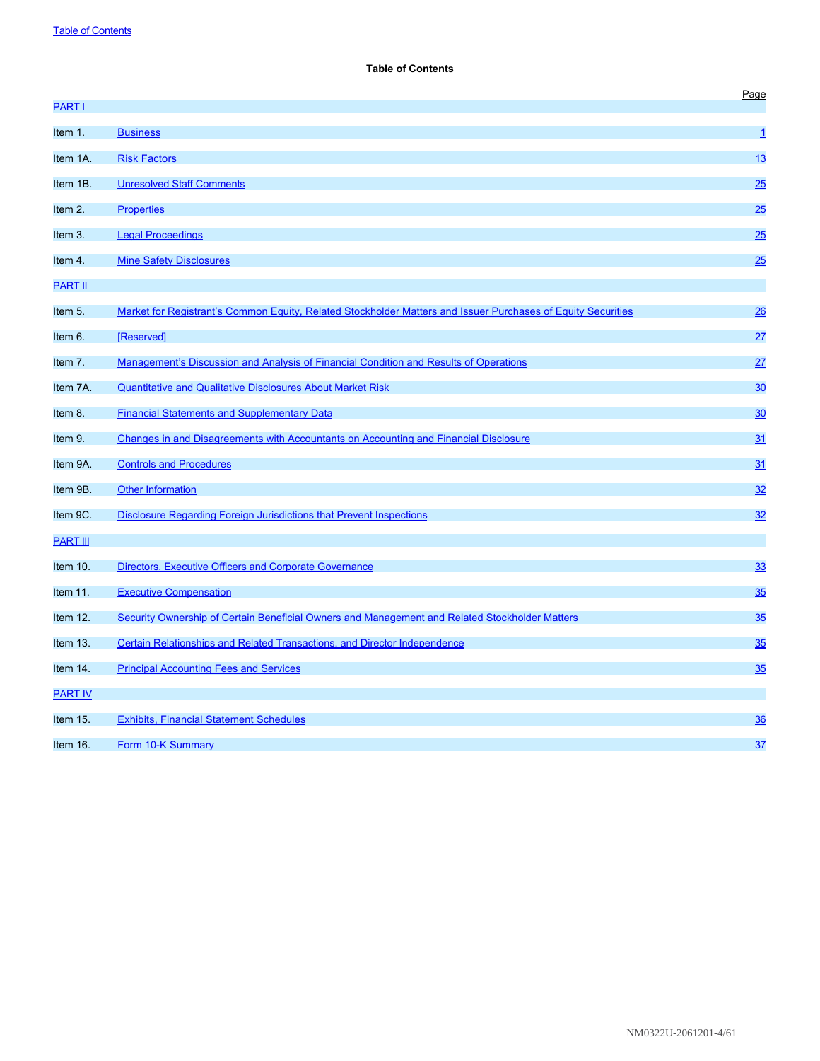## Table of Contents

| | | Page |
|---|---|---|
| PART I | | |
| Item 1. | Business | 1 |
| Item 1A. | Risk Factors | 13 |
| Item 1B. | Unresolved Staff Comments | 25 |
| Item 2. | Properties | 25 |
| Item 3. | Legal Proceedings | 25 |
| Item 4. | Mine Safety Disclosures | 25 |
| PART II | | |
| Item 5. | Market for Registrant's Common Equity, Related Stockholder Matters and Issuer Purchases of Equity Securities | 26 |
| Item 6. | [Reserved] | 27 |
| Item 7. | Management's Discussion and Analysis of Financial Condition and Results of Operations | 27 |
| Item 7A. | Quantitative and Qualitative Disclosures About Market Risk | 30 |
| Item 8. | Financial Statements and Supplementary Data | 30 |
| Item 9. | Changes in and Disagreements with Accountants on Accounting and Financial Disclosure | 31 |
| Item 9A. | Controls and Procedures | 31 |
| Item 9B. | Other Information | 32 |
| Item 9C. | Disclosure Regarding Foreign Jurisdictions that Prevent Inspections | 32 |
| PART III | | |
| Item 10. | Directors, Executive Officers and Corporate Governance | 33 |
| Item 11. | Executive Compensation | 35 |
| Item 12. | Security Ownership of Certain Beneficial Owners and Management and Related Stockholder Matters | 35 |
| Item 13. | Certain Relationships and Related Transactions, and Director Independence | 35 |
| Item 14. | Principal Accounting Fees and Services | 35 |
| PART IV | | |
| Item 15. | Exhibits, Financial Statement Schedules | 36 |
| Item 16. | Form 10-K Summary | 37 |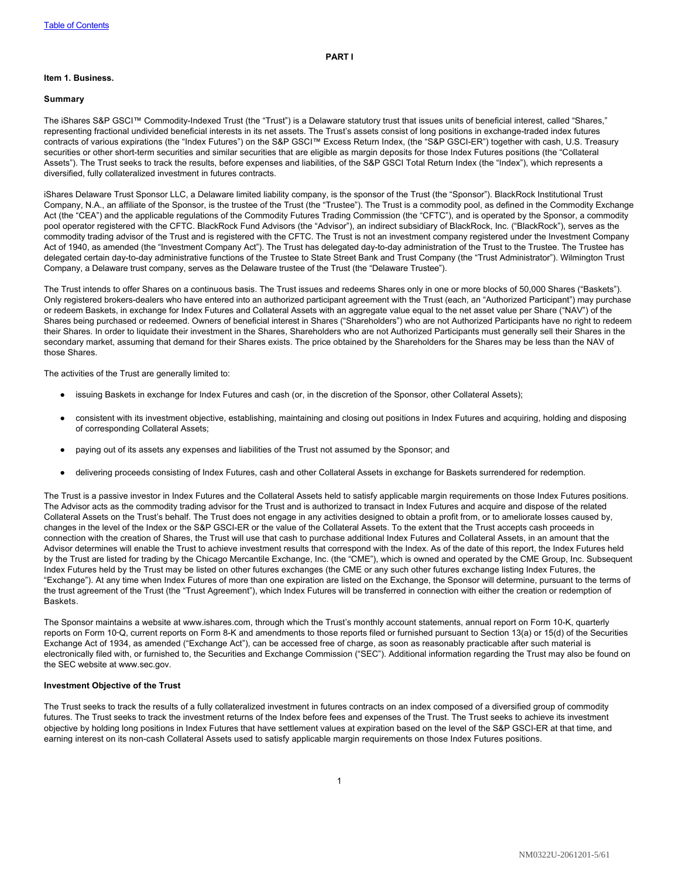# PART I

## Item 1. Business.

### Summary

The iShares S&P GSCI™ Commodity-Indexed Trust (the "Trust") is a Delaware statutory trust that issues units of beneficial interest, called "Shares," representing fractional undivided beneficial interests in its net assets. The Trust's assets consist of long positions in exchange-traded index futures contracts of various expirations (the "Index Futures") on the S&P GSCI™ Excess Return Index, (the "S&P GSCI-ER") together with cash, U.S. Treasury securities or other short-term securities and similar securities that are eligible as margin deposits for those Index Futures positions (the "Collateral Assets"). The Trust seeks to track the results, before expenses and liabilities, of the S&P GSCI Total Return Index (the "Index"), which represents a diversified, fully collateralized investment in futures contracts.

iShares Delaware Trust Sponsor LLC, a Delaware limited liability company, is the sponsor of the Trust (the "Sponsor"). BlackRock Institutional Trust Company, N.A., an affiliate of the Sponsor, is the trustee of the Trust (the "Trustee"). The Trust is a commodity pool, as defined in the Commodity Exchange Act (the "CEA") and the applicable regulations of the Commodity Futures Trading Commission (the "CFTC"), and is operated by the Sponsor, a commodity pool operator registered with the CFTC. BlackRock Fund Advisors (the "Advisor"), an indirect subsidiary of BlackRock, Inc. ("BlackRock"), serves as the commodity trading advisor of the Trust and is registered with the CFTC. The Trust is not an investment company registered under the Investment Company Act of 1940, as amended (the "Investment Company Act"). The Trust has delegated day-to-day administration of the Trust to the Trustee. The Trustee has delegated certain day-to-day administrative functions of the Trustee to State Street Bank and Trust Company (the "Trust Administrator"). Wilmington Trust Company, a Delaware trust company, serves as the Delaware trustee of the Trust (the "Delaware Trustee").

The Trust intends to offer Shares on a continuous basis. The Trust issues and redeems Shares only in one or more blocks of 50,000 Shares ("Baskets"). Only registered brokers-dealers who have entered into an authorized participant agreement with the Trust (each, an "Authorized Participant") may purchase or redeem Baskets, in exchange for Index Futures and Collateral Assets with an aggregate value equal to the net asset value per Share ("NAV") of the Shares being purchased or redeemed. Owners of beneficial interest in Shares ("Shareholders") who are not Authorized Participants have no right to redeem their Shares. In order to liquidate their investment in the Shares, Shareholders who are not Authorized Participants must generally sell their Shares in the secondary market, assuming that demand for their Shares exists. The price obtained by the Shareholders for the Shares may be less than the NAV of those Shares.

The activities of the Trust are generally limited to:

- issuing Baskets in exchange for Index Futures and cash (or, in the discretion of the Sponsor, other Collateral Assets);
- consistent with its investment objective, establishing, maintaining and closing out positions in Index Futures and acquiring, holding and disposing of corresponding Collateral Assets;
- paying out of its assets any expenses and liabilities of the Trust not assumed by the Sponsor; and
- delivering proceeds consisting of Index Futures, cash and other Collateral Assets in exchange for Baskets surrendered for redemption.

The Trust is a passive investor in Index Futures and the Collateral Assets held to satisfy applicable margin requirements on those Index Futures positions. The Advisor acts as the commodity trading advisor for the Trust and is authorized to transact in Index Futures and acquire and dispose of the related Collateral Assets on the Trust's behalf. The Trust does not engage in any activities designed to obtain a profit from, or to ameliorate losses caused by, changes in the level of the Index or the S&P GSCI-ER or the value of the Collateral Assets. To the extent that the Trust accepts cash proceeds in connection with the creation of Shares, the Trust will use that cash to purchase additional Index Futures and Collateral Assets, in an amount that the Advisor determines will enable the Trust to achieve investment results that correspond with the Index. As of the date of this report, the Index Futures held by the Trust are listed for trading by the Chicago Mercantile Exchange, Inc. (the "CME"), which is owned and operated by the CME Group, Inc. Subsequent Index Futures held by the Trust may be listed on other futures exchanges (the CME or any such other futures exchange listing Index Futures, the "Exchange"). At any time when Index Futures of more than one expiration are listed on the Exchange, the Sponsor will determine, pursuant to the terms of the trust agreement of the Trust (the "Trust Agreement"), which Index Futures will be transferred in connection with either the creation or redemption of Baskets.

The Sponsor maintains a website at www.ishares.com, through which the Trust's monthly account statements, annual report on Form 10-K, quarterly reports on Form 10-Q, current reports on Form 8-K and amendments to those reports filed or furnished pursuant to Section 13(a) or 15(d) of the Securities Exchange Act of 1934, as amended ("Exchange Act"), can be accessed free of charge, as soon as reasonably practicable after such material is electronically filed with, or furnished to, the Securities and Exchange Commission ("SEC"). Additional information regarding the Trust may also be found on the SEC website at www.sec.gov.

### Investment Objective of the Trust

The Trust seeks to track the results of a fully collateralized investment in futures contracts on an index composed of a diversified group of commodity futures. The Trust seeks to track the investment returns of the Index before fees and expenses of the Trust. The Trust seeks to achieve its investment objective by holding long positions in Index Futures that have settlement values at expiration based on the level of the S&P GSCI-ER at that time, and earning interest on its non-cash Collateral Assets used to satisfy applicable margin requirements on those Index Futures positions.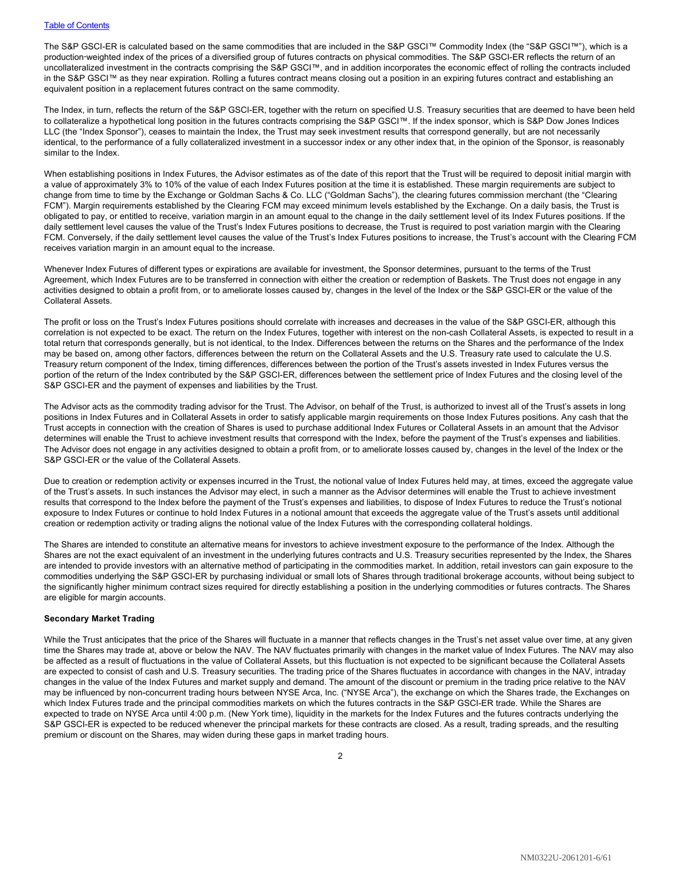The S&P GSCI-ER is calculated based on the same commodities that are included in the S&P GSCI™ Commodity Index (the "S&P GSCI™"), which is a production-weighted index of the prices of a diversified group of futures contracts on physical commodities. The S&P GSCI-ER reflects the return of an uncollateralized investment in the contracts comprising the S&P GSCI™, and in addition incorporates the economic effect of rolling the contracts included in the S&P GSCI™ as they near expiration. Rolling a futures contract means closing out a position in an expiring futures contract and establishing an equivalent position in a replacement futures contract on the same commodity.

The Index, in turn, reflects the return of the S&P GSCI-ER, together with the return on specified U.S. Treasury securities that are deemed to have been held to collateralize a hypothetical long position in the futures contracts comprising the S&P GSCI™. If the index sponsor, which is S&P Dow Jones Indices LLC (the "Index Sponsor"), ceases to maintain the Index, the Trust may seek investment results that correspond generally, but are not necessarily identical, to the performance of a fully collateralized investment in a successor index or any other index that, in the opinion of the Sponsor, is reasonably similar to the Index.

When establishing positions in Index Futures, the Advisor estimates as of the date of this report that the Trust will be required to deposit initial margin with a value of approximately 3% to 10% of the value of each Index Futures position at the time it is established. These margin requirements are subject to change from time to time by the Exchange or Goldman Sachs & Co. LLC ("Goldman Sachs"), the clearing futures commission merchant (the "Clearing FCM"). Margin requirements established by the Clearing FCM may exceed minimum levels established by the Exchange. On a daily basis, the Trust is obligated to pay, or entitled to receive, variation margin in an amount equal to the change in the daily settlement level of its Index Futures positions. If the daily settlement level causes the value of the Trust's Index Futures positions to decrease, the Trust is required to post variation margin with the Clearing FCM. Conversely, if the daily settlement level causes the value of the Trust's Index Futures positions to increase, the Trust's account with the Clearing FCM receives variation margin in an amount equal to the increase.

Whenever Index Futures of different types or expirations are available for investment, the Sponsor determines, pursuant to the terms of the Trust Agreement, which Index Futures are to be transferred in connection with either the creation or redemption of Baskets. The Trust does not engage in any activities designed to obtain a profit from, or to ameliorate losses caused by, changes in the level of the Index or the S&P GSCI-ER or the value of the Collateral Assets.

The profit or loss on the Trust's Index Futures positions should correlate with increases and decreases in the value of the S&P GSCI-ER, although this correlation is not expected to be exact. The return on the Index Futures, together with interest on the non-cash Collateral Assets, is expected to result in a total return that corresponds generally, but is not identical, to the Index. Differences between the returns on the Shares and the performance of the Index may be based on, among other factors, differences between the return on the Collateral Assets and the U.S. Treasury rate used to calculate the U.S. Treasury return component of the Index, timing differences, differences between the portion of the Trust's assets invested in Index Futures versus the portion of the return of the Index contributed by the S&P GSCI-ER, differences between the settlement price of Index Futures and the closing level of the S&P GSCI-ER and the payment of expenses and liabilities by the Trust.

The Advisor acts as the commodity trading advisor for the Trust. The Advisor, on behalf of the Trust, is authorized to invest all of the Trust's assets in long positions in Index Futures and in Collateral Assets in order to satisfy applicable margin requirements on those Index Futures positions. Any cash that the Trust accepts in connection with the creation of Shares is used to purchase additional Index Futures or Collateral Assets in an amount that the Advisor determines will enable the Trust to achieve investment results that correspond with the Index, before the payment of the Trust's expenses and liabilities. The Advisor does not engage in any activities designed to obtain a profit from, or to ameliorate losses caused by, changes in the level of the Index or the S&P GSCI-ER or the value of the Collateral Assets.

Due to creation or redemption activity or expenses incurred in the Trust, the notional value of Index Futures held may, at times, exceed the aggregate value of the Trust's assets. In such instances the Advisor may elect, in such a manner as the Advisor determines will enable the Trust to achieve investment results that correspond to the Index before the payment of the Trust's expenses and liabilities, to dispose of Index Futures to reduce the Trust's notional exposure to Index Futures or continue to hold Index Futures in a notional amount that exceeds the aggregate value of the Trust's assets until additional creation or redemption activity or trading aligns the notional value of the Index Futures with the corresponding collateral holdings.

The Shares are intended to constitute an alternative means for investors to achieve investment exposure to the performance of the Index. Although the Shares are not the exact equivalent of an investment in the underlying futures contracts and U.S. Treasury securities represented by the Index, the Shares are intended to provide investors with an alternative method of participating in the commodities market. In addition, retail investors can gain exposure to the commodities underlying the S&P GSCI-ER by purchasing individual or small lots of Shares through traditional brokerage accounts, without being subject to the significantly higher minimum contract sizes required for directly establishing a position in the underlying commodities or futures contracts. The Shares are eligible for margin accounts.

**Secondary Market Trading**

While the Trust anticipates that the price of the Shares will fluctuate in a manner that reflects changes in the Trust's net asset value over time, at any given time the Shares may trade at, above or below the NAV. The NAV fluctuates primarily with changes in the market value of Index Futures. The NAV may also be affected as a result of fluctuations in the value of Collateral Assets, but this fluctuation is not expected to be significant because the Collateral Assets are expected to consist of cash and U.S. Treasury securities. The trading price of the Shares fluctuates in accordance with changes in the NAV, intraday changes in the value of the Index Futures and market supply and demand. The amount of the discount or premium in the trading price relative to the NAV may be influenced by non-concurrent trading hours between NYSE Arca, Inc. ("NYSE Arca"), the exchange on which the Shares trade, the Exchanges on which Index Futures trade and the principal commodities markets on which the futures contracts in the S&P GSCI-ER trade. While the Shares are expected to trade on NYSE Arca until 4:00 p.m. (New York time), liquidity in the markets for the Index Futures and the futures contracts underlying the S&P GSCI-ER is expected to be reduced whenever the principal markets for these contracts are closed. As a result, trading spreads, and the resulting premium or discount on the Shares, may widen during these gaps in market trading hours.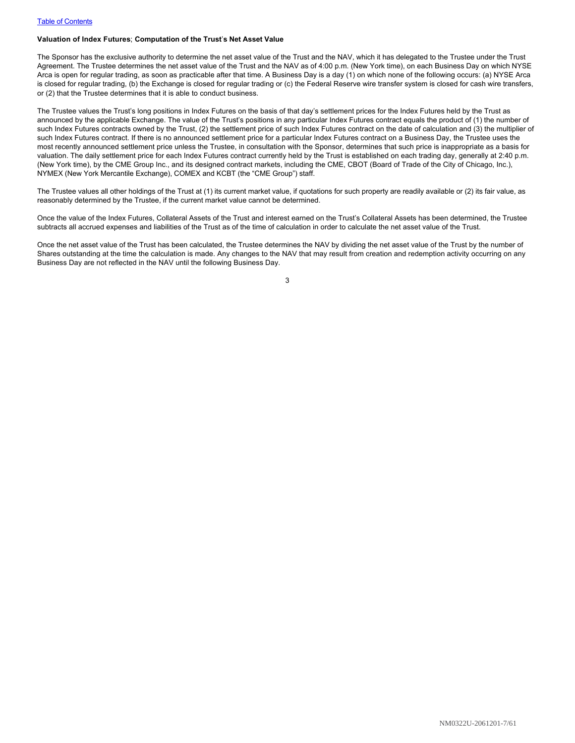### Valuation of Index Futures; Computation of the Trust's Net Asset Value

The Sponsor has the exclusive authority to determine the net asset value of the Trust and the NAV, which it has delegated to the Trustee under the Trust Agreement. The Trustee determines the net asset value of the Trust and the NAV as of 4:00 p.m. (New York time), on each Business Day on which NYSE Arca is open for regular trading, as soon as practicable after that time. A Business Day is a day (1) on which none of the following occurs: (a) NYSE Arca is closed for regular trading, (b) the Exchange is closed for regular trading or (c) the Federal Reserve wire transfer system is closed for cash wire transfers, or (2) that the Trustee determines that it is able to conduct business.

The Trustee values the Trust's long positions in Index Futures on the basis of that day's settlement prices for the Index Futures held by the Trust as announced by the applicable Exchange. The value of the Trust's positions in any particular Index Futures contract equals the product of (1) the number of such Index Futures contracts owned by the Trust, (2) the settlement price of such Index Futures contract on the date of calculation and (3) the multiplier of such Index Futures contract. If there is no announced settlement price for a particular Index Futures contract on a Business Day, the Trustee uses the most recently announced settlement price unless the Trustee, in consultation with the Sponsor, determines that such price is inappropriate as a basis for valuation. The daily settlement price for each Index Futures contract currently held by the Trust is established on each trading day, generally at 2:40 p.m. (New York time), by the CME Group Inc., and its designed contract markets, including the CME, CBOT (Board of Trade of the City of Chicago, Inc.), NYMEX (New York Mercantile Exchange), COMEX and KCBT (the "CME Group") staff.

The Trustee values all other holdings of the Trust at (1) its current market value, if quotations for such property are readily available or (2) its fair value, as reasonably determined by the Trustee, if the current market value cannot be determined.

Once the value of the Index Futures, Collateral Assets of the Trust and interest earned on the Trust's Collateral Assets has been determined, the Trustee subtracts all accrued expenses and liabilities of the Trust as of the time of calculation in order to calculate the net asset value of the Trust.

Once the net asset value of the Trust has been calculated, the Trustee determines the NAV by dividing the net asset value of the Trust by the number of Shares outstanding at the time the calculation is made. Any changes to the NAV that may result from creation and redemption activity occurring on any Business Day are not reflected in the NAV until the following Business Day.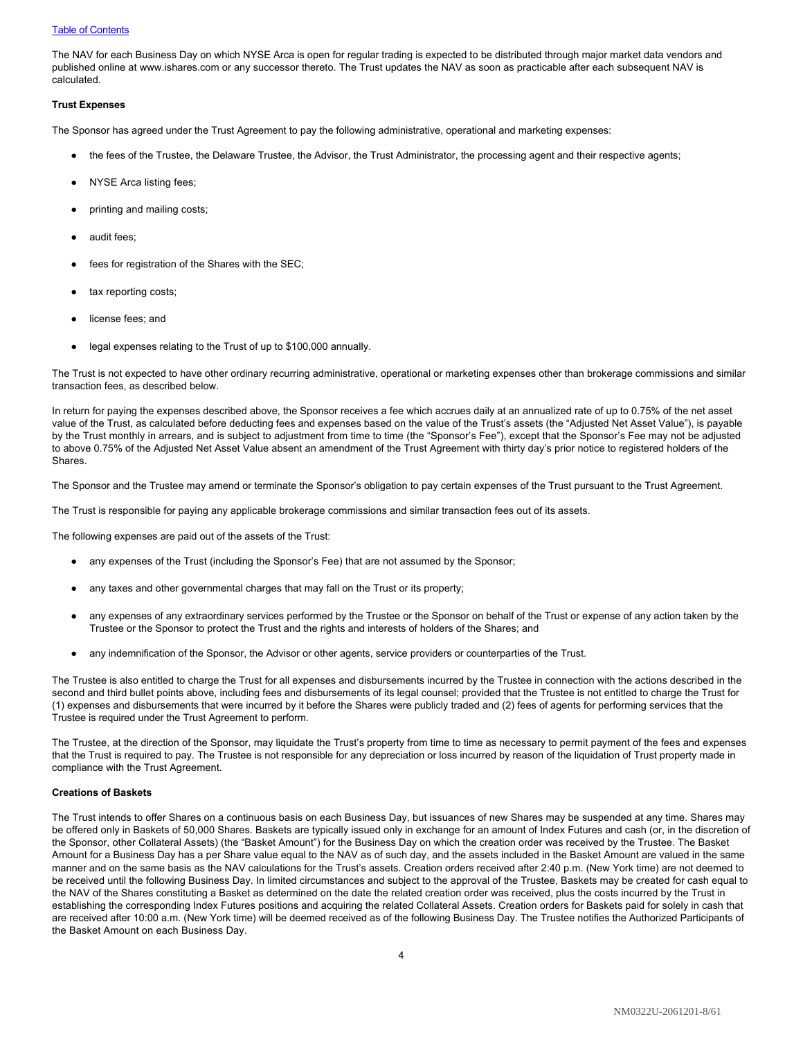The NAV for each Business Day on which NYSE Arca is open for regular trading is expected to be distributed through major market data vendors and published online at www.ishares.com or any successor thereto. The Trust updates the NAV as soon as practicable after each subsequent NAV is calculated.

**Trust Expenses**

The Sponsor has agreed under the Trust Agreement to pay the following administrative, operational and marketing expenses:

- the fees of the Trustee, the Delaware Trustee, the Advisor, the Trust Administrator, the processing agent and their respective agents;
- NYSE Arca listing fees;
- printing and mailing costs;
- audit fees;
- fees for registration of the Shares with the SEC;
- tax reporting costs;
- license fees; and
- legal expenses relating to the Trust of up to $100,000 annually.

The Trust is not expected to have other ordinary recurring administrative, operational or marketing expenses other than brokerage commissions and similar transaction fees, as described below.

In return for paying the expenses described above, the Sponsor receives a fee which accrues daily at an annualized rate of up to 0.75% of the net asset value of the Trust, as calculated before deducting fees and expenses based on the value of the Trust's assets (the "Adjusted Net Asset Value"), is payable by the Trust monthly in arrears, and is subject to adjustment from time to time (the "Sponsor's Fee"), except that the Sponsor's Fee may not be adjusted to above 0.75% of the Adjusted Net Asset Value absent an amendment of the Trust Agreement with thirty day's prior notice to registered holders of the Shares.

The Sponsor and the Trustee may amend or terminate the Sponsor's obligation to pay certain expenses of the Trust pursuant to the Trust Agreement.

The Trust is responsible for paying any applicable brokerage commissions and similar transaction fees out of its assets.

The following expenses are paid out of the assets of the Trust:

- any expenses of the Trust (including the Sponsor's Fee) that are not assumed by the Sponsor;
- any taxes and other governmental charges that may fall on the Trust or its property;
- any expenses of any extraordinary services performed by the Trustee or the Sponsor on behalf of the Trust or expense of any action taken by the Trustee or the Sponsor to protect the Trust and the rights and interests of holders of the Shares; and
- any indemnification of the Sponsor, the Advisor or other agents, service providers or counterparties of the Trust.

The Trustee is also entitled to charge the Trust for all expenses and disbursements incurred by the Trustee in connection with the actions described in the second and third bullet points above, including fees and disbursements of its legal counsel; provided that the Trustee is not entitled to charge the Trust for (1) expenses and disbursements that were incurred by it before the Shares were publicly traded and (2) fees of agents for performing services that the Trustee is required under the Trust Agreement to perform.

The Trustee, at the direction of the Sponsor, may liquidate the Trust's property from time to time as necessary to permit payment of the fees and expenses that the Trust is required to pay. The Trustee is not responsible for any depreciation or loss incurred by reason of the liquidation of Trust property made in compliance with the Trust Agreement.

**Creations of Baskets**

The Trust intends to offer Shares on a continuous basis on each Business Day, but issuances of new Shares may be suspended at any time. Shares may be offered only in Baskets of 50,000 Shares. Baskets are typically issued only in exchange for an amount of Index Futures and cash (or, in the discretion of the Sponsor, other Collateral Assets) (the "Basket Amount") for the Business Day on which the creation order was received by the Trustee. The Basket Amount for a Business Day has a per Share value equal to the NAV as of such day, and the assets included in the Basket Amount are valued in the same manner and on the same basis as the NAV calculations for the Trust's assets. Creation orders received after 2:40 p.m. (New York time) are not deemed to be received until the following Business Day. In limited circumstances and subject to the approval of the Trustee, Baskets may be created for cash equal to the NAV of the Shares constituting a Basket as determined on the date the related creation order was received, plus the costs incurred by the Trust in establishing the corresponding Index Futures positions and acquiring the related Collateral Assets. Creation orders for Baskets paid for solely in cash that are received after 10:00 a.m. (New York time) will be deemed received as of the following Business Day. The Trustee notifies the Authorized Participants of the Basket Amount on each Business Day.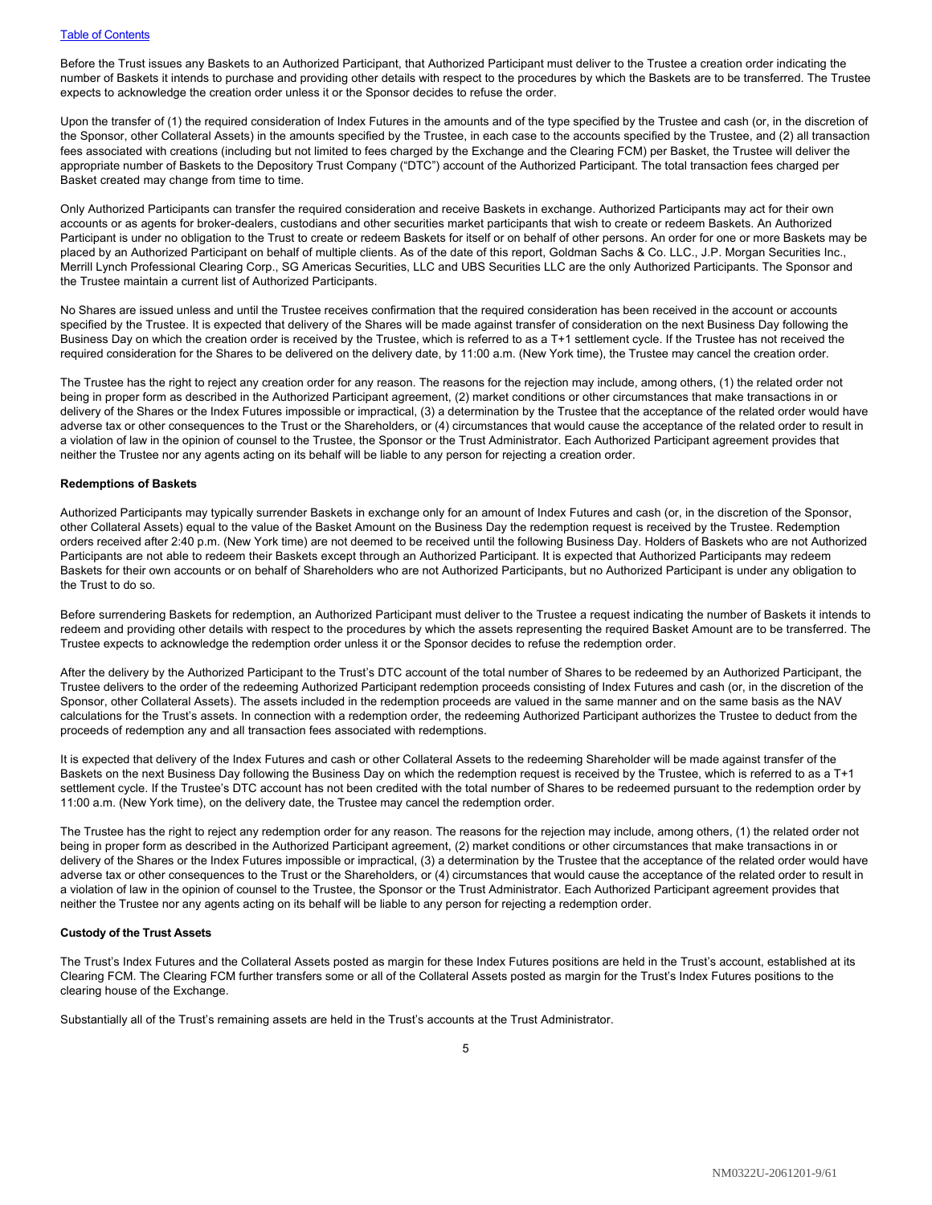Before the Trust issues any Baskets to an Authorized Participant, that Authorized Participant must deliver to the Trustee a creation order indicating the number of Baskets it intends to purchase and providing other details with respect to the procedures by which the Baskets are to be transferred. The Trustee expects to acknowledge the creation order unless it or the Sponsor decides to refuse the order.

Upon the transfer of (1) the required consideration of Index Futures in the amounts and of the type specified by the Trustee and cash (or, in the discretion of the Sponsor, other Collateral Assets) in the amounts specified by the Trustee, in each case to the accounts specified by the Trustee, and (2) all transaction fees associated with creations (including but not limited to fees charged by the Exchange and the Clearing FCM) per Basket, the Trustee will deliver the appropriate number of Baskets to the Depository Trust Company ("DTC") account of the Authorized Participant. The total transaction fees charged per Basket created may change from time to time.

Only Authorized Participants can transfer the required consideration and receive Baskets in exchange. Authorized Participants may act for their own accounts or as agents for broker-dealers, custodians and other securities market participants that wish to create or redeem Baskets. An Authorized Participant is under no obligation to the Trust to create or redeem Baskets for itself or on behalf of other persons. An order for one or more Baskets may be placed by an Authorized Participant on behalf of multiple clients. As of the date of this report, Goldman Sachs & Co. LLC., J.P. Morgan Securities Inc., Merrill Lynch Professional Clearing Corp., SG Americas Securities, LLC and UBS Securities LLC are the only Authorized Participants. The Sponsor and the Trustee maintain a current list of Authorized Participants.

No Shares are issued unless and until the Trustee receives confirmation that the required consideration has been received in the account or accounts specified by the Trustee. It is expected that delivery of the Shares will be made against transfer of consideration on the next Business Day following the Business Day on which the creation order is received by the Trustee, which is referred to as a T+1 settlement cycle. If the Trustee has not received the required consideration for the Shares to be delivered on the delivery date, by 11:00 a.m. (New York time), the Trustee may cancel the creation order.

The Trustee has the right to reject any creation order for any reason. The reasons for the rejection may include, among others, (1) the related order not being in proper form as described in the Authorized Participant agreement, (2) market conditions or other circumstances that make transactions in or delivery of the Shares or the Index Futures impossible or impractical, (3) a determination by the Trustee that the acceptance of the related order would have adverse tax or other consequences to the Trust or the Shareholders, or (4) circumstances that would cause the acceptance of the related order to result in a violation of law in the opinion of counsel to the Trustee, the Sponsor or the Trust Administrator. Each Authorized Participant agreement provides that neither the Trustee nor any agents acting on its behalf will be liable to any person for rejecting a creation order.

**Redemptions of Baskets**

Authorized Participants may typically surrender Baskets in exchange only for an amount of Index Futures and cash (or, in the discretion of the Sponsor, other Collateral Assets) equal to the value of the Basket Amount on the Business Day the redemption request is received by the Trustee. Redemption orders received after 2:40 p.m. (New York time) are not deemed to be received until the following Business Day. Holders of Baskets who are not Authorized Participants are not able to redeem their Baskets except through an Authorized Participant. It is expected that Authorized Participants may redeem Baskets for their own accounts or on behalf of Shareholders who are not Authorized Participants, but no Authorized Participant is under any obligation to the Trust to do so.

Before surrendering Baskets for redemption, an Authorized Participant must deliver to the Trustee a request indicating the number of Baskets it intends to redeem and providing other details with respect to the procedures by which the assets representing the required Basket Amount are to be transferred. The Trustee expects to acknowledge the redemption order unless it or the Sponsor decides to refuse the redemption order.

After the delivery by the Authorized Participant to the Trust's DTC account of the total number of Shares to be redeemed by an Authorized Participant, the Trustee delivers to the order of the redeeming Authorized Participant redemption proceeds consisting of Index Futures and cash (or, in the discretion of the Sponsor, other Collateral Assets). The assets included in the redemption proceeds are valued in the same manner and on the same basis as the NAV calculations for the Trust's assets. In connection with a redemption order, the redeeming Authorized Participant authorizes the Trustee to deduct from the proceeds of redemption any and all transaction fees associated with redemptions.

It is expected that delivery of the Index Futures and cash or other Collateral Assets to the redeeming Shareholder will be made against transfer of the Baskets on the next Business Day following the Business Day on which the redemption request is received by the Trustee, which is referred to as a T+1 settlement cycle. If the Trustee's DTC account has not been credited with the total number of Shares to be redeemed pursuant to the redemption order by 11:00 a.m. (New York time), on the delivery date, the Trustee may cancel the redemption order.

The Trustee has the right to reject any redemption order for any reason. The reasons for the rejection may include, among others, (1) the related order not being in proper form as described in the Authorized Participant agreement, (2) market conditions or other circumstances that make transactions in or delivery of the Shares or the Index Futures impossible or impractical, (3) a determination by the Trustee that the acceptance of the related order would have adverse tax or other consequences to the Trust or the Shareholders, or (4) circumstances that would cause the acceptance of the related order to result in a violation of law in the opinion of counsel to the Trustee, the Sponsor or the Trust Administrator. Each Authorized Participant agreement provides that neither the Trustee nor any agents acting on its behalf will be liable to any person for rejecting a redemption order.

**Custody of the Trust Assets**

The Trust's Index Futures and the Collateral Assets posted as margin for these Index Futures positions are held in the Trust's account, established at its Clearing FCM. The Clearing FCM further transfers some or all of the Collateral Assets posted as margin for the Trust's Index Futures positions to the clearing house of the Exchange.

Substantially all of the Trust's remaining assets are held in the Trust's accounts at the Trust Administrator.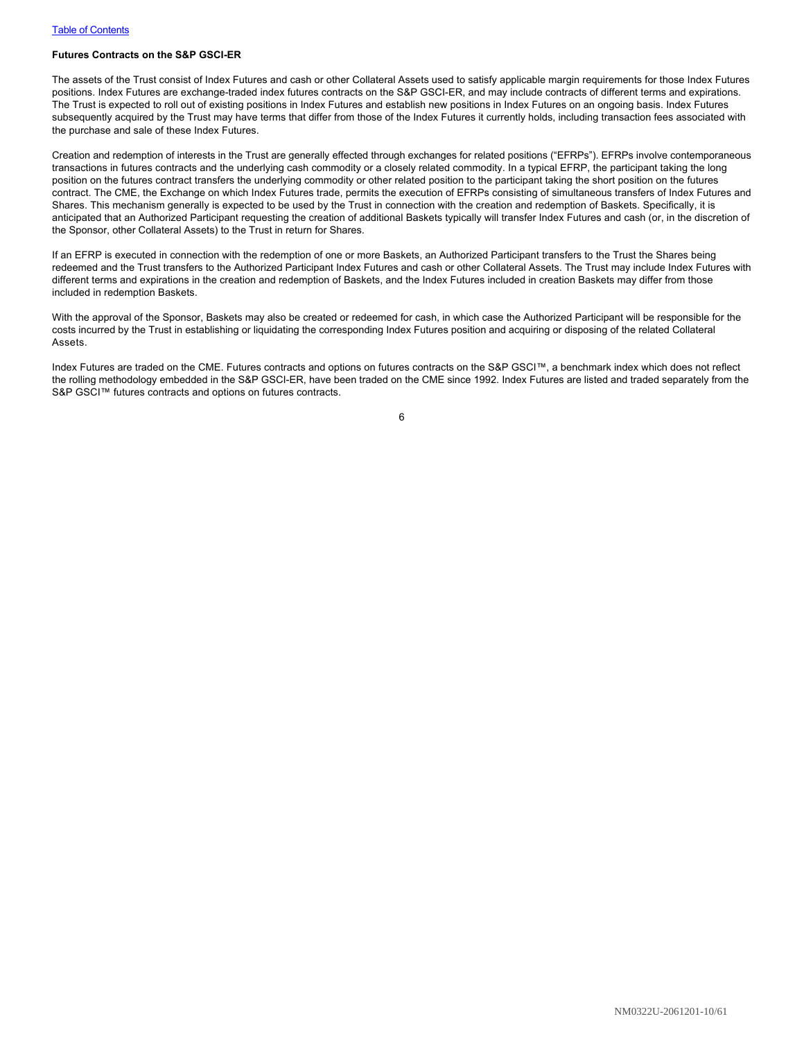**Futures Contracts on the S&P GSCI-ER**

The assets of the Trust consist of Index Futures and cash or other Collateral Assets used to satisfy applicable margin requirements for those Index Futures positions. Index Futures are exchange-traded index futures contracts on the S&P GSCI-ER, and may include contracts of different terms and expirations. The Trust is expected to roll out of existing positions in Index Futures and establish new positions in Index Futures on an ongoing basis. Index Futures subsequently acquired by the Trust may have terms that differ from those of the Index Futures it currently holds, including transaction fees associated with the purchase and sale of these Index Futures.

Creation and redemption of interests in the Trust are generally effected through exchanges for related positions ("EFRPs"). EFRPs involve contemporaneous transactions in futures contracts and the underlying cash commodity or a closely related commodity. In a typical EFRP, the participant taking the long position on the futures contract transfers the underlying commodity or other related position to the participant taking the short position on the futures contract. The CME, the Exchange on which Index Futures trade, permits the execution of EFRPs consisting of simultaneous transfers of Index Futures and Shares. This mechanism generally is expected to be used by the Trust in connection with the creation and redemption of Baskets. Specifically, it is anticipated that an Authorized Participant requesting the creation of additional Baskets typically will transfer Index Futures and cash (or, in the discretion of the Sponsor, other Collateral Assets) to the Trust in return for Shares.

If an EFRP is executed in connection with the redemption of one or more Baskets, an Authorized Participant transfers to the Trust the Shares being redeemed and the Trust transfers to the Authorized Participant Index Futures and cash or other Collateral Assets. The Trust may include Index Futures with different terms and expirations in the creation and redemption of Baskets, and the Index Futures included in creation Baskets may differ from those included in redemption Baskets.

With the approval of the Sponsor, Baskets may also be created or redeemed for cash, in which case the Authorized Participant will be responsible for the costs incurred by the Trust in establishing or liquidating the corresponding Index Futures position and acquiring or disposing of the related Collateral Assets.

Index Futures are traded on the CME. Futures contracts and options on futures contracts on the S&P GSCI™, a benchmark index which does not reflect the rolling methodology embedded in the S&P GSCI-ER, have been traded on the CME since 1992. Index Futures are listed and traded separately from the S&P GSCI™ futures contracts and options on futures contracts.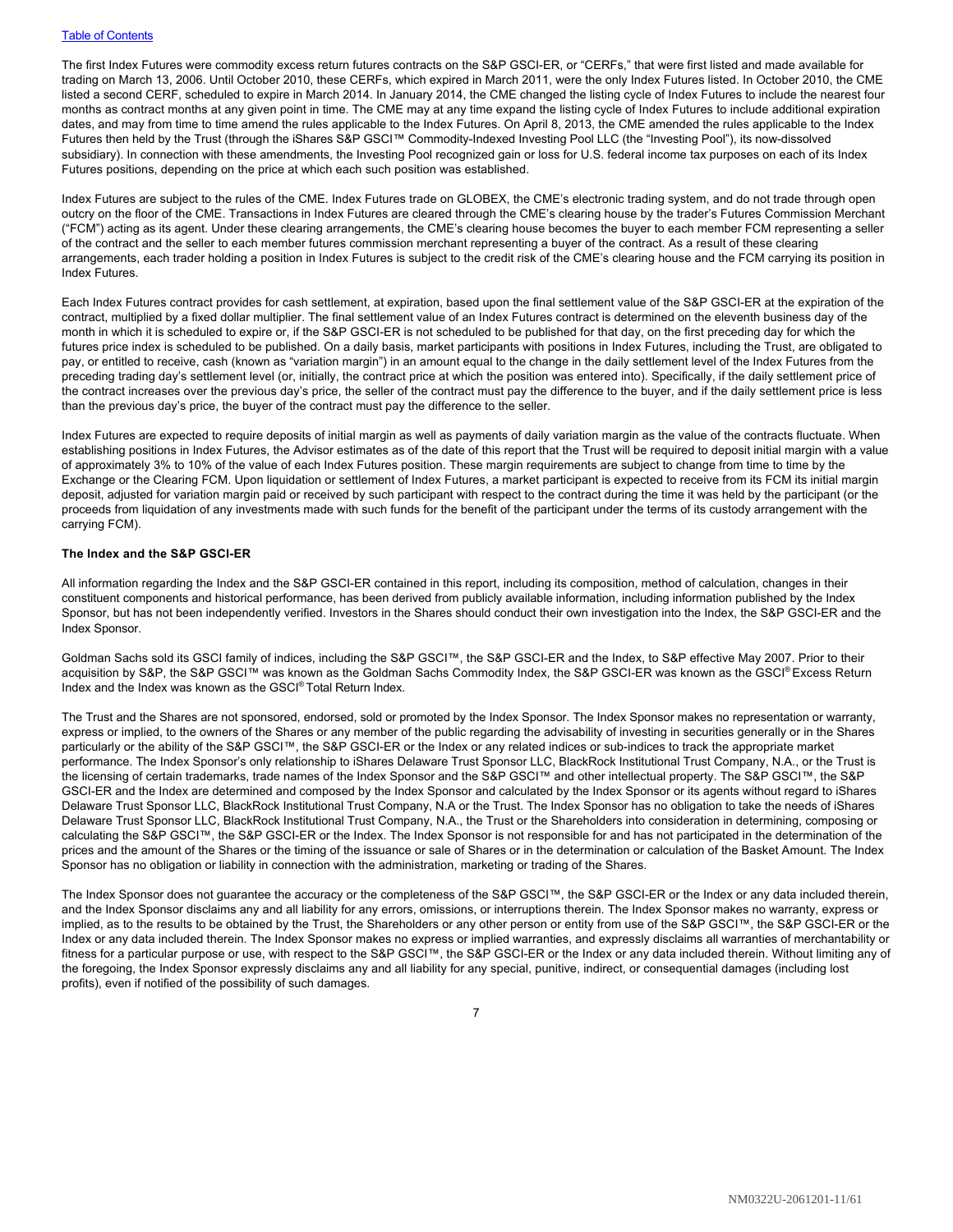The first Index Futures were commodity excess return futures contracts on the S&P GSCI-ER, or "CERFs," that were first listed and made available for trading on March 13, 2006. Until October 2010, these CERFs, which expired in March 2011, were the only Index Futures listed. In October 2010, the CME listed a second CERF, scheduled to expire in March 2014. In January 2014, the CME changed the listing cycle of Index Futures to include the nearest four months as contract months at any given point in time. The CME may at any time expand the listing cycle of Index Futures to include additional expiration dates, and may from time to time amend the rules applicable to the Index Futures. On April 8, 2013, the CME amended the rules applicable to the Index Futures then held by the Trust (through the iShares S&P GSCI™ Commodity-Indexed Investing Pool LLC (the "Investing Pool"), its now-dissolved subsidiary). In connection with these amendments, the Investing Pool recognized gain or loss for U.S. federal income tax purposes on each of its Index Futures positions, depending on the price at which each such position was established.

Index Futures are subject to the rules of the CME. Index Futures trade on GLOBEX, the CME's electronic trading system, and do not trade through open outcry on the floor of the CME. Transactions in Index Futures are cleared through the CME's clearing house by the trader's Futures Commission Merchant ("FCM") acting as its agent. Under these clearing arrangements, the CME's clearing house becomes the buyer to each member FCM representing a seller of the contract and the seller to each member futures commission merchant representing a buyer of the contract. As a result of these clearing arrangements, each trader holding a position in Index Futures is subject to the credit risk of the CME's clearing house and the FCM carrying its position in Index Futures.

Each Index Futures contract provides for cash settlement, at expiration, based upon the final settlement value of the S&P GSCI-ER at the expiration of the contract, multiplied by a fixed dollar multiplier. The final settlement value of an Index Futures contract is determined on the eleventh business day of the month in which it is scheduled to expire or, if the S&P GSCI-ER is not scheduled to be published for that day, on the first preceding day for which the futures price index is scheduled to be published. On a daily basis, market participants with positions in Index Futures, including the Trust, are obligated to pay, or entitled to receive, cash (known as "variation margin") in an amount equal to the change in the daily settlement level of the Index Futures from the preceding trading day's settlement level (or, initially, the contract price at which the position was entered into). Specifically, if the daily settlement price of the contract increases over the previous day's price, the seller of the contract must pay the difference to the buyer, and if the daily settlement price is less than the previous day's price, the buyer of the contract must pay the difference to the seller.

Index Futures are expected to require deposits of initial margin as well as payments of daily variation margin as the value of the contracts fluctuate. When establishing positions in Index Futures, the Advisor estimates as of the date of this report that the Trust will be required to deposit initial margin with a value of approximately 3% to 10% of the value of each Index Futures position. These margin requirements are subject to change from time to time by the Exchange or the Clearing FCM. Upon liquidation or settlement of Index Futures, a market participant is expected to receive from its FCM its initial margin deposit, adjusted for variation margin paid or received by such participant with respect to the contract during the time it was held by the participant (or the proceeds from liquidation of any investments made with such funds for the benefit of the participant under the terms of its custody arrangement with the carrying FCM).

### The Index and the S&P GSCI-ER

All information regarding the Index and the S&P GSCI-ER contained in this report, including its composition, method of calculation, changes in their constituent components and historical performance, has been derived from publicly available information, including information published by the Index Sponsor, but has not been independently verified. Investors in the Shares should conduct their own investigation into the Index, the S&P GSCI-ER and the Index Sponsor.

Goldman Sachs sold its GSCI family of indices, including the S&P GSCI™, the S&P GSCI-ER and the Index, to S&P effective May 2007. Prior to their acquisition by S&P, the S&P GSCI™ was known as the Goldman Sachs Commodity Index, the S&P GSCI-ER was known as the GSCI® Excess Return Index and the Index was known as the GSCI® Total Return Index.

The Trust and the Shares are not sponsored, endorsed, sold or promoted by the Index Sponsor. The Index Sponsor makes no representation or warranty, express or implied, to the owners of the Shares or any member of the public regarding the advisability of investing in securities generally or in the Shares particularly or the ability of the S&P GSCI™, the S&P GSCI-ER or the Index or any related indices or sub-indices to track the appropriate market performance. The Index Sponsor's only relationship to iShares Delaware Trust Sponsor LLC, BlackRock Institutional Trust Company, N.A., or the Trust is the licensing of certain trademarks, trade names of the Index Sponsor and the S&P GSCI™ and other intellectual property. The S&P GSCI™, the S&P GSCI-ER and the Index are determined and composed by the Index Sponsor and calculated by the Index Sponsor or its agents without regard to iShares Delaware Trust Sponsor LLC, BlackRock Institutional Trust Company, N.A or the Trust. The Index Sponsor has no obligation to take the needs of iShares Delaware Trust Sponsor LLC, BlackRock Institutional Trust Company, N.A., the Trust or the Shareholders into consideration in determining, composing or calculating the S&P GSCI™, the S&P GSCI-ER or the Index. The Index Sponsor is not responsible for and has not participated in the determination of the prices and the amount of the Shares or the timing of the issuance or sale of Shares or in the determination or calculation of the Basket Amount. The Index Sponsor has no obligation or liability in connection with the administration, marketing or trading of the Shares.

The Index Sponsor does not guarantee the accuracy or the completeness of the S&P GSCI™, the S&P GSCI-ER or the Index or any data included therein, and the Index Sponsor disclaims any and all liability for any errors, omissions, or interruptions therein. The Index Sponsor makes no warranty, express or implied, as to the results to be obtained by the Trust, the Shareholders or any other person or entity from use of the S&P GSCI™, the S&P GSCI-ER or the Index or any data included therein. The Index Sponsor makes no express or implied warranties, and expressly disclaims all warranties of merchantability or fitness for a particular purpose or use, with respect to the S&P GSCI™, the S&P GSCI-ER or the Index or any data included therein. Without limiting any of the foregoing, the Index Sponsor expressly disclaims any and all liability for any special, punitive, indirect, or consequential damages (including lost profits), even if notified of the possibility of such damages.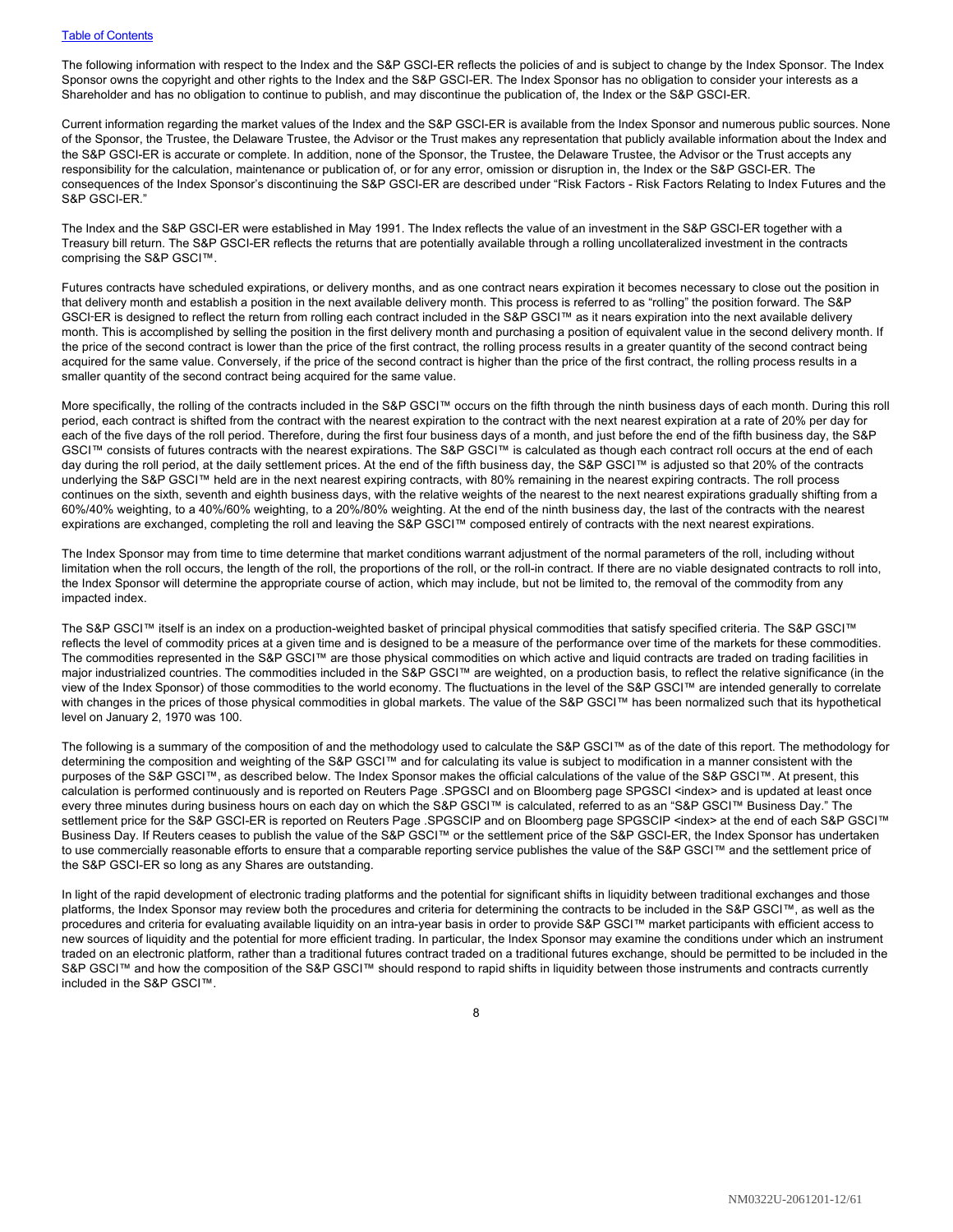The following information with respect to the Index and the S&P GSCI-ER reflects the policies of and is subject to change by the Index Sponsor. The Index Sponsor owns the copyright and other rights to the Index and the S&P GSCI-ER. The Index Sponsor has no obligation to consider your interests as a Shareholder and has no obligation to continue to publish, and may discontinue the publication of, the Index or the S&P GSCI-ER.

Current information regarding the market values of the Index and the S&P GSCI-ER is available from the Index Sponsor and numerous public sources. None of the Sponsor, the Trustee, the Delaware Trustee, the Advisor or the Trust makes any representation that publicly available information about the Index and the S&P GSCI-ER is accurate or complete. In addition, none of the Sponsor, the Trustee, the Delaware Trustee, the Advisor or the Trust accepts any responsibility for the calculation, maintenance or publication of, or for any error, omission or disruption in, the Index or the S&P GSCI-ER. The consequences of the Index Sponsor's discontinuing the S&P GSCI-ER are described under "Risk Factors - Risk Factors Relating to Index Futures and the S&P GSCI-ER."

The Index and the S&P GSCI-ER were established in May 1991. The Index reflects the value of an investment in the S&P GSCI-ER together with a Treasury bill return. The S&P GSCI-ER reflects the returns that are potentially available through a rolling uncollateralized investment in the contracts comprising the S&P GSCI™.

Futures contracts have scheduled expirations, or delivery months, and as one contract nears expiration it becomes necessary to close out the position in that delivery month and establish a position in the next available delivery month. This process is referred to as "rolling" the position forward. The S&P GSCI-ER is designed to reflect the return from rolling each contract included in the S&P GSCI™ as it nears expiration into the next available delivery month. This is accomplished by selling the position in the first delivery month and purchasing a position of equivalent value in the second delivery month. If the price of the second contract is lower than the price of the first contract, the rolling process results in a greater quantity of the second contract being acquired for the same value. Conversely, if the price of the second contract is higher than the price of the first contract, the rolling process results in a smaller quantity of the second contract being acquired for the same value.

More specifically, the rolling of the contracts included in the S&P GSCI™ occurs on the fifth through the ninth business days of each month. During this roll period, each contract is shifted from the contract with the nearest expiration to the contract with the next nearest expiration at a rate of 20% per day for each of the five days of the roll period. Therefore, during the first four business days of a month, and just before the end of the fifth business day, the S&P GSCI™ consists of futures contracts with the nearest expirations. The S&P GSCI™ is calculated as though each contract roll occurs at the end of each day during the roll period, at the daily settlement prices. At the end of the fifth business day, the S&P GSCI™ is adjusted so that 20% of the contracts underlying the S&P GSCI™ held are in the next nearest expiring contracts, with 80% remaining in the nearest expiring contracts. The roll process continues on the sixth, seventh and eighth business days, with the relative weights of the nearest to the next nearest expirations gradually shifting from a 60%/40% weighting, to a 40%/60% weighting, to a 20%/80% weighting. At the end of the ninth business day, the last of the contracts with the nearest expirations are exchanged, completing the roll and leaving the S&P GSCI™ composed entirely of contracts with the next nearest expirations.

The Index Sponsor may from time to time determine that market conditions warrant adjustment of the normal parameters of the roll, including without limitation when the roll occurs, the length of the roll, the proportions of the roll, or the roll-in contract. If there are no viable designated contracts to roll into, the Index Sponsor will determine the appropriate course of action, which may include, but not be limited to, the removal of the commodity from any impacted index.

The S&P GSCI™ itself is an index on a production-weighted basket of principal physical commodities that satisfy specified criteria. The S&P GSCI™ reflects the level of commodity prices at a given time and is designed to be a measure of the performance over time of the markets for these commodities. The commodities represented in the S&P GSCI™ are those physical commodities on which active and liquid contracts are traded on trading facilities in major industrialized countries. The commodities included in the S&P GSCI™ are weighted, on a production basis, to reflect the relative significance (in the view of the Index Sponsor) of those commodities to the world economy. The fluctuations in the level of the S&P GSCI™ are intended generally to correlate with changes in the prices of those physical commodities in global markets. The value of the S&P GSCI™ has been normalized such that its hypothetical level on January 2, 1970 was 100.

The following is a summary of the composition of and the methodology used to calculate the S&P GSCI™ as of the date of this report. The methodology for determining the composition and weighting of the S&P GSCI™ and for calculating its value is subject to modification in a manner consistent with the purposes of the S&P GSCI™, as described below. The Index Sponsor makes the official calculations of the value of the S&P GSCI™. At present, this calculation is performed continuously and is reported on Reuters Page .SPGSCI and on Bloomberg page SPGSCI <index> and is updated at least once every three minutes during business hours on each day on which the S&P GSCI™ is calculated, referred to as an "S&P GSCI™ Business Day." The settlement price for the S&P GSCI-ER is reported on Reuters Page .SPGSCIP and on Bloomberg page SPGSCIP <index> at the end of each S&P GSCI™ Business Day. If Reuters ceases to publish the value of the S&P GSCI™ or the settlement price of the S&P GSCI-ER, the Index Sponsor has undertaken to use commercially reasonable efforts to ensure that a comparable reporting service publishes the value of the S&P GSCI™ and the settlement price of the S&P GSCI-ER so long as any Shares are outstanding.

In light of the rapid development of electronic trading platforms and the potential for significant shifts in liquidity between traditional exchanges and those platforms, the Index Sponsor may review both the procedures and criteria for determining the contracts to be included in the S&P GSCI™, as well as the procedures and criteria for evaluating available liquidity on an intra-year basis in order to provide S&P GSCI™ market participants with efficient access to new sources of liquidity and the potential for more efficient trading. In particular, the Index Sponsor may examine the conditions under which an instrument traded on an electronic platform, rather than a traditional futures contract traded on a traditional futures exchange, should be permitted to be included in the S&P GSCI™ and how the composition of the S&P GSCI™ should respond to rapid shifts in liquidity between those instruments and contracts currently included in the S&P GSCI™.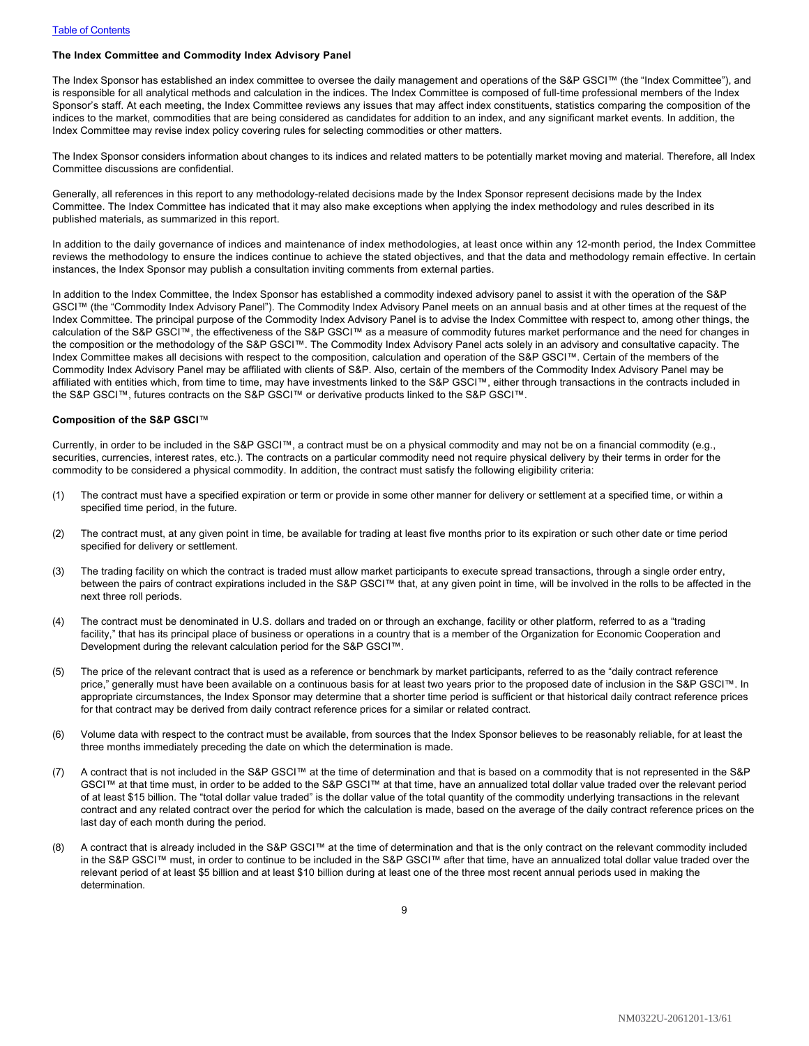### The Index Committee and Commodity Index Advisory Panel

The Index Sponsor has established an index committee to oversee the daily management and operations of the S&P GSCI™ (the "Index Committee"), and is responsible for all analytical methods and calculation in the indices. The Index Committee is composed of full-time professional members of the Index Sponsor's staff. At each meeting, the Index Committee reviews any issues that may affect index constituents, statistics comparing the composition of the indices to the market, commodities that are being considered as candidates for addition to an index, and any significant market events. In addition, the Index Committee may revise index policy covering rules for selecting commodities or other matters.

The Index Sponsor considers information about changes to its indices and related matters to be potentially market moving and material. Therefore, all Index Committee discussions are confidential.

Generally, all references in this report to any methodology-related decisions made by the Index Sponsor represent decisions made by the Index Committee. The Index Committee has indicated that it may also make exceptions when applying the index methodology and rules described in its published materials, as summarized in this report.

In addition to the daily governance of indices and maintenance of index methodologies, at least once within any 12-month period, the Index Committee reviews the methodology to ensure the indices continue to achieve the stated objectives, and that the data and methodology remain effective. In certain instances, the Index Sponsor may publish a consultation inviting comments from external parties.

In addition to the Index Committee, the Index Sponsor has established a commodity indexed advisory panel to assist it with the operation of the S&P GSCI™ (the "Commodity Index Advisory Panel"). The Commodity Index Advisory Panel meets on an annual basis and at other times at the request of the Index Committee. The principal purpose of the Commodity Index Advisory Panel is to advise the Index Committee with respect to, among other things, the calculation of the S&P GSCI™, the effectiveness of the S&P GSCI™ as a measure of commodity futures market performance and the need for changes in the composition or the methodology of the S&P GSCI™. The Commodity Index Advisory Panel acts solely in an advisory and consultative capacity. The Index Committee makes all decisions with respect to the composition, calculation and operation of the S&P GSCI™. Certain of the members of the Commodity Index Advisory Panel may be affiliated with clients of S&P. Also, certain of the members of the Commodity Index Advisory Panel may be affiliated with entities which, from time to time, may have investments linked to the S&P GSCI™, either through transactions in the contracts included in the S&P GSCI™, futures contracts on the S&P GSCI™ or derivative products linked to the S&P GSCI™.

### Composition of the S&P GSCI™

Currently, in order to be included in the S&P GSCI™, a contract must be on a physical commodity and may not be on a financial commodity (e.g., securities, currencies, interest rates, etc.). The contracts on a particular commodity need not require physical delivery by their terms in order for the commodity to be considered a physical commodity. In addition, the contract must satisfy the following eligibility criteria:

(1) The contract must have a specified expiration or term or provide in some other manner for delivery or settlement at a specified time, or within a specified time period, in the future.

(2) The contract must, at any given point in time, be available for trading at least five months prior to its expiration or such other date or time period specified for delivery or settlement.

(3) The trading facility on which the contract is traded must allow market participants to execute spread transactions, through a single order entry, between the pairs of contract expirations included in the S&P GSCI™ that, at any given point in time, will be involved in the rolls to be affected in the next three roll periods.

(4) The contract must be denominated in U.S. dollars and traded on or through an exchange, facility or other platform, referred to as a "trading facility," that has its principal place of business or operations in a country that is a member of the Organization for Economic Cooperation and Development during the relevant calculation period for the S&P GSCI™.

(5) The price of the relevant contract that is used as a reference or benchmark by market participants, referred to as the "daily contract reference price," generally must have been available on a continuous basis for at least two years prior to the proposed date of inclusion in the S&P GSCI™. In appropriate circumstances, the Index Sponsor may determine that a shorter time period is sufficient or that historical daily contract reference prices for that contract may be derived from daily contract reference prices for a similar or related contract.

(6) Volume data with respect to the contract must be available, from sources that the Index Sponsor believes to be reasonably reliable, for at least the three months immediately preceding the date on which the determination is made.

(7) A contract that is not included in the S&P GSCI™ at the time of determination and that is based on a commodity that is not represented in the S&P GSCI™ at that time must, in order to be added to the S&P GSCI™ at that time, have an annualized total dollar value traded over the relevant period of at least $15 billion. The "total dollar value traded" is the dollar value of the total quantity of the commodity underlying transactions in the relevant contract and any related contract over the period for which the calculation is made, based on the average of the daily contract reference prices on the last day of each month during the period.

(8) A contract that is already included in the S&P GSCI™ at the time of determination and that is the only contract on the relevant commodity included in the S&P GSCI™ must, in order to continue to be included in the S&P GSCI™ after that time, have an annualized total dollar value traded over the relevant period of at least $5 billion and at least $10 billion during at least one of the three most recent annual periods used in making the determination.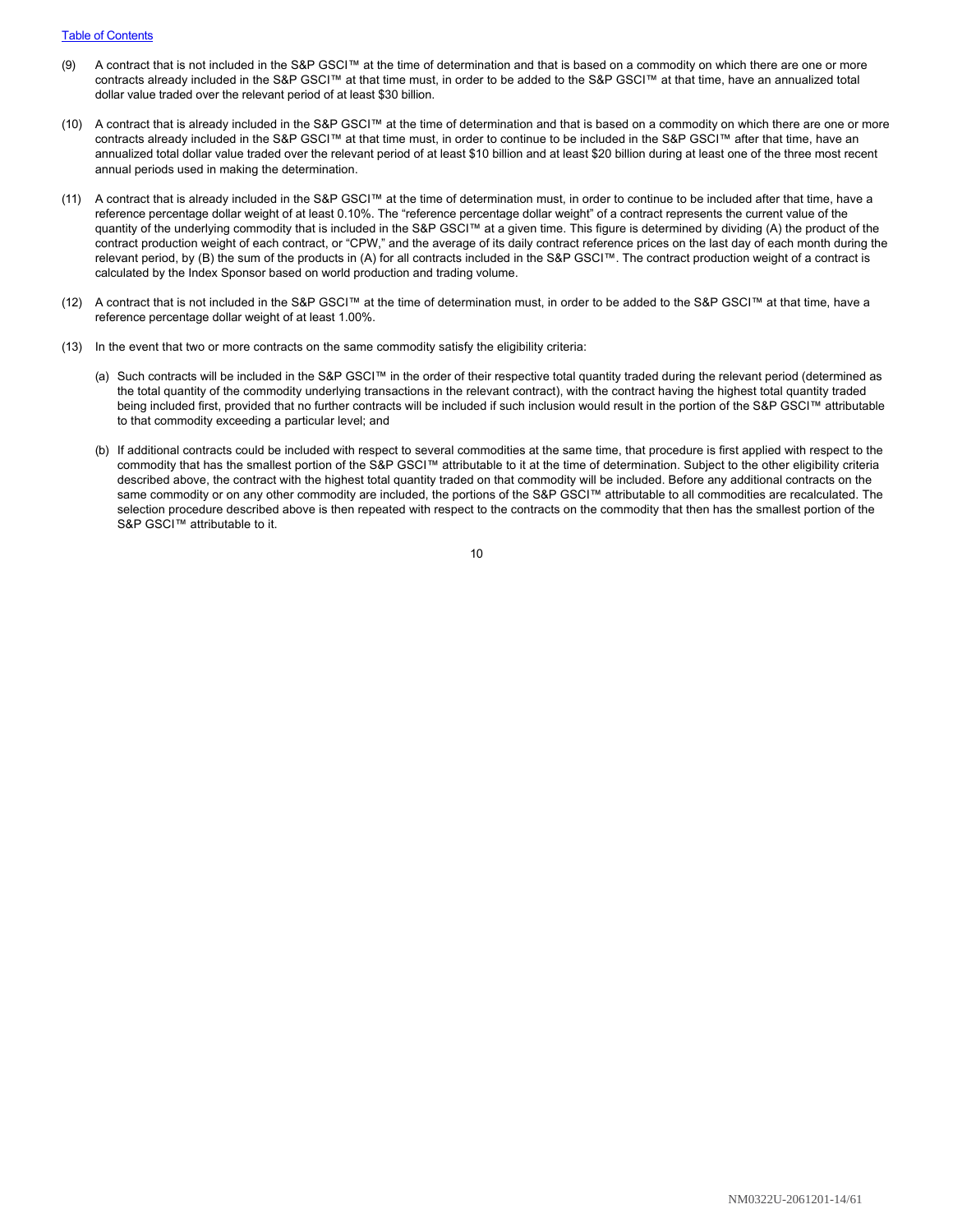(9) A contract that is not included in the S&P GSCI™ at the time of determination and that is based on a commodity on which there are one or more contracts already included in the S&P GSCI™ at that time must, in order to be added to the S&P GSCI™ at that time, have an annualized total dollar value traded over the relevant period of at least $30 billion.

(10) A contract that is already included in the S&P GSCI™ at the time of determination and that is based on a commodity on which there are one or more contracts already included in the S&P GSCI™ at that time must, in order to continue to be included in the S&P GSCI™ after that time, have an annualized total dollar value traded over the relevant period of at least $10 billion and at least $20 billion during at least one of the three most recent annual periods used in making the determination.

(11) A contract that is already included in the S&P GSCI™ at the time of determination must, in order to continue to be included after that time, have a reference percentage dollar weight of at least 0.10%. The "reference percentage dollar weight" of a contract represents the current value of the quantity of the underlying commodity that is included in the S&P GSCI™ at a given time. This figure is determined by dividing (A) the product of the contract production weight of each contract, or "CPW," and the average of its daily contract reference prices on the last day of each month during the relevant period, by (B) the sum of the products in (A) for all contracts included in the S&P GSCI™. The contract production weight of a contract is calculated by the Index Sponsor based on world production and trading volume.

(12) A contract that is not included in the S&P GSCI™ at the time of determination must, in order to be added to the S&P GSCI™ at that time, have a reference percentage dollar weight of at least 1.00%.

(13) In the event that two or more contracts on the same commodity satisfy the eligibility criteria:

(a) Such contracts will be included in the S&P GSCI™ in the order of their respective total quantity traded during the relevant period (determined as the total quantity of the commodity underlying transactions in the relevant contract), with the contract having the highest total quantity traded being included first, provided that no further contracts will be included if such inclusion would result in the portion of the S&P GSCI™ attributable to that commodity exceeding a particular level; and

(b) If additional contracts could be included with respect to several commodities at the same time, that procedure is first applied with respect to the commodity that has the smallest portion of the S&P GSCI™ attributable to it at the time of determination. Subject to the other eligibility criteria described above, the contract with the highest total quantity traded on that commodity will be included. Before any additional contracts on the same commodity or on any other commodity are included, the portions of the S&P GSCI™ attributable to all commodities are recalculated. The selection procedure described above is then repeated with respect to the contracts on the commodity that then has the smallest portion of the S&P GSCI™ attributable to it.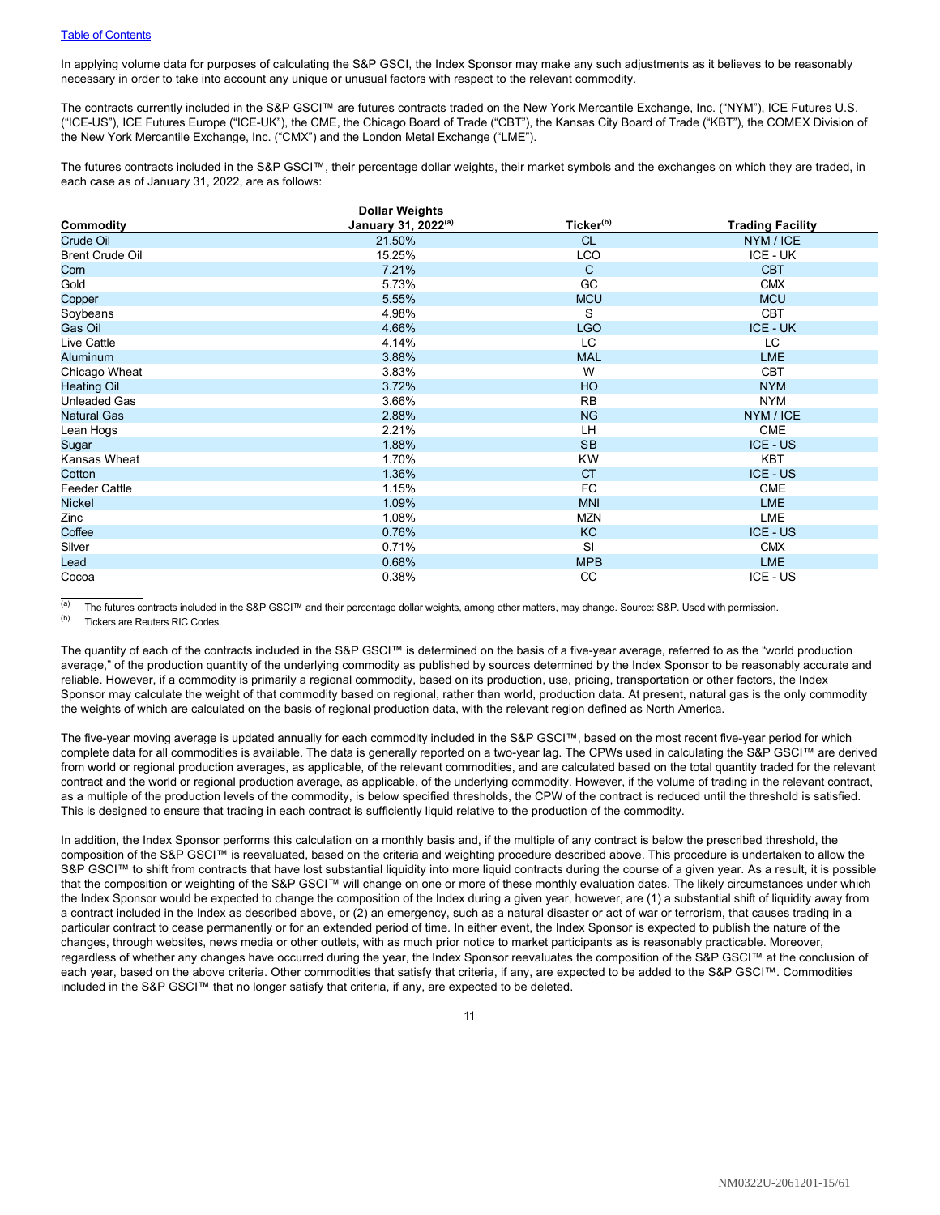[Table of Contents](#)

In applying volume data for purposes of calculating the S&P GSCI, the Index Sponsor may make any such adjustments as it believes to be reasonably necessary in order to take into account any unique or unusual factors with respect to the relevant commodity.

The contracts currently included in the S&P GSCI™ are futures contracts traded on the New York Mercantile Exchange, Inc. ("NYM"), ICE Futures U.S. ("ICE-US"), ICE Futures Europe ("ICE-UK"), the CME, the Chicago Board of Trade ("CBT"), the Kansas City Board of Trade ("KBT"), the COMEX Division of the New York Mercantile Exchange, Inc. ("CMX") and the London Metal Exchange ("LME").

The futures contracts included in the S&P GSCI™, their percentage dollar weights, their market symbols and the exchanges on which they are traded, in each case as of January 31, 2022, are as follows:

| Commodity | Dollar Weights January 31, 2022[(a)] | Ticker[(b)] | Trading Facility |
|---|---|---|---|
| Crude Oil | 21.50% | CL | NYM / ICE |
| Brent Crude Oil | 15.25% | LCO | ICE - UK |
| Corn | 7.21% | C | CBT |
| Gold | 5.73% | GC | CMX |
| Copper | 5.55% | MCU | MCU |
| Soybeans | 4.98% | S | CBT |
| Gas Oil | 4.66% | LGO | ICE - UK |
| Live Cattle | 4.14% | LC | LC |
| Aluminum | 3.88% | MAL | LME |
| Chicago Wheat | 3.83% | W | CBT |
| Heating Oil | 3.72% | HO | NYM |
| Unleaded Gas | 3.66% | RB | NYM |
| Natural Gas | 2.88% | NG | NYM / ICE |
| Lean Hogs | 2.21% | LH | CME |
| Sugar | 1.88% | SB | ICE - US |
| Kansas Wheat | 1.70% | KW | KBT |
| Cotton | 1.36% | CT | ICE - US |
| Feeder Cattle | 1.15% | FC | CME |
| Nickel | 1.09% | MNI | LME |
| Zinc | 1.08% | MZN | LME |
| Coffee | 0.76% | KC | ICE - US |
| Silver | 0.71% | SI | CMX |
| Lead | 0.68% | MPB | LME |
| Cocoa | 0.38% | CC | ICE - US |

(a) The futures contracts included in the S&P GSCI™ and their percentage dollar weights, among other matters, may change. Source: S&P. Used with permission.

(b) Tickers are Reuters RIC Codes.

The quantity of each of the contracts included in the S&P GSCI™ is determined on the basis of a five-year average, referred to as the "world production average," of the production quantity of the underlying commodity as published by sources determined by the Index Sponsor to be reasonably accurate and reliable. However, if a commodity is primarily a regional commodity, based on its production, use, pricing, transportation or other factors, the Index Sponsor may calculate the weight of that commodity based on regional, rather than world, production data. At present, natural gas is the only commodity the weights of which are calculated on the basis of regional production data, with the relevant region defined as North America.

The five-year moving average is updated annually for each commodity included in the S&P GSCI™, based on the most recent five-year period for which complete data for all commodities is available. The data is generally reported on a two-year lag. The CPWs used in calculating the S&P GSCI™ are derived from world or regional production averages, as applicable, of the relevant commodities, and are calculated based on the total quantity traded for the relevant contract and the world or regional production average, as applicable, of the underlying commodity. However, if the volume of trading in the relevant contract, as a multiple of the production levels of the commodity, is below specified thresholds, the CPW of the contract is reduced until the threshold is satisfied. This is designed to ensure that trading in each contract is sufficiently liquid relative to the production of the commodity.

In addition, the Index Sponsor performs this calculation on a monthly basis and, if the multiple of any contract is below the prescribed threshold, the composition of the S&P GSCI™ is reevaluated, based on the criteria and weighting procedure described above. This procedure is undertaken to allow the S&P GSCI™ to shift from contracts that have lost substantial liquidity into more liquid contracts during the course of a given year. As a result, it is possible that the composition or weighting of the S&P GSCI™ will change on one or more of these monthly evaluation dates. The likely circumstances under which the Index Sponsor would be expected to change the composition of the Index during a given year, however, are (1) a substantial shift of liquidity away from a contract included in the Index as described above, or (2) an emergency, such as a natural disaster or act of war or terrorism, that causes trading in a particular contract to cease permanently or for an extended period of time. In either event, the Index Sponsor is expected to publish the nature of the changes, through websites, news media or other outlets, with as much prior notice to market participants as is reasonably practicable. Moreover, regardless of whether any changes have occurred during the year, the Index Sponsor reevaluates the composition of the S&P GSCI™ at the conclusion of each year, based on the above criteria. Other commodities that satisfy that criteria, if any, are expected to be added to the S&P GSCI™. Commodities included in the S&P GSCI™ that no longer satisfy that criteria, if any, are expected to be deleted.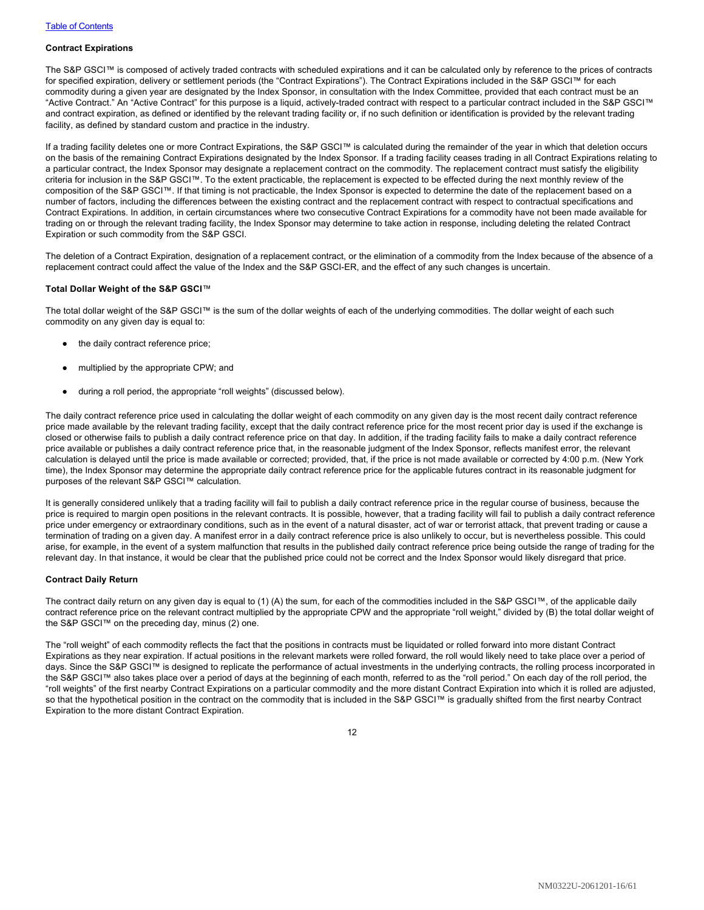#### Contract Expirations

The S&P GSCI™ is composed of actively traded contracts with scheduled expirations and it can be calculated only by reference to the prices of contracts for specified expiration, delivery or settlement periods (the "Contract Expirations"). The Contract Expirations included in the S&P GSCI™ for each commodity during a given year are designated by the Index Sponsor, in consultation with the Index Committee, provided that each contract must be an "Active Contract." An "Active Contract" for this purpose is a liquid, actively-traded contract with respect to a particular contract included in the S&P GSCI™ and contract expiration, as defined or identified by the relevant trading facility or, if no such definition or identification is provided by the relevant trading facility, as defined by standard custom and practice in the industry.

If a trading facility deletes one or more Contract Expirations, the S&P GSCI™ is calculated during the remainder of the year in which that deletion occurs on the basis of the remaining Contract Expirations designated by the Index Sponsor. If a trading facility ceases trading in all Contract Expirations relating to a particular contract, the Index Sponsor may designate a replacement contract on the commodity. The replacement contract must satisfy the eligibility criteria for inclusion in the S&P GSCI™. To the extent practicable, the replacement is expected to be effected during the next monthly review of the composition of the S&P GSCI™. If that timing is not practicable, the Index Sponsor is expected to determine the date of the replacement based on a number of factors, including the differences between the existing contract and the replacement contract with respect to contractual specifications and Contract Expirations. In addition, in certain circumstances where two consecutive Contract Expirations for a commodity have not been made available for trading on or through the relevant trading facility, the Index Sponsor may determine to take action in response, including deleting the related Contract Expiration or such commodity from the S&P GSCI.

The deletion of a Contract Expiration, designation of a replacement contract, or the elimination of a commodity from the Index because of the absence of a replacement contract could affect the value of the Index and the S&P GSCI-ER, and the effect of any such changes is uncertain.

#### Total Dollar Weight of the S&P GSCI™

The total dollar weight of the S&P GSCI™ is the sum of the dollar weights of each of the underlying commodities. The dollar weight of each such commodity on any given day is equal to:

- the daily contract reference price;
- multiplied by the appropriate CPW; and
- during a roll period, the appropriate "roll weights" (discussed below).

The daily contract reference price used in calculating the dollar weight of each commodity on any given day is the most recent daily contract reference price made available by the relevant trading facility, except that the daily contract reference price for the most recent prior day is used if the exchange is closed or otherwise fails to publish a daily contract reference price on that day. In addition, if the trading facility fails to make a daily contract reference price available or publishes a daily contract reference price that, in the reasonable judgment of the Index Sponsor, reflects manifest error, the relevant calculation is delayed until the price is made available or corrected; provided, that, if the price is not made available or corrected by 4:00 p.m. (New York time), the Index Sponsor may determine the appropriate daily contract reference price for the applicable futures contract in its reasonable judgment for purposes of the relevant S&P GSCI™ calculation.

It is generally considered unlikely that a trading facility will fail to publish a daily contract reference price in the regular course of business, because the price is required to margin open positions in the relevant contracts. It is possible, however, that a trading facility will fail to publish a daily contract reference price under emergency or extraordinary conditions, such as in the event of a natural disaster, act of war or terrorist attack, that prevent trading or cause a termination of trading on a given day. A manifest error in a daily contract reference price is also unlikely to occur, but is nevertheless possible. This could arise, for example, in the event of a system malfunction that results in the published daily contract reference price being outside the range of trading for the relevant day. In that instance, it would be clear that the published price could not be correct and the Index Sponsor would likely disregard that price.

#### Contract Daily Return

The contract daily return on any given day is equal to (1) (A) the sum, for each of the commodities included in the S&P GSCI™, of the applicable daily contract reference price on the relevant contract multiplied by the appropriate CPW and the appropriate "roll weight," divided by (B) the total dollar weight of the S&P GSCI™ on the preceding day, minus (2) one.

The "roll weight" of each commodity reflects the fact that the positions in contracts must be liquidated or rolled forward into more distant Contract Expirations as they near expiration. If actual positions in the relevant markets were rolled forward, the roll would likely need to take place over a period of days. Since the S&P GSCI™ is designed to replicate the performance of actual investments in the underlying contracts, the rolling process incorporated in the S&P GSCI™ also takes place over a period of days at the beginning of each month, referred to as the "roll period." On each day of the roll period, the "roll weights" of the first nearby Contract Expirations on a particular commodity and the more distant Contract Expiration into which it is rolled are adjusted, so that the hypothetical position in the contract on the commodity that is included in the S&P GSCI™ is gradually shifted from the first nearby Contract Expiration to the more distant Contract Expiration.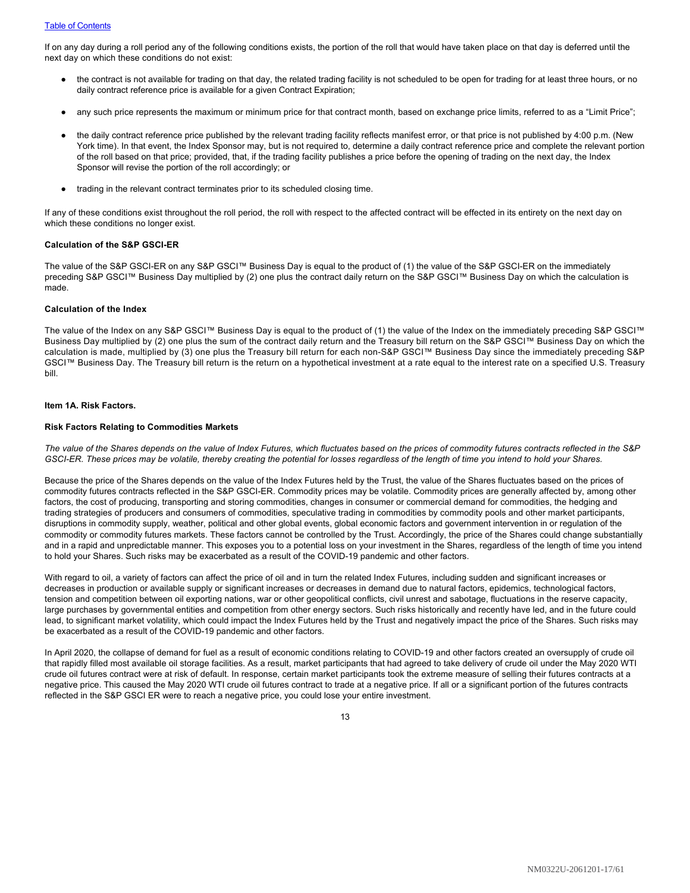If on any day during a roll period any of the following conditions exists, the portion of the roll that would have taken place on that day is deferred until the next day on which these conditions do not exist:

- the contract is not available for trading on that day, the related trading facility is not scheduled to be open for trading for at least three hours, or no daily contract reference price is available for a given Contract Expiration;
- any such price represents the maximum or minimum price for that contract month, based on exchange price limits, referred to as a "Limit Price";
- the daily contract reference price published by the relevant trading facility reflects manifest error, or that price is not published by 4:00 p.m. (New York time). In that event, the Index Sponsor may, but is not required to, determine a daily contract reference price and complete the relevant portion of the roll based on that price; provided, that, if the trading facility publishes a price before the opening of trading on the next day, the Index Sponsor will revise the portion of the roll accordingly; or
- trading in the relevant contract terminates prior to its scheduled closing time.

If any of these conditions exist throughout the roll period, the roll with respect to the affected contract will be effected in its entirety on the next day on which these conditions no longer exist.

**Calculation of the S&P GSCI-ER**

The value of the S&P GSCI-ER on any S&P GSCI™ Business Day is equal to the product of (1) the value of the S&P GSCI-ER on the immediately preceding S&P GSCI™ Business Day multiplied by (2) one plus the contract daily return on the S&P GSCI™ Business Day on which the calculation is made.

**Calculation of the Index**

The value of the Index on any S&P GSCI™ Business Day is equal to the product of (1) the value of the Index on the immediately preceding S&P GSCI™ Business Day multiplied by (2) one plus the sum of the contract daily return and the Treasury bill return on the S&P GSCI™ Business Day on which the calculation is made, multiplied by (3) one plus the Treasury bill return for each non-S&P GSCI™ Business Day since the immediately preceding S&P GSCI™ Business Day. The Treasury bill return is the return on a hypothetical investment at a rate equal to the interest rate on a specified U.S. Treasury bill.

## Item 1A. Risk Factors.

**Risk Factors Relating to Commodities Markets**

*The value of the Shares depends on the value of Index Futures, which fluctuates based on the prices of commodity futures contracts reflected in the S&P GSCI-ER. These prices may be volatile, thereby creating the potential for losses regardless of the length of time you intend to hold your Shares.*

Because the price of the Shares depends on the value of the Index Futures held by the Trust, the value of the Shares fluctuates based on the prices of commodity futures contracts reflected in the S&P GSCI-ER. Commodity prices may be volatile. Commodity prices are generally affected by, among other factors, the cost of producing, transporting and storing commodities, changes in consumer or commercial demand for commodities, the hedging and trading strategies of producers and consumers of commodities, speculative trading in commodities by commodity pools and other market participants, disruptions in commodity supply, weather, political and other global events, global economic factors and government intervention in or regulation of the commodity or commodity futures markets. These factors cannot be controlled by the Trust. Accordingly, the price of the Shares could change substantially and in a rapid and unpredictable manner. This exposes you to a potential loss on your investment in the Shares, regardless of the length of time you intend to hold your Shares. Such risks may be exacerbated as a result of the COVID-19 pandemic and other factors.

With regard to oil, a variety of factors can affect the price of oil and in turn the related Index Futures, including sudden and significant increases or decreases in production or available supply or significant increases or decreases in demand due to natural factors, epidemics, technological factors, tension and competition between oil exporting nations, war or other geopolitical conflicts, civil unrest and sabotage, fluctuations in the reserve capacity, large purchases by governmental entities and competition from other energy sectors. Such risks historically and recently have led, and in the future could lead, to significant market volatility, which could impact the Index Futures held by the Trust and negatively impact the price of the Shares. Such risks may be exacerbated as a result of the COVID-19 pandemic and other factors.

In April 2020, the collapse of demand for fuel as a result of economic conditions relating to COVID-19 and other factors created an oversupply of crude oil that rapidly filled most available oil storage facilities. As a result, market participants that had agreed to take delivery of crude oil under the May 2020 WTI crude oil futures contract were at risk of default. In response, certain market participants took the extreme measure of selling their futures contracts at a negative price. This caused the May 2020 WTI crude oil futures contract to trade at a negative price. If all or a significant portion of the futures contracts reflected in the S&P GSCI ER were to reach a negative price, you could lose your entire investment.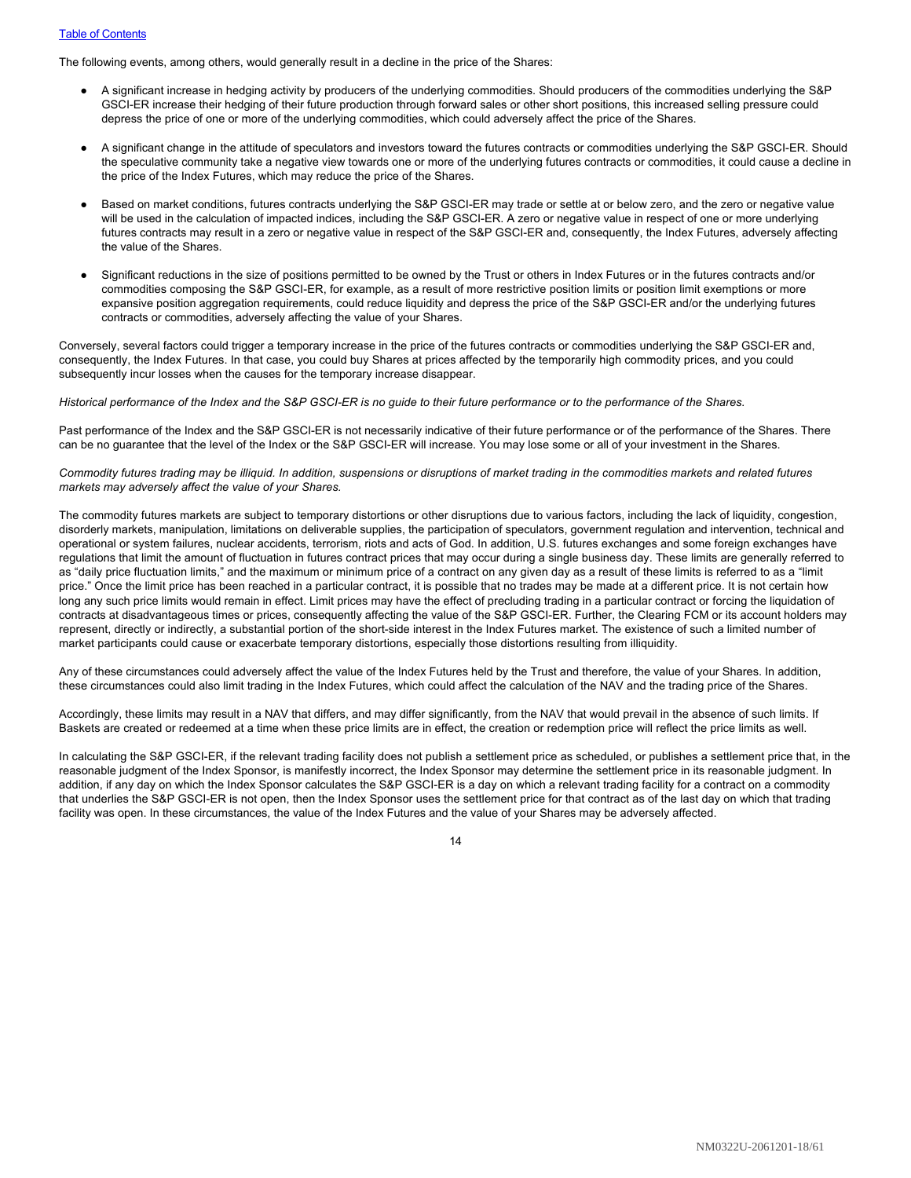The following events, among others, would generally result in a decline in the price of the Shares:

- A significant increase in hedging activity by producers of the underlying commodities. Should producers of the commodities underlying the S&P GSCI-ER increase their hedging of their future production through forward sales or other short positions, this increased selling pressure could depress the price of one or more of the underlying commodities, which could adversely affect the price of the Shares.

- A significant change in the attitude of speculators and investors toward the futures contracts or commodities underlying the S&P GSCI-ER. Should the speculative community take a negative view towards one or more of the underlying futures contracts or commodities, it could cause a decline in the price of the Index Futures, which may reduce the price of the Shares.

- Based on market conditions, futures contracts underlying the S&P GSCI-ER may trade or settle at or below zero, and the zero or negative value will be used in the calculation of impacted indices, including the S&P GSCI-ER. A zero or negative value in respect of one or more underlying futures contracts may result in a zero or negative value in respect of the S&P GSCI-ER and, consequently, the Index Futures, adversely affecting the value of the Shares.

- Significant reductions in the size of positions permitted to be owned by the Trust or others in Index Futures or in the futures contracts and/or commodities composing the S&P GSCI-ER, for example, as a result of more restrictive position limits or position limit exemptions or more expansive position aggregation requirements, could reduce liquidity and depress the price of the S&P GSCI-ER and/or the underlying futures contracts or commodities, adversely affecting the value of your Shares.

Conversely, several factors could trigger a temporary increase in the price of the futures contracts or commodities underlying the S&P GSCI-ER and, consequently, the Index Futures. In that case, you could buy Shares at prices affected by the temporarily high commodity prices, and you could subsequently incur losses when the causes for the temporary increase disappear.

*Historical performance of the Index and the S&P GSCI-ER is no guide to their future performance or to the performance of the Shares.*

Past performance of the Index and the S&P GSCI-ER is not necessarily indicative of their future performance or of the performance of the Shares. There can be no guarantee that the level of the Index or the S&P GSCI-ER will increase. You may lose some or all of your investment in the Shares.

*Commodity futures trading may be illiquid. In addition, suspensions or disruptions of market trading in the commodities markets and related futures markets may adversely affect the value of your Shares.*

The commodity futures markets are subject to temporary distortions or other disruptions due to various factors, including the lack of liquidity, congestion, disorderly markets, manipulation, limitations on deliverable supplies, the participation of speculators, government regulation and intervention, technical and operational or system failures, nuclear accidents, terrorism, riots and acts of God. In addition, U.S. futures exchanges and some foreign exchanges have regulations that limit the amount of fluctuation in futures contract prices that may occur during a single business day. These limits are generally referred to as "daily price fluctuation limits," and the maximum or minimum price of a contract on any given day as a result of these limits is referred to as a "limit price." Once the limit price has been reached in a particular contract, it is possible that no trades may be made at a different price. It is not certain how long any such price limits would remain in effect. Limit prices may have the effect of precluding trading in a particular contract or forcing the liquidation of contracts at disadvantageous times or prices, consequently affecting the value of the S&P GSCI-ER. Further, the Clearing FCM or its account holders may represent, directly or indirectly, a substantial portion of the short-side interest in the Index Futures market. The existence of such a limited number of market participants could cause or exacerbate temporary distortions, especially those distortions resulting from illiquidity.

Any of these circumstances could adversely affect the value of the Index Futures held by the Trust and therefore, the value of your Shares. In addition, these circumstances could also limit trading in the Index Futures, which could affect the calculation of the NAV and the trading price of the Shares.

Accordingly, these limits may result in a NAV that differs, and may differ significantly, from the NAV that would prevail in the absence of such limits. If Baskets are created or redeemed at a time when these price limits are in effect, the creation or redemption price will reflect the price limits as well.

In calculating the S&P GSCI-ER, if the relevant trading facility does not publish a settlement price as scheduled, or publishes a settlement price that, in the reasonable judgment of the Index Sponsor, is manifestly incorrect, the Index Sponsor may determine the settlement price in its reasonable judgment. In addition, if any day on which the Index Sponsor calculates the S&P GSCI-ER is a day on which a relevant trading facility for a contract on a commodity that underlies the S&P GSCI-ER is not open, then the Index Sponsor uses the settlement price for that contract as of the last day on which that trading facility was open. In these circumstances, the value of the Index Futures and the value of your Shares may be adversely affected.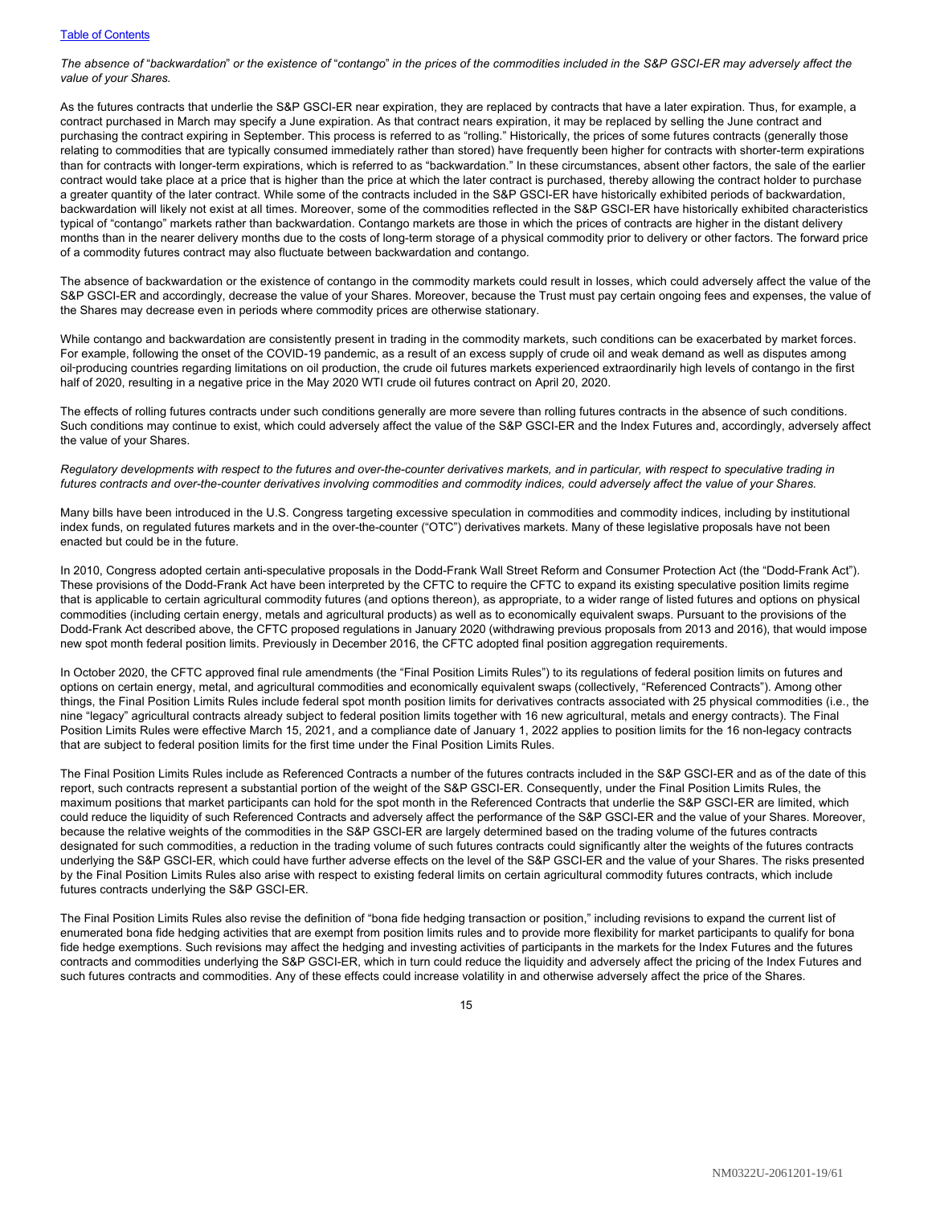*The absence of "backwardation" or the existence of "contango" in the prices of the commodities included in the S&P GSCI-ER may adversely affect the value of your Shares.*

As the futures contracts that underlie the S&P GSCI-ER near expiration, they are replaced by contracts that have a later expiration. Thus, for example, a contract purchased in March may specify a June expiration. As that contract nears expiration, it may be replaced by selling the June contract and purchasing the contract expiring in September. This process is referred to as "rolling." Historically, the prices of some futures contracts (generally those relating to commodities that are typically consumed immediately rather than stored) have frequently been higher for contracts with shorter-term expirations than for contracts with longer-term expirations, which is referred to as "backwardation." In these circumstances, absent other factors, the sale of the earlier contract would take place at a price that is higher than the price at which the later contract is purchased, thereby allowing the contract holder to purchase a greater quantity of the later contract. While some of the contracts included in the S&P GSCI-ER have historically exhibited periods of backwardation, backwardation will likely not exist at all times. Moreover, some of the commodities reflected in the S&P GSCI-ER have historically exhibited characteristics typical of "contango" markets rather than backwardation. Contango markets are those in which the prices of contracts are higher in the distant delivery months than in the nearer delivery months due to the costs of long-term storage of a physical commodity prior to delivery or other factors. The forward price of a commodity futures contract may also fluctuate between backwardation and contango.

The absence of backwardation or the existence of contango in the commodity markets could result in losses, which could adversely affect the value of the S&P GSCI-ER and accordingly, decrease the value of your Shares. Moreover, because the Trust must pay certain ongoing fees and expenses, the value of the Shares may decrease even in periods where commodity prices are otherwise stationary.

While contango and backwardation are consistently present in trading in the commodity markets, such conditions can be exacerbated by market forces. For example, following the onset of the COVID-19 pandemic, as a result of an excess supply of crude oil and weak demand as well as disputes among oil-producing countries regarding limitations on oil production, the crude oil futures markets experienced extraordinarily high levels of contango in the first half of 2020, resulting in a negative price in the May 2020 WTI crude oil futures contract on April 20, 2020.

The effects of rolling futures contracts under such conditions generally are more severe than rolling futures contracts in the absence of such conditions. Such conditions may continue to exist, which could adversely affect the value of the S&P GSCI-ER and the Index Futures and, accordingly, adversely affect the value of your Shares.

*Regulatory developments with respect to the futures and over-the-counter derivatives markets, and in particular, with respect to speculative trading in futures contracts and over-the-counter derivatives involving commodities and commodity indices, could adversely affect the value of your Shares.*

Many bills have been introduced in the U.S. Congress targeting excessive speculation in commodities and commodity indices, including by institutional index funds, on regulated futures markets and in the over-the-counter ("OTC") derivatives markets. Many of these legislative proposals have not been enacted but could be in the future.

In 2010, Congress adopted certain anti-speculative proposals in the Dodd-Frank Wall Street Reform and Consumer Protection Act (the "Dodd-Frank Act"). These provisions of the Dodd-Frank Act have been interpreted by the CFTC to require the CFTC to expand its existing speculative position limits regime that is applicable to certain agricultural commodity futures (and options thereon), as appropriate, to a wider range of listed futures and options on physical commodities (including certain energy, metals and agricultural products) as well as to economically equivalent swaps. Pursuant to the provisions of the Dodd-Frank Act described above, the CFTC proposed regulations in January 2020 (withdrawing previous proposals from 2013 and 2016), that would impose new spot month federal position limits. Previously in December 2016, the CFTC adopted final position aggregation requirements.

In October 2020, the CFTC approved final rule amendments (the "Final Position Limits Rules") to its regulations of federal position limits on futures and options on certain energy, metal, and agricultural commodities and economically equivalent swaps (collectively, "Referenced Contracts"). Among other things, the Final Position Limits Rules include federal spot month position limits for derivatives contracts associated with 25 physical commodities (i.e., the nine "legacy" agricultural contracts already subject to federal position limits together with 16 new agricultural, metals and energy contracts). The Final Position Limits Rules were effective March 15, 2021, and a compliance date of January 1, 2022 applies to position limits for the 16 non-legacy contracts that are subject to federal position limits for the first time under the Final Position Limits Rules.

The Final Position Limits Rules include as Referenced Contracts a number of the futures contracts included in the S&P GSCI-ER and as of the date of this report, such contracts represent a substantial portion of the weight of the S&P GSCI-ER. Consequently, under the Final Position Limits Rules, the maximum positions that market participants can hold for the spot month in the Referenced Contracts that underlie the S&P GSCI-ER are limited, which could reduce the liquidity of such Referenced Contracts and adversely affect the performance of the S&P GSCI-ER and the value of your Shares. Moreover, because the relative weights of the commodities in the S&P GSCI-ER are largely determined based on the trading volume of the futures contracts designated for such commodities, a reduction in the trading volume of such futures contracts could significantly alter the weights of the futures contracts underlying the S&P GSCI-ER, which could have further adverse effects on the level of the S&P GSCI-ER and the value of your Shares. The risks presented by the Final Position Limits Rules also arise with respect to existing federal limits on certain agricultural commodity futures contracts, which include futures contracts underlying the S&P GSCI-ER.

The Final Position Limits Rules also revise the definition of "bona fide hedging transaction or position," including revisions to expand the current list of enumerated bona fide hedging activities that are exempt from position limits rules and to provide more flexibility for market participants to qualify for bona fide hedge exemptions. Such revisions may affect the hedging and investing activities of participants in the markets for the Index Futures and the futures contracts and commodities underlying the S&P GSCI-ER, which in turn could reduce the liquidity and adversely affect the pricing of the Index Futures and such futures contracts and commodities. Any of these effects could increase volatility in and otherwise adversely affect the price of the Shares.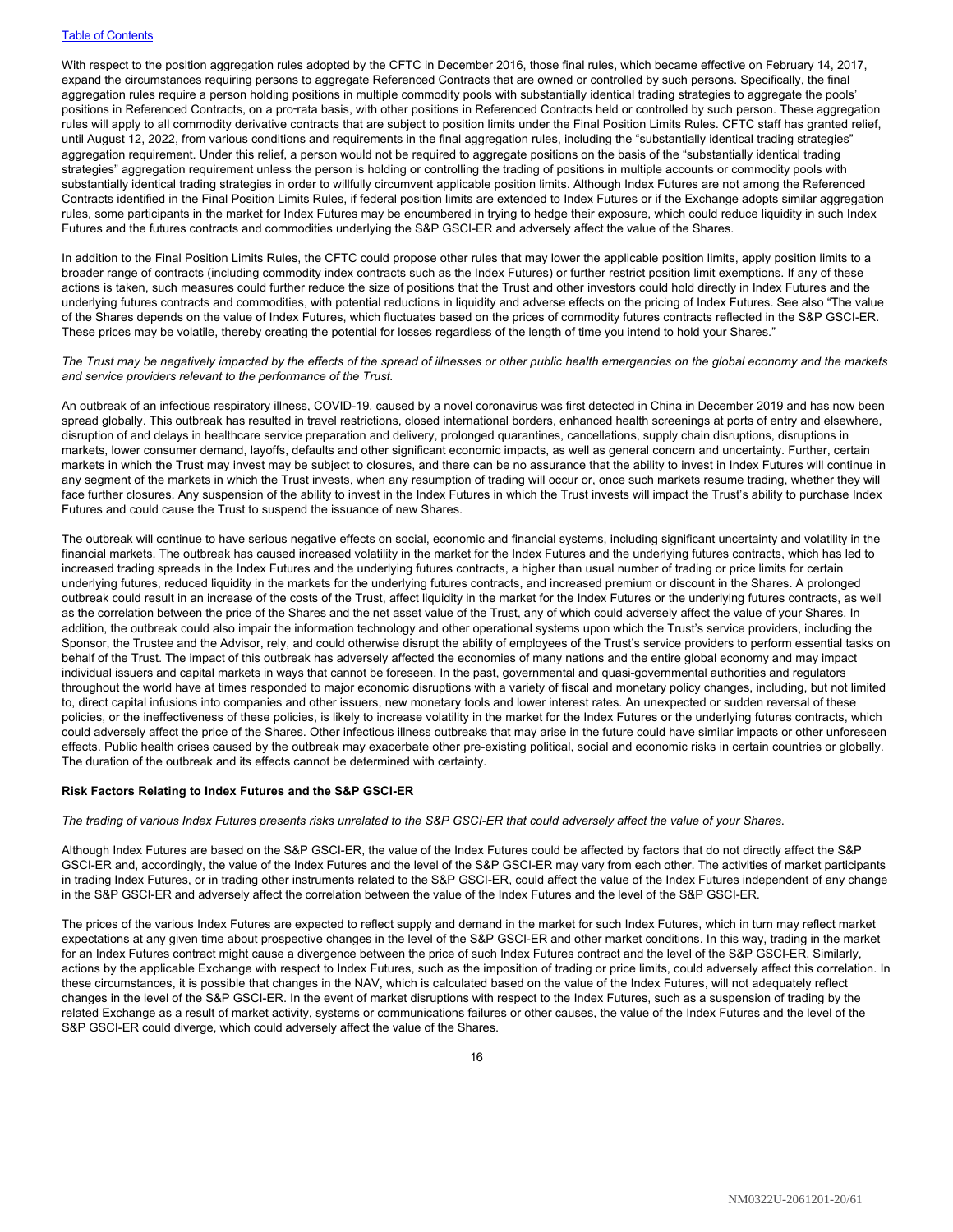With respect to the position aggregation rules adopted by the CFTC in December 2016, those final rules, which became effective on February 14, 2017, expand the circumstances requiring persons to aggregate Referenced Contracts that are owned or controlled by such persons. Specifically, the final aggregation rules require a person holding positions in multiple commodity pools with substantially identical trading strategies to aggregate the pools' positions in Referenced Contracts, on a pro-rata basis, with other positions in Referenced Contracts held or controlled by such person. These aggregation rules will apply to all commodity derivative contracts that are subject to position limits under the Final Position Limits Rules. CFTC staff has granted relief, until August 12, 2022, from various conditions and requirements in the final aggregation rules, including the "substantially identical trading strategies" aggregation requirement. Under this relief, a person would not be required to aggregate positions on the basis of the "substantially identical trading strategies" aggregation requirement unless the person is holding or controlling the trading of positions in multiple accounts or commodity pools with substantially identical trading strategies in order to willfully circumvent applicable position limits. Although Index Futures are not among the Referenced Contracts identified in the Final Position Limits Rules, if federal position limits are extended to Index Futures or if the Exchange adopts similar aggregation rules, some participants in the market for Index Futures may be encumbered in trying to hedge their exposure, which could reduce liquidity in such Index Futures and the futures contracts and commodities underlying the S&P GSCI-ER and adversely affect the value of the Shares.

In addition to the Final Position Limits Rules, the CFTC could propose other rules that may lower the applicable position limits, apply position limits to a broader range of contracts (including commodity index contracts such as the Index Futures) or further restrict position limit exemptions. If any of these actions is taken, such measures could further reduce the size of positions that the Trust and other investors could hold directly in Index Futures and the underlying futures contracts and commodities, with potential reductions in liquidity and adverse effects on the pricing of Index Futures. See also "The value of the Shares depends on the value of Index Futures, which fluctuates based on the prices of commodity futures contracts reflected in the S&P GSCI-ER. These prices may be volatile, thereby creating the potential for losses regardless of the length of time you intend to hold your Shares."

*The Trust may be negatively impacted by the effects of the spread of illnesses or other public health emergencies on the global economy and the markets and service providers relevant to the performance of the Trust.*

An outbreak of an infectious respiratory illness, COVID-19, caused by a novel coronavirus was first detected in China in December 2019 and has now been spread globally. This outbreak has resulted in travel restrictions, closed international borders, enhanced health screenings at ports of entry and elsewhere, disruption of and delays in healthcare service preparation and delivery, prolonged quarantines, cancellations, supply chain disruptions, disruptions in markets, lower consumer demand, layoffs, defaults and other significant economic impacts, as well as general concern and uncertainty. Further, certain markets in which the Trust may invest may be subject to closures, and there can be no assurance that the ability to invest in Index Futures will continue in any segment of the markets in which the Trust invests, when any resumption of trading will occur or, once such markets resume trading, whether they will face further closures. Any suspension of the ability to invest in the Index Futures in which the Trust invests will impact the Trust's ability to purchase Index Futures and could cause the Trust to suspend the issuance of new Shares.

The outbreak will continue to have serious negative effects on social, economic and financial systems, including significant uncertainty and volatility in the financial markets. The outbreak has caused increased volatility in the market for the Index Futures and the underlying futures contracts, which has led to increased trading spreads in the Index Futures and the underlying futures contracts, a higher than usual number of trading or price limits for certain underlying futures, reduced liquidity in the markets for the underlying futures contracts, and increased premium or discount in the Shares. A prolonged outbreak could result in an increase of the costs of the Trust, affect liquidity in the market for the Index Futures or the underlying futures contracts, as well as the correlation between the price of the Shares and the net asset value of the Trust, any of which could adversely affect the value of your Shares. In addition, the outbreak could also impair the information technology and other operational systems upon which the Trust's service providers, including the Sponsor, the Trustee and the Advisor, rely, and could otherwise disrupt the ability of employees of the Trust's service providers to perform essential tasks on behalf of the Trust. The impact of this outbreak has adversely affected the economies of many nations and the entire global economy and may impact individual issuers and capital markets in ways that cannot be foreseen. In the past, governmental and quasi-governmental authorities and regulators throughout the world have at times responded to major economic disruptions with a variety of fiscal and monetary policy changes, including, but not limited to, direct capital infusions into companies and other issuers, new monetary tools and lower interest rates. An unexpected or sudden reversal of these policies, or the ineffectiveness of these policies, is likely to increase volatility in the market for the Index Futures or the underlying futures contracts, which could adversely affect the price of the Shares. Other infectious illness outbreaks that may arise in the future could have similar impacts or other unforeseen effects. Public health crises caused by the outbreak may exacerbate other pre-existing political, social and economic risks in certain countries or globally. The duration of the outbreak and its effects cannot be determined with certainty.

**Risk Factors Relating to Index Futures and the S&P GSCI-ER**

*The trading of various Index Futures presents risks unrelated to the S&P GSCI-ER that could adversely affect the value of your Shares.*

Although Index Futures are based on the S&P GSCI-ER, the value of the Index Futures could be affected by factors that do not directly affect the S&P GSCI-ER and, accordingly, the value of the Index Futures and the level of the S&P GSCI-ER may vary from each other. The activities of market participants in trading Index Futures, or in trading other instruments related to the S&P GSCI-ER, could affect the value of the Index Futures independent of any change in the S&P GSCI-ER and adversely affect the correlation between the value of the Index Futures and the level of the S&P GSCI-ER.

The prices of the various Index Futures are expected to reflect supply and demand in the market for such Index Futures, which in turn may reflect market expectations at any given time about prospective changes in the level of the S&P GSCI-ER and other market conditions. In this way, trading in the market for an Index Futures contract might cause a divergence between the price of such Index Futures contract and the level of the S&P GSCI-ER. Similarly, actions by the applicable Exchange with respect to Index Futures, such as the imposition of trading or price limits, could adversely affect this correlation. In these circumstances, it is possible that changes in the NAV, which is calculated based on the value of the Index Futures, will not adequately reflect changes in the level of the S&P GSCI-ER. In the event of market disruptions with respect to the Index Futures, such as a suspension of trading by the related Exchange as a result of market activity, systems or communications failures or other causes, the value of the Index Futures and the level of the S&P GSCI-ER could diverge, which could adversely affect the value of the Shares.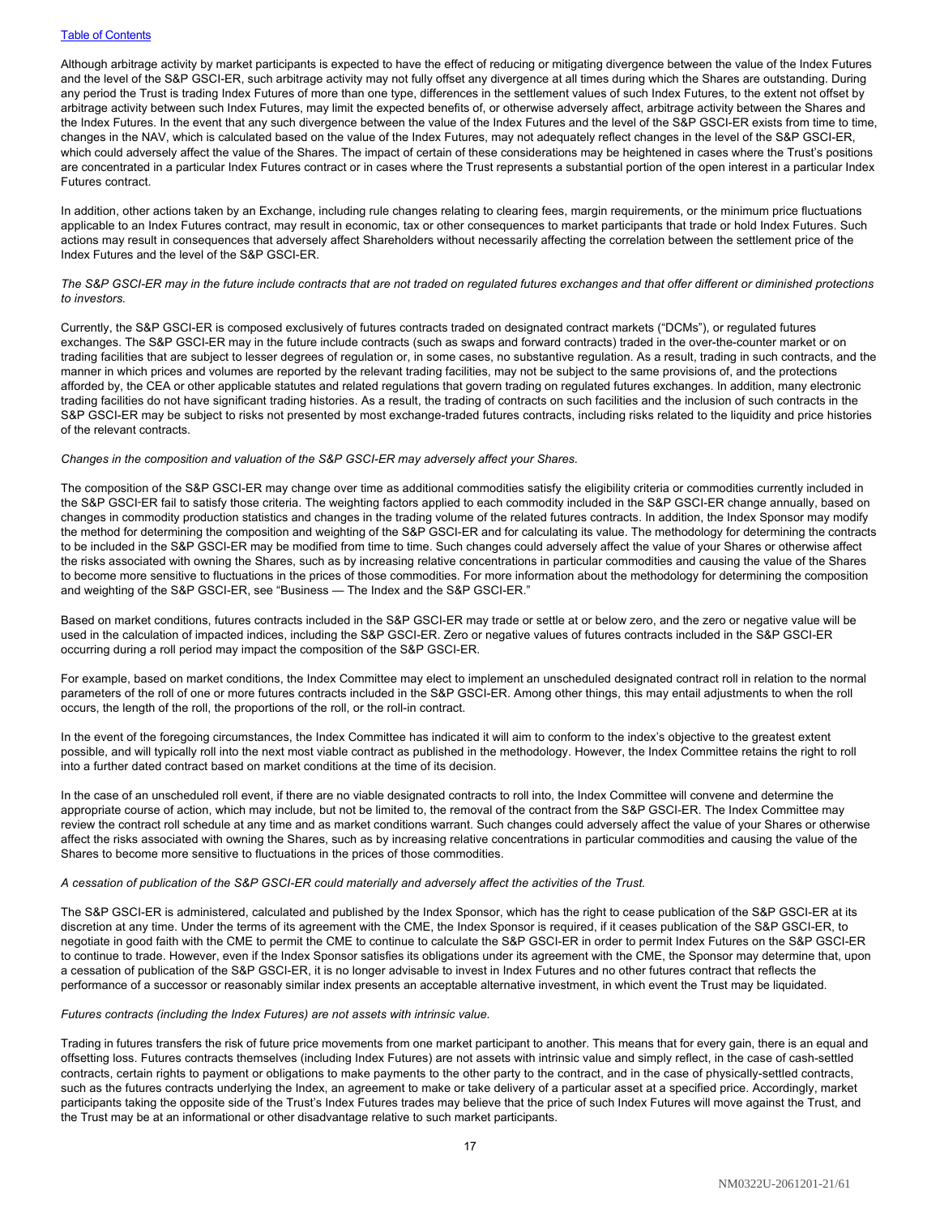Although arbitrage activity by market participants is expected to have the effect of reducing or mitigating divergence between the value of the Index Futures and the level of the S&P GSCI-ER, such arbitrage activity may not fully offset any divergence at all times during which the Shares are outstanding. During any period the Trust is trading Index Futures of more than one type, differences in the settlement values of such Index Futures, to the extent not offset by arbitrage activity between such Index Futures, may limit the expected benefits of, or otherwise adversely affect, arbitrage activity between the Shares and the Index Futures. In the event that any such divergence between the value of the Index Futures and the level of the S&P GSCI-ER exists from time to time, changes in the NAV, which is calculated based on the value of the Index Futures, may not adequately reflect changes in the level of the S&P GSCI-ER, which could adversely affect the value of the Shares. The impact of certain of these considerations may be heightened in cases where the Trust's positions are concentrated in a particular Index Futures contract or in cases where the Trust represents a substantial portion of the open interest in a particular Index Futures contract.

In addition, other actions taken by an Exchange, including rule changes relating to clearing fees, margin requirements, or the minimum price fluctuations applicable to an Index Futures contract, may result in economic, tax or other consequences to market participants that trade or hold Index Futures. Such actions may result in consequences that adversely affect Shareholders without necessarily affecting the correlation between the settlement price of the Index Futures and the level of the S&P GSCI-ER.

*The S&P GSCI-ER may in the future include contracts that are not traded on regulated futures exchanges and that offer different or diminished protections to investors.*

Currently, the S&P GSCI-ER is composed exclusively of futures contracts traded on designated contract markets ("DCMs"), or regulated futures exchanges. The S&P GSCI-ER may in the future include contracts (such as swaps and forward contracts) traded in the over-the-counter market or on trading facilities that are subject to lesser degrees of regulation or, in some cases, no substantive regulation. As a result, trading in such contracts, and the manner in which prices and volumes are reported by the relevant trading facilities, may not be subject to the same provisions of, and the protections afforded by, the CEA or other applicable statutes and related regulations that govern trading on regulated futures exchanges. In addition, many electronic trading facilities do not have significant trading histories. As a result, the trading of contracts on such facilities and the inclusion of such contracts in the S&P GSCI-ER may be subject to risks not presented by most exchange-traded futures contracts, including risks related to the liquidity and price histories of the relevant contracts.

*Changes in the composition and valuation of the S&P GSCI-ER may adversely affect your Shares.*

The composition of the S&P GSCI-ER may change over time as additional commodities satisfy the eligibility criteria or commodities currently included in the S&P GSCI-ER fail to satisfy those criteria. The weighting factors applied to each commodity included in the S&P GSCI-ER change annually, based on changes in commodity production statistics and changes in the trading volume of the related futures contracts. In addition, the Index Sponsor may modify the method for determining the composition and weighting of the S&P GSCI-ER and for calculating its value. The methodology for determining the contracts to be included in the S&P GSCI-ER may be modified from time to time. Such changes could adversely affect the value of your Shares or otherwise affect the risks associated with owning the Shares, such as by increasing relative concentrations in particular commodities and causing the value of the Shares to become more sensitive to fluctuations in the prices of those commodities. For more information about the methodology for determining the composition and weighting of the S&P GSCI-ER, see "Business — The Index and the S&P GSCI-ER."

Based on market conditions, futures contracts included in the S&P GSCI-ER may trade or settle at or below zero, and the zero or negative value will be used in the calculation of impacted indices, including the S&P GSCI-ER. Zero or negative values of futures contracts included in the S&P GSCI-ER occurring during a roll period may impact the composition of the S&P GSCI-ER.

For example, based on market conditions, the Index Committee may elect to implement an unscheduled designated contract roll in relation to the normal parameters of the roll of one or more futures contracts included in the S&P GSCI-ER. Among other things, this may entail adjustments to when the roll occurs, the length of the roll, the proportions of the roll, or the roll-in contract.

In the event of the foregoing circumstances, the Index Committee has indicated it will aim to conform to the index's objective to the greatest extent possible, and will typically roll into the next most viable contract as published in the methodology. However, the Index Committee retains the right to roll into a further dated contract based on market conditions at the time of its decision.

In the case of an unscheduled roll event, if there are no viable designated contracts to roll into, the Index Committee will convene and determine the appropriate course of action, which may include, but not be limited to, the removal of the contract from the S&P GSCI-ER. The Index Committee may review the contract roll schedule at any time and as market conditions warrant. Such changes could adversely affect the value of your Shares or otherwise affect the risks associated with owning the Shares, such as by increasing relative concentrations in particular commodities and causing the value of the Shares to become more sensitive to fluctuations in the prices of those commodities.

*A cessation of publication of the S&P GSCI-ER could materially and adversely affect the activities of the Trust.*

The S&P GSCI-ER is administered, calculated and published by the Index Sponsor, which has the right to cease publication of the S&P GSCI-ER at its discretion at any time. Under the terms of its agreement with the CME, the Index Sponsor is required, if it ceases publication of the S&P GSCI-ER, to negotiate in good faith with the CME to permit the CME to continue to calculate the S&P GSCI-ER in order to permit Index Futures on the S&P GSCI-ER to continue to trade. However, even if the Index Sponsor satisfies its obligations under its agreement with the CME, the Sponsor may determine that, upon a cessation of publication of the S&P GSCI-ER, it is no longer advisable to invest in Index Futures and no other futures contract that reflects the performance of a successor or reasonably similar index presents an acceptable alternative investment, in which event the Trust may be liquidated.

*Futures contracts (including the Index Futures) are not assets with intrinsic value.*

Trading in futures transfers the risk of future price movements from one market participant to another. This means that for every gain, there is an equal and offsetting loss. Futures contracts themselves (including Index Futures) are not assets with intrinsic value and simply reflect, in the case of cash-settled contracts, certain rights to payment or obligations to make payments to the other party to the contract, and in the case of physically-settled contracts, such as the futures contracts underlying the Index, an agreement to make or take delivery of a particular asset at a specified price. Accordingly, market participants taking the opposite side of the Trust's Index Futures trades may believe that the price of such Index Futures will move against the Trust, and the Trust may be at an informational or other disadvantage relative to such market participants.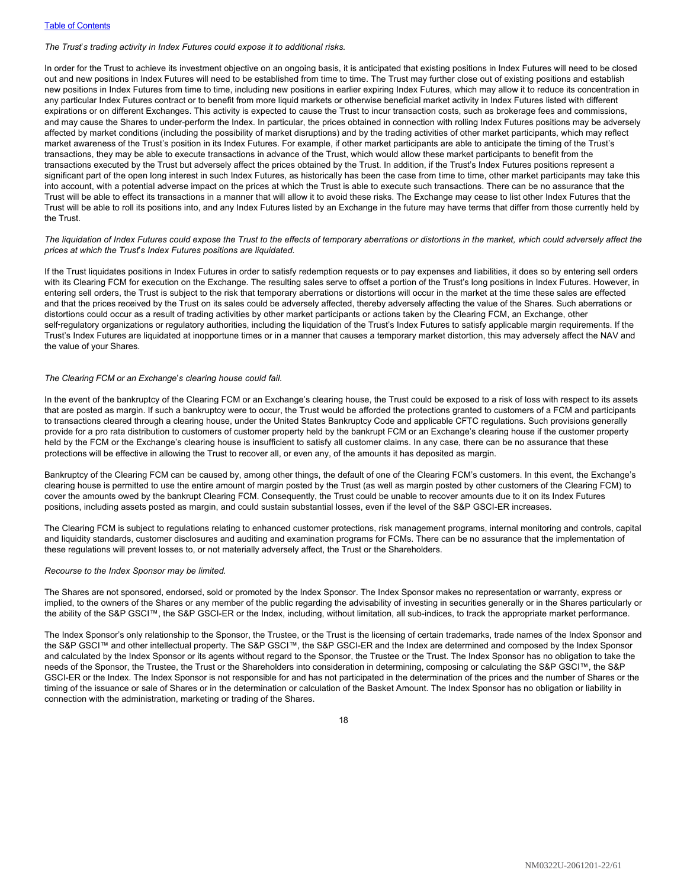*The Trust's trading activity in Index Futures could expose it to additional risks.*

In order for the Trust to achieve its investment objective on an ongoing basis, it is anticipated that existing positions in Index Futures will need to be closed out and new positions in Index Futures will need to be established from time to time. The Trust may further close out of existing positions and establish new positions in Index Futures from time to time, including new positions in earlier expiring Index Futures, which may allow it to reduce its concentration in any particular Index Futures contract or to benefit from more liquid markets or otherwise beneficial market activity in Index Futures listed with different expirations or on different Exchanges. This activity is expected to cause the Trust to incur transaction costs, such as brokerage fees and commissions, and may cause the Shares to under-perform the Index. In particular, the prices obtained in connection with rolling Index Futures positions may be adversely affected by market conditions (including the possibility of market disruptions) and by the trading activities of other market participants, which may reflect market awareness of the Trust's position in its Index Futures. For example, if other market participants are able to anticipate the timing of the Trust's transactions, they may be able to execute transactions in advance of the Trust, which would allow these market participants to benefit from the transactions executed by the Trust but adversely affect the prices obtained by the Trust. In addition, if the Trust's Index Futures positions represent a significant part of the open long interest in such Index Futures, as historically has been the case from time to time, other market participants may take this into account, with a potential adverse impact on the prices at which the Trust is able to execute such transactions. There can be no assurance that the Trust will be able to effect its transactions in a manner that will allow it to avoid these risks. The Exchange may cease to list other Index Futures that the Trust will be able to roll its positions into, and any Index Futures listed by an Exchange in the future may have terms that differ from those currently held by the Trust.

*The liquidation of Index Futures could expose the Trust to the effects of temporary aberrations or distortions in the market, which could adversely affect the prices at which the Trust's Index Futures positions are liquidated.*

If the Trust liquidates positions in Index Futures in order to satisfy redemption requests or to pay expenses and liabilities, it does so by entering sell orders with its Clearing FCM for execution on the Exchange. The resulting sales serve to offset a portion of the Trust's long positions in Index Futures. However, in entering sell orders, the Trust is subject to the risk that temporary aberrations or distortions will occur in the market at the time these sales are effected and that the prices received by the Trust on its sales could be adversely affected, thereby adversely affecting the value of the Shares. Such aberrations or distortions could occur as a result of trading activities by other market participants or actions taken by the Clearing FCM, an Exchange, other self-regulatory organizations or regulatory authorities, including the liquidation of the Trust's Index Futures to satisfy applicable margin requirements. If the Trust's Index Futures are liquidated at inopportune times or in a manner that causes a temporary market distortion, this may adversely affect the NAV and the value of your Shares.

*The Clearing FCM or an Exchange's clearing house could fail.*

In the event of the bankruptcy of the Clearing FCM or an Exchange's clearing house, the Trust could be exposed to a risk of loss with respect to its assets that are posted as margin. If such a bankruptcy were to occur, the Trust would be afforded the protections granted to customers of a FCM and participants to transactions cleared through a clearing house, under the United States Bankruptcy Code and applicable CFTC regulations. Such provisions generally provide for a pro rata distribution to customers of customer property held by the bankrupt FCM or an Exchange's clearing house if the customer property held by the FCM or the Exchange's clearing house is insufficient to satisfy all customer claims. In any case, there can be no assurance that these protections will be effective in allowing the Trust to recover all, or even any, of the amounts it has deposited as margin.

Bankruptcy of the Clearing FCM can be caused by, among other things, the default of one of the Clearing FCM's customers. In this event, the Exchange's clearing house is permitted to use the entire amount of margin posted by the Trust (as well as margin posted by other customers of the Clearing FCM) to cover the amounts owed by the bankrupt Clearing FCM. Consequently, the Trust could be unable to recover amounts due to it on its Index Futures positions, including assets posted as margin, and could sustain substantial losses, even if the level of the S&P GSCI-ER increases.

The Clearing FCM is subject to regulations relating to enhanced customer protections, risk management programs, internal monitoring and controls, capital and liquidity standards, customer disclosures and auditing and examination programs for FCMs. There can be no assurance that the implementation of these regulations will prevent losses to, or not materially adversely affect, the Trust or the Shareholders.

*Recourse to the Index Sponsor may be limited.*

The Shares are not sponsored, endorsed, sold or promoted by the Index Sponsor. The Index Sponsor makes no representation or warranty, express or implied, to the owners of the Shares or any member of the public regarding the advisability of investing in securities generally or in the Shares particularly or the ability of the S&P GSCI™, the S&P GSCI-ER or the Index, including, without limitation, all sub-indices, to track the appropriate market performance.

The Index Sponsor's only relationship to the Sponsor, the Trustee, or the Trust is the licensing of certain trademarks, trade names of the Index Sponsor and the S&P GSCI™ and other intellectual property. The S&P GSCI™, the S&P GSCI-ER and the Index are determined and composed by the Index Sponsor and calculated by the Index Sponsor or its agents without regard to the Sponsor, the Trustee or the Trust. The Index Sponsor has no obligation to take the needs of the Sponsor, the Trustee, the Trust or the Shareholders into consideration in determining, composing or calculating the S&P GSCI™, the S&P GSCI-ER or the Index. The Index Sponsor is not responsible for and has not participated in the determination of the prices and the number of Shares or the timing of the issuance or sale of Shares or in the determination or calculation of the Basket Amount. The Index Sponsor has no obligation or liability in connection with the administration, marketing or trading of the Shares.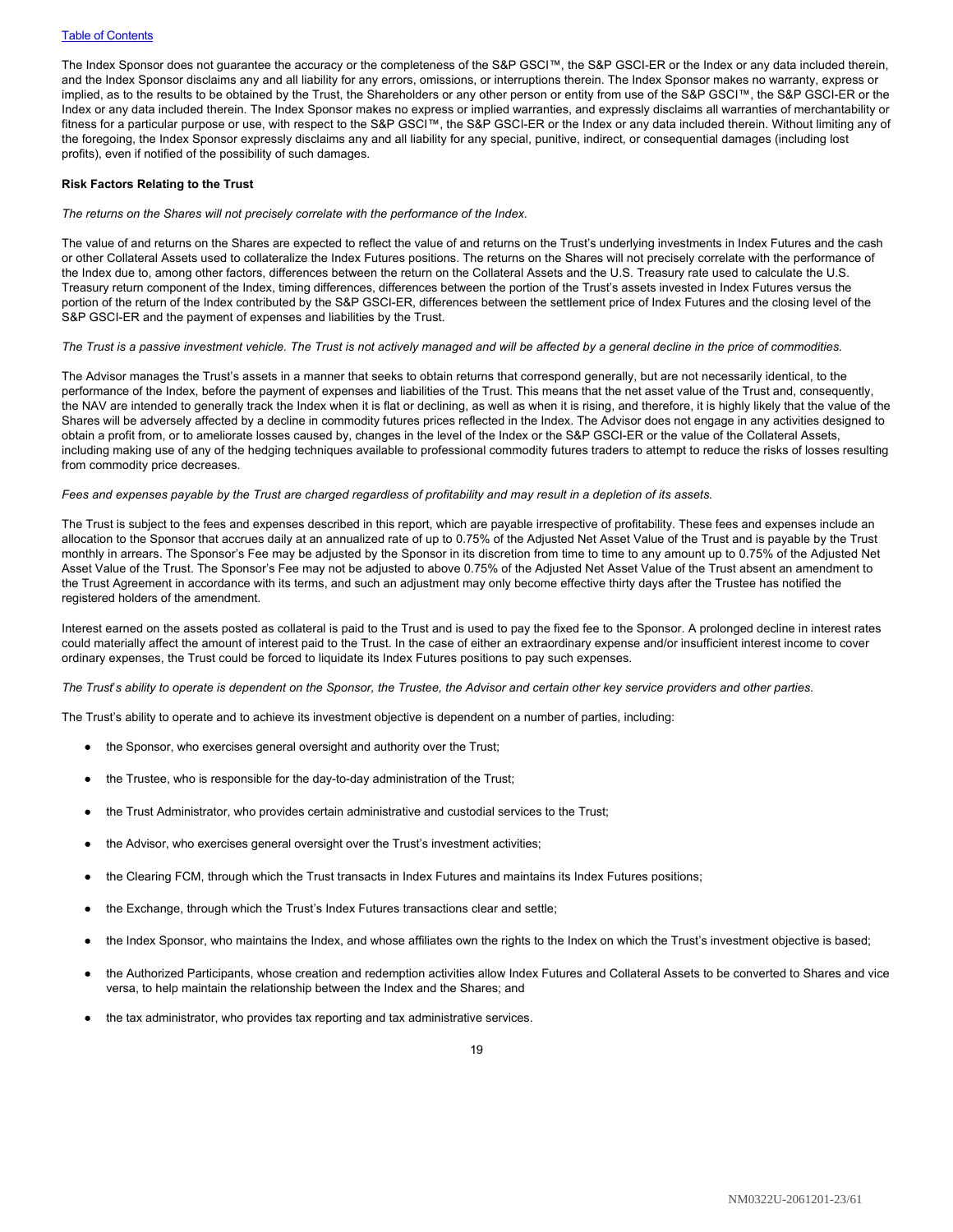The Index Sponsor does not guarantee the accuracy or the completeness of the S&P GSCI™, the S&P GSCI-ER or the Index or any data included therein, and the Index Sponsor disclaims any and all liability for any errors, omissions, or interruptions therein. The Index Sponsor makes no warranty, express or implied, as to the results to be obtained by the Trust, the Shareholders or any other person or entity from use of the S&P GSCI™, the S&P GSCI-ER or the Index or any data included therein. The Index Sponsor makes no express or implied warranties, and expressly disclaims all warranties of merchantability or fitness for a particular purpose or use, with respect to the S&P GSCI™, the S&P GSCI-ER or the Index or any data included therein. Without limiting any of the foregoing, the Index Sponsor expressly disclaims any and all liability for any special, punitive, indirect, or consequential damages (including lost profits), even if notified of the possibility of such damages.

**Risk Factors Relating to the Trust**

*The returns on the Shares will not precisely correlate with the performance of the Index.*

The value of and returns on the Shares are expected to reflect the value of and returns on the Trust's underlying investments in Index Futures and the cash or other Collateral Assets used to collateralize the Index Futures positions. The returns on the Shares will not precisely correlate with the performance of the Index due to, among other factors, differences between the return on the Collateral Assets and the U.S. Treasury rate used to calculate the U.S. Treasury return component of the Index, timing differences, differences between the portion of the Trust's assets invested in Index Futures versus the portion of the return of the Index contributed by the S&P GSCI-ER, differences between the settlement price of Index Futures and the closing level of the S&P GSCI-ER and the payment of expenses and liabilities by the Trust.

*The Trust is a passive investment vehicle. The Trust is not actively managed and will be affected by a general decline in the price of commodities.*

The Advisor manages the Trust's assets in a manner that seeks to obtain returns that correspond generally, but are not necessarily identical, to the performance of the Index, before the payment of expenses and liabilities of the Trust. This means that the net asset value of the Trust and, consequently, the NAV are intended to generally track the Index when it is flat or declining, as well as when it is rising, and therefore, it is highly likely that the value of the Shares will be adversely affected by a decline in commodity futures prices reflected in the Index. The Advisor does not engage in any activities designed to obtain a profit from, or to ameliorate losses caused by, changes in the level of the Index or the S&P GSCI-ER or the value of the Collateral Assets, including making use of any of the hedging techniques available to professional commodity futures traders to attempt to reduce the risks of losses resulting from commodity price decreases.

*Fees and expenses payable by the Trust are charged regardless of profitability and may result in a depletion of its assets.*

The Trust is subject to the fees and expenses described in this report, which are payable irrespective of profitability. These fees and expenses include an allocation to the Sponsor that accrues daily at an annualized rate of up to 0.75% of the Adjusted Net Asset Value of the Trust and is payable by the Trust monthly in arrears. The Sponsor's Fee may be adjusted by the Sponsor in its discretion from time to time to any amount up to 0.75% of the Adjusted Net Asset Value of the Trust. The Sponsor's Fee may not be adjusted to above 0.75% of the Adjusted Net Asset Value of the Trust absent an amendment to the Trust Agreement in accordance with its terms, and such an adjustment may only become effective thirty days after the Trustee has notified the registered holders of the amendment.

Interest earned on the assets posted as collateral is paid to the Trust and is used to pay the fixed fee to the Sponsor. A prolonged decline in interest rates could materially affect the amount of interest paid to the Trust. In the case of either an extraordinary expense and/or insufficient interest income to cover ordinary expenses, the Trust could be forced to liquidate its Index Futures positions to pay such expenses.

*The Trust's ability to operate is dependent on the Sponsor, the Trustee, the Advisor and certain other key service providers and other parties.*

The Trust's ability to operate and to achieve its investment objective is dependent on a number of parties, including:

- the Sponsor, who exercises general oversight and authority over the Trust;
- the Trustee, who is responsible for the day-to-day administration of the Trust;
- the Trust Administrator, who provides certain administrative and custodial services to the Trust;
- the Advisor, who exercises general oversight over the Trust's investment activities;
- the Clearing FCM, through which the Trust transacts in Index Futures and maintains its Index Futures positions;
- the Exchange, through which the Trust's Index Futures transactions clear and settle;
- the Index Sponsor, who maintains the Index, and whose affiliates own the rights to the Index on which the Trust's investment objective is based;
- the Authorized Participants, whose creation and redemption activities allow Index Futures and Collateral Assets to be converted to Shares and vice versa, to help maintain the relationship between the Index and the Shares; and
- the tax administrator, who provides tax reporting and tax administrative services.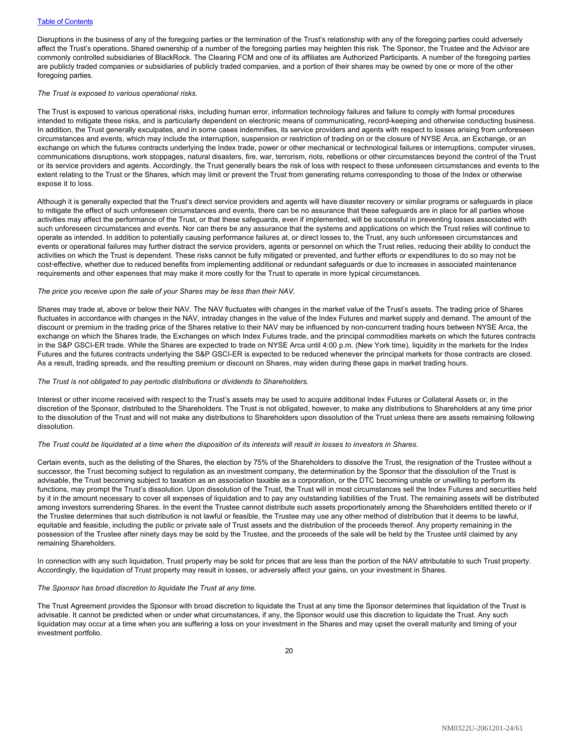Disruptions in the business of any of the foregoing parties or the termination of the Trust's relationship with any of the foregoing parties could adversely affect the Trust's operations. Shared ownership of a number of the foregoing parties may heighten this risk. The Sponsor, the Trustee and the Advisor are commonly controlled subsidiaries of BlackRock. The Clearing FCM and one of its affiliates are Authorized Participants. A number of the foregoing parties are publicly traded companies or subsidiaries of publicly traded companies, and a portion of their shares may be owned by one or more of the other foregoing parties.

*The Trust is exposed to various operational risks.*

The Trust is exposed to various operational risks, including human error, information technology failures and failure to comply with formal procedures intended to mitigate these risks, and is particularly dependent on electronic means of communicating, record-keeping and otherwise conducting business. In addition, the Trust generally exculpates, and in some cases indemnifies, its service providers and agents with respect to losses arising from unforeseen circumstances and events, which may include the interruption, suspension or restriction of trading on or the closure of NYSE Arca, an Exchange, or an exchange on which the futures contracts underlying the Index trade, power or other mechanical or technological failures or interruptions, computer viruses, communications disruptions, work stoppages, natural disasters, fire, war, terrorism, riots, rebellions or other circumstances beyond the control of the Trust or its service providers and agents. Accordingly, the Trust generally bears the risk of loss with respect to these unforeseen circumstances and events to the extent relating to the Trust or the Shares, which may limit or prevent the Trust from generating returns corresponding to those of the Index or otherwise expose it to loss.

Although it is generally expected that the Trust's direct service providers and agents will have disaster recovery or similar programs or safeguards in place to mitigate the effect of such unforeseen circumstances and events, there can be no assurance that these safeguards are in place for all parties whose activities may affect the performance of the Trust, or that these safeguards, even if implemented, will be successful in preventing losses associated with such unforeseen circumstances and events. Nor can there be any assurance that the systems and applications on which the Trust relies will continue to operate as intended. In addition to potentially causing performance failures at, or direct losses to, the Trust, any such unforeseen circumstances and events or operational failures may further distract the service providers, agents or personnel on which the Trust relies, reducing their ability to conduct the activities on which the Trust is dependent. These risks cannot be fully mitigated or prevented, and further efforts or expenditures to do so may not be cost-effective, whether due to reduced benefits from implementing additional or redundant safeguards or due to increases in associated maintenance requirements and other expenses that may make it more costly for the Trust to operate in more typical circumstances.

*The price you receive upon the sale of your Shares may be less than their NAV.*

Shares may trade at, above or below their NAV. The NAV fluctuates with changes in the market value of the Trust's assets. The trading price of Shares fluctuates in accordance with changes in the NAV, intraday changes in the value of the Index Futures and market supply and demand. The amount of the discount or premium in the trading price of the Shares relative to their NAV may be influenced by non-concurrent trading hours between NYSE Arca, the exchange on which the Shares trade, the Exchanges on which Index Futures trade, and the principal commodities markets on which the futures contracts in the S&P GSCI-ER trade. While the Shares are expected to trade on NYSE Arca until 4:00 p.m. (New York time), liquidity in the markets for the Index Futures and the futures contracts underlying the S&P GSCI-ER is expected to be reduced whenever the principal markets for those contracts are closed. As a result, trading spreads, and the resulting premium or discount on Shares, may widen during these gaps in market trading hours.

*The Trust is not obligated to pay periodic distributions or dividends to Shareholders.*

Interest or other income received with respect to the Trust's assets may be used to acquire additional Index Futures or Collateral Assets or, in the discretion of the Sponsor, distributed to the Shareholders. The Trust is not obligated, however, to make any distributions to Shareholders at any time prior to the dissolution of the Trust and will not make any distributions to Shareholders upon dissolution of the Trust unless there are assets remaining following dissolution.

*The Trust could be liquidated at a time when the disposition of its interests will result in losses to investors in Shares.*

Certain events, such as the delisting of the Shares, the election by 75% of the Shareholders to dissolve the Trust, the resignation of the Trustee without a successor, the Trust becoming subject to regulation as an investment company, the determination by the Sponsor that the dissolution of the Trust is advisable, the Trust becoming subject to taxation as an association taxable as a corporation, or the DTC becoming unable or unwilling to perform its functions, may prompt the Trust's dissolution. Upon dissolution of the Trust, the Trust will in most circumstances sell the Index Futures and securities held by it in the amount necessary to cover all expenses of liquidation and to pay any outstanding liabilities of the Trust. The remaining assets will be distributed among investors surrendering Shares. In the event the Trustee cannot distribute such assets proportionately among the Shareholders entitled thereto or if the Trustee determines that such distribution is not lawful or feasible, the Trustee may use any other method of distribution that it deems to be lawful, equitable and feasible, including the public or private sale of Trust assets and the distribution of the proceeds thereof. Any property remaining in the possession of the Trustee after ninety days may be sold by the Trustee, and the proceeds of the sale will be held by the Trustee until claimed by any remaining Shareholders.

In connection with any such liquidation, Trust property may be sold for prices that are less than the portion of the NAV attributable to such Trust property. Accordingly, the liquidation of Trust property may result in losses, or adversely affect your gains, on your investment in Shares.

*The Sponsor has broad discretion to liquidate the Trust at any time.*

The Trust Agreement provides the Sponsor with broad discretion to liquidate the Trust at any time the Sponsor determines that liquidation of the Trust is advisable. It cannot be predicted when or under what circumstances, if any, the Sponsor would use this discretion to liquidate the Trust. Any such liquidation may occur at a time when you are suffering a loss on your investment in the Shares and may upset the overall maturity and timing of your investment portfolio.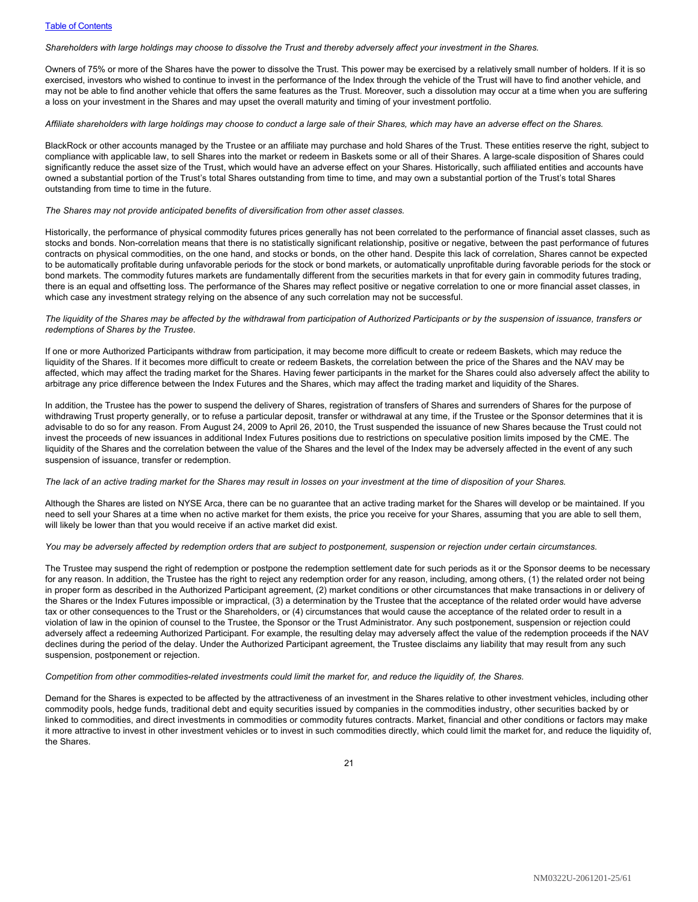*Shareholders with large holdings may choose to dissolve the Trust and thereby adversely affect your investment in the Shares.*

Owners of 75% or more of the Shares have the power to dissolve the Trust. This power may be exercised by a relatively small number of holders. If it is so exercised, investors who wished to continue to invest in the performance of the Index through the vehicle of the Trust will have to find another vehicle, and may not be able to find another vehicle that offers the same features as the Trust. Moreover, such a dissolution may occur at a time when you are suffering a loss on your investment in the Shares and may upset the overall maturity and timing of your investment portfolio.

*Affiliate shareholders with large holdings may choose to conduct a large sale of their Shares, which may have an adverse effect on the Shares.*

BlackRock or other accounts managed by the Trustee or an affiliate may purchase and hold Shares of the Trust. These entities reserve the right, subject to compliance with applicable law, to sell Shares into the market or redeem in Baskets some or all of their Shares. A large-scale disposition of Shares could significantly reduce the asset size of the Trust, which would have an adverse effect on your Shares. Historically, such affiliated entities and accounts have owned a substantial portion of the Trust's total Shares outstanding from time to time, and may own a substantial portion of the Trust's total Shares outstanding from time to time in the future.

*The Shares may not provide anticipated benefits of diversification from other asset classes.*

Historically, the performance of physical commodity futures prices generally has not been correlated to the performance of financial asset classes, such as stocks and bonds. Non-correlation means that there is no statistically significant relationship, positive or negative, between the past performance of futures contracts on physical commodities, on the one hand, and stocks or bonds, on the other hand. Despite this lack of correlation, Shares cannot be expected to be automatically profitable during unfavorable periods for the stock or bond markets, or automatically unprofitable during favorable periods for the stock or bond markets. The commodity futures markets are fundamentally different from the securities markets in that for every gain in commodity futures trading, there is an equal and offsetting loss. The performance of the Shares may reflect positive or negative correlation to one or more financial asset classes, in which case any investment strategy relying on the absence of any such correlation may not be successful.

*The liquidity of the Shares may be affected by the withdrawal from participation of Authorized Participants or by the suspension of issuance, transfers or redemptions of Shares by the Trustee.*

If one or more Authorized Participants withdraw from participation, it may become more difficult to create or redeem Baskets, which may reduce the liquidity of the Shares. If it becomes more difficult to create or redeem Baskets, the correlation between the price of the Shares and the NAV may be affected, which may affect the trading market for the Shares. Having fewer participants in the market for the Shares could also adversely affect the ability to arbitrage any price difference between the Index Futures and the Shares, which may affect the trading market and liquidity of the Shares.

In addition, the Trustee has the power to suspend the delivery of Shares, registration of transfers of Shares and surrenders of Shares for the purpose of withdrawing Trust property generally, or to refuse a particular deposit, transfer or withdrawal at any time, if the Trustee or the Sponsor determines that it is advisable to do so for any reason. From August 24, 2009 to April 26, 2010, the Trust suspended the issuance of new Shares because the Trust could not invest the proceeds of new issuances in additional Index Futures positions due to restrictions on speculative position limits imposed by the CME. The liquidity of the Shares and the correlation between the value of the Shares and the level of the Index may be adversely affected in the event of any such suspension of issuance, transfer or redemption.

*The lack of an active trading market for the Shares may result in losses on your investment at the time of disposition of your Shares.*

Although the Shares are listed on NYSE Arca, there can be no guarantee that an active trading market for the Shares will develop or be maintained. If you need to sell your Shares at a time when no active market for them exists, the price you receive for your Shares, assuming that you are able to sell them, will likely be lower than that you would receive if an active market did exist.

*You may be adversely affected by redemption orders that are subject to postponement, suspension or rejection under certain circumstances.*

The Trustee may suspend the right of redemption or postpone the redemption settlement date for such periods as it or the Sponsor deems to be necessary for any reason. In addition, the Trustee has the right to reject any redemption order for any reason, including, among others, (1) the related order not being in proper form as described in the Authorized Participant agreement, (2) market conditions or other circumstances that make transactions in or delivery of the Shares or the Index Futures impossible or impractical, (3) a determination by the Trustee that the acceptance of the related order would have adverse tax or other consequences to the Trust or the Shareholders, or (4) circumstances that would cause the acceptance of the related order to result in a violation of law in the opinion of counsel to the Trustee, the Sponsor or the Trust Administrator. Any such postponement, suspension or rejection could adversely affect a redeeming Authorized Participant. For example, the resulting delay may adversely affect the value of the redemption proceeds if the NAV declines during the period of the delay. Under the Authorized Participant agreement, the Trustee disclaims any liability that may result from any such suspension, postponement or rejection.

*Competition from other commodities-related investments could limit the market for, and reduce the liquidity of, the Shares.*

Demand for the Shares is expected to be affected by the attractiveness of an investment in the Shares relative to other investment vehicles, including other commodity pools, hedge funds, traditional debt and equity securities issued by companies in the commodities industry, other securities backed by or linked to commodities, and direct investments in commodities or commodity futures contracts. Market, financial and other conditions or factors may make it more attractive to invest in other investment vehicles or to invest in such commodities directly, which could limit the market for, and reduce the liquidity of, the Shares.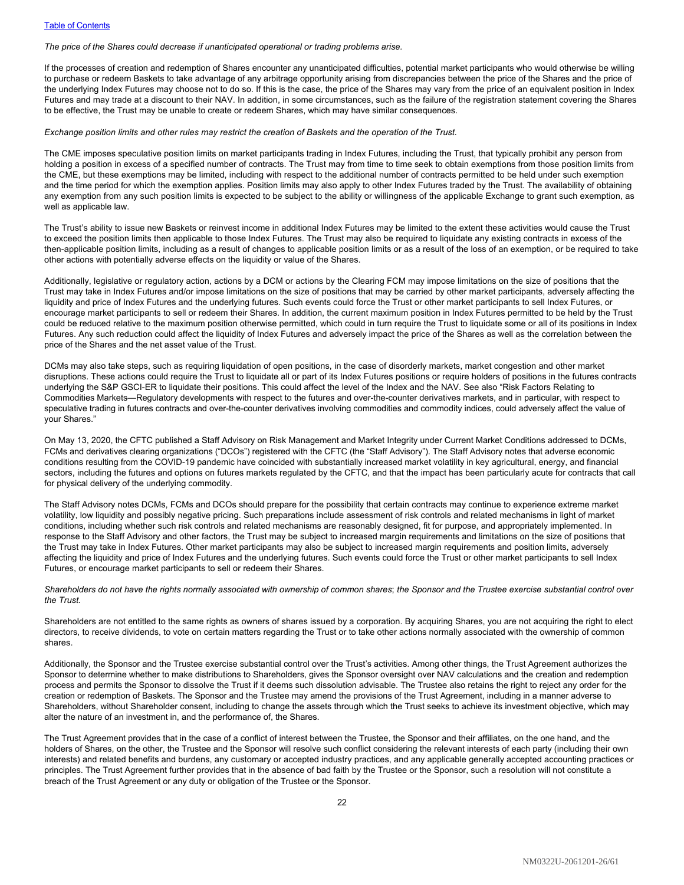*The price of the Shares could decrease if unanticipated operational or trading problems arise.*

If the processes of creation and redemption of Shares encounter any unanticipated difficulties, potential market participants who would otherwise be willing to purchase or redeem Baskets to take advantage of any arbitrage opportunity arising from discrepancies between the price of the Shares and the price of the underlying Index Futures may choose not to do so. If this is the case, the price of the Shares may vary from the price of an equivalent position in Index Futures and may trade at a discount to their NAV. In addition, in some circumstances, such as the failure of the registration statement covering the Shares to be effective, the Trust may be unable to create or redeem Shares, which may have similar consequences.

*Exchange position limits and other rules may restrict the creation of Baskets and the operation of the Trust.*

The CME imposes speculative position limits on market participants trading in Index Futures, including the Trust, that typically prohibit any person from holding a position in excess of a specified number of contracts. The Trust may from time to time seek to obtain exemptions from those position limits from the CME, but these exemptions may be limited, including with respect to the additional number of contracts permitted to be held under such exemption and the time period for which the exemption applies. Position limits may also apply to other Index Futures traded by the Trust. The availability of obtaining any exemption from any such position limits is expected to be subject to the ability or willingness of the applicable Exchange to grant such exemption, as well as applicable law.

The Trust's ability to issue new Baskets or reinvest income in additional Index Futures may be limited to the extent these activities would cause the Trust to exceed the position limits then applicable to those Index Futures. The Trust may also be required to liquidate any existing contracts in excess of the then-applicable position limits, including as a result of changes to applicable position limits or as a result of the loss of an exemption, or be required to take other actions with potentially adverse effects on the liquidity or value of the Shares.

Additionally, legislative or regulatory action, actions by a DCM or actions by the Clearing FCM may impose limitations on the size of positions that the Trust may take in Index Futures and/or impose limitations on the size of positions that may be carried by other market participants, adversely affecting the liquidity and price of Index Futures and the underlying futures. Such events could force the Trust or other market participants to sell Index Futures, or encourage market participants to sell or redeem their Shares. In addition, the current maximum position in Index Futures permitted to be held by the Trust could be reduced relative to the maximum position otherwise permitted, which could in turn require the Trust to liquidate some or all of its positions in Index Futures. Any such reduction could affect the liquidity of Index Futures and adversely impact the price of the Shares as well as the correlation between the price of the Shares and the net asset value of the Trust.

DCMs may also take steps, such as requiring liquidation of open positions, in the case of disorderly markets, market congestion and other market disruptions. These actions could require the Trust to liquidate all or part of its Index Futures positions or require holders of positions in the futures contracts underlying the S&P GSCI-ER to liquidate their positions. This could affect the level of the Index and the NAV. See also "Risk Factors Relating to Commodities Markets—Regulatory developments with respect to the futures and over-the-counter derivatives markets, and in particular, with respect to speculative trading in futures contracts and over-the-counter derivatives involving commodities and commodity indices, could adversely affect the value of your Shares."

On May 13, 2020, the CFTC published a Staff Advisory on Risk Management and Market Integrity under Current Market Conditions addressed to DCMs, FCMs and derivatives clearing organizations ("DCOs") registered with the CFTC (the "Staff Advisory"). The Staff Advisory notes that adverse economic conditions resulting from the COVID-19 pandemic have coincided with substantially increased market volatility in key agricultural, energy, and financial sectors, including the futures and options on futures markets regulated by the CFTC, and that the impact has been particularly acute for contracts that call for physical delivery of the underlying commodity.

The Staff Advisory notes DCMs, FCMs and DCOs should prepare for the possibility that certain contracts may continue to experience extreme market volatility, low liquidity and possibly negative pricing. Such preparations include assessment of risk controls and related mechanisms in light of market conditions, including whether such risk controls and related mechanisms are reasonably designed, fit for purpose, and appropriately implemented. In response to the Staff Advisory and other factors, the Trust may be subject to increased margin requirements and limitations on the size of positions that the Trust may take in Index Futures. Other market participants may also be subject to increased margin requirements and position limits, adversely affecting the liquidity and price of Index Futures and the underlying futures. Such events could force the Trust or other market participants to sell Index Futures, or encourage market participants to sell or redeem their Shares.

*Shareholders do not have the rights normally associated with ownership of common shares; the Sponsor and the Trustee exercise substantial control over the Trust.*

Shareholders are not entitled to the same rights as owners of shares issued by a corporation. By acquiring Shares, you are not acquiring the right to elect directors, to receive dividends, to vote on certain matters regarding the Trust or to take other actions normally associated with the ownership of common shares.

Additionally, the Sponsor and the Trustee exercise substantial control over the Trust's activities. Among other things, the Trust Agreement authorizes the Sponsor to determine whether to make distributions to Shareholders, gives the Sponsor oversight over NAV calculations and the creation and redemption process and permits the Sponsor to dissolve the Trust if it deems such dissolution advisable. The Trustee also retains the right to reject any order for the creation or redemption of Baskets. The Sponsor and the Trustee may amend the provisions of the Trust Agreement, including in a manner adverse to Shareholders, without Shareholder consent, including to change the assets through which the Trust seeks to achieve its investment objective, which may alter the nature of an investment in, and the performance of, the Shares.

The Trust Agreement provides that in the case of a conflict of interest between the Trustee, the Sponsor and their affiliates, on the one hand, and the holders of Shares, on the other, the Trustee and the Sponsor will resolve such conflict considering the relevant interests of each party (including their own interests) and related benefits and burdens, any customary or accepted industry practices, and any applicable generally accepted accounting practices or principles. The Trust Agreement further provides that in the absence of bad faith by the Trustee or the Sponsor, such a resolution will not constitute a breach of the Trust Agreement or any duty or obligation of the Trustee or the Sponsor.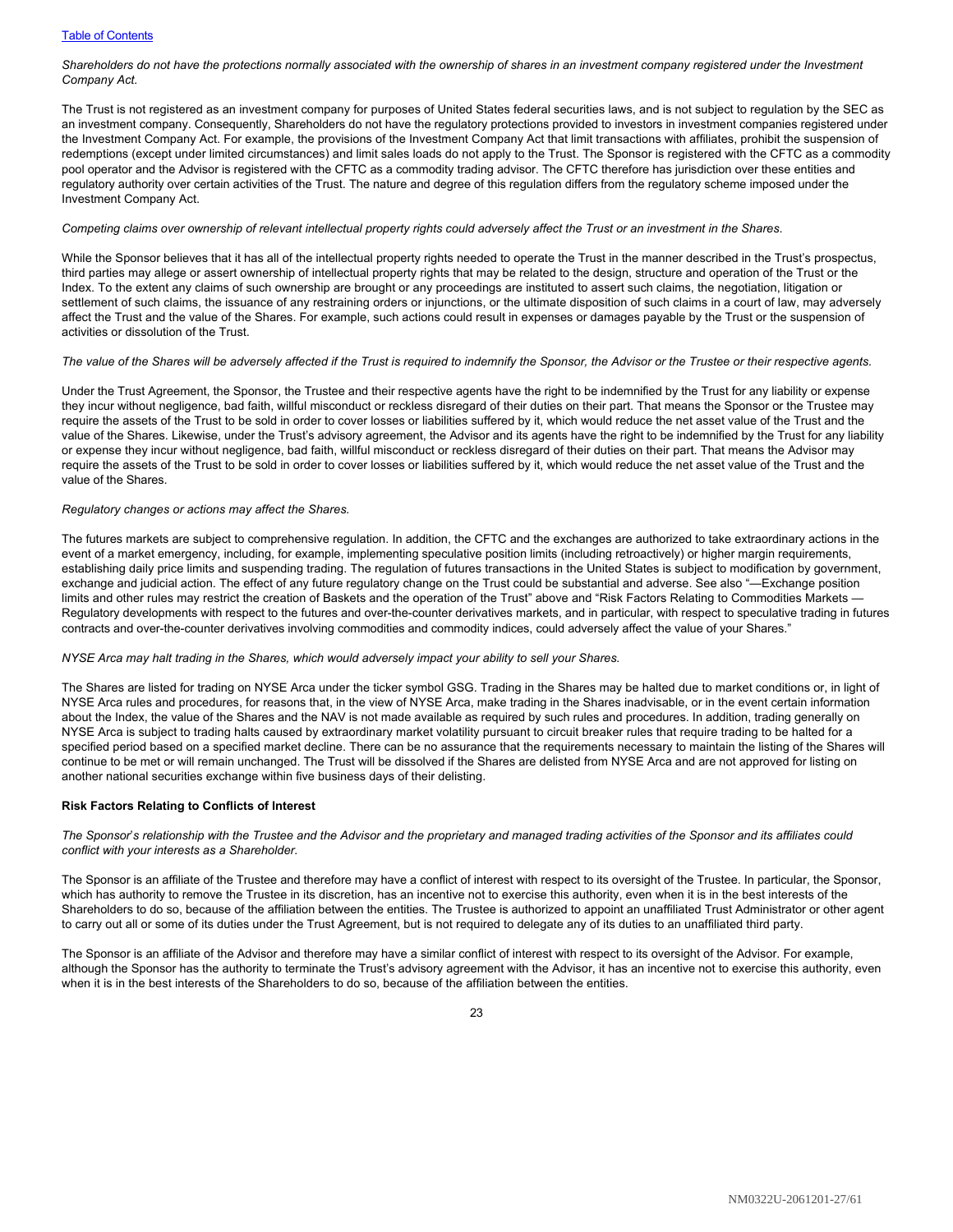*Shareholders do not have the protections normally associated with the ownership of shares in an investment company registered under the Investment Company Act.*

The Trust is not registered as an investment company for purposes of United States federal securities laws, and is not subject to regulation by the SEC as an investment company. Consequently, Shareholders do not have the regulatory protections provided to investors in investment companies registered under the Investment Company Act. For example, the provisions of the Investment Company Act that limit transactions with affiliates, prohibit the suspension of redemptions (except under limited circumstances) and limit sales loads do not apply to the Trust. The Sponsor is registered with the CFTC as a commodity pool operator and the Advisor is registered with the CFTC as a commodity trading advisor. The CFTC therefore has jurisdiction over these entities and regulatory authority over certain activities of the Trust. The nature and degree of this regulation differs from the regulatory scheme imposed under the Investment Company Act.

*Competing claims over ownership of relevant intellectual property rights could adversely affect the Trust or an investment in the Shares.*

While the Sponsor believes that it has all of the intellectual property rights needed to operate the Trust in the manner described in the Trust's prospectus, third parties may allege or assert ownership of intellectual property rights that may be related to the design, structure and operation of the Trust or the Index. To the extent any claims of such ownership are brought or any proceedings are instituted to assert such claims, the negotiation, litigation or settlement of such claims, the issuance of any restraining orders or injunctions, or the ultimate disposition of such claims in a court of law, may adversely affect the Trust and the value of the Shares. For example, such actions could result in expenses or damages payable by the Trust or the suspension of activities or dissolution of the Trust.

*The value of the Shares will be adversely affected if the Trust is required to indemnify the Sponsor, the Advisor or the Trustee or their respective agents.*

Under the Trust Agreement, the Sponsor, the Trustee and their respective agents have the right to be indemnified by the Trust for any liability or expense they incur without negligence, bad faith, willful misconduct or reckless disregard of their duties on their part. That means the Sponsor or the Trustee may require the assets of the Trust to be sold in order to cover losses or liabilities suffered by it, which would reduce the net asset value of the Trust and the value of the Shares. Likewise, under the Trust's advisory agreement, the Advisor and its agents have the right to be indemnified by the Trust for any liability or expense they incur without negligence, bad faith, willful misconduct or reckless disregard of their duties on their part. That means the Advisor may require the assets of the Trust to be sold in order to cover losses or liabilities suffered by it, which would reduce the net asset value of the Trust and the value of the Shares.

*Regulatory changes or actions may affect the Shares.*

The futures markets are subject to comprehensive regulation. In addition, the CFTC and the exchanges are authorized to take extraordinary actions in the event of a market emergency, including, for example, implementing speculative position limits (including retroactively) or higher margin requirements, establishing daily price limits and suspending trading. The regulation of futures transactions in the United States is subject to modification by government, exchange and judicial action. The effect of any future regulatory change on the Trust could be substantial and adverse. See also "—Exchange position limits and other rules may restrict the creation of Baskets and the operation of the Trust" above and "Risk Factors Relating to Commodities Markets — Regulatory developments with respect to the futures and over-the-counter derivatives markets, and in particular, with respect to speculative trading in futures contracts and over-the-counter derivatives involving commodities and commodity indices, could adversely affect the value of your Shares."

*NYSE Arca may halt trading in the Shares, which would adversely impact your ability to sell your Shares.*

The Shares are listed for trading on NYSE Arca under the ticker symbol GSG. Trading in the Shares may be halted due to market conditions or, in light of NYSE Arca rules and procedures, for reasons that, in the view of NYSE Arca, make trading in the Shares inadvisable, or in the event certain information about the Index, the value of the Shares and the NAV is not made available as required by such rules and procedures. In addition, trading generally on NYSE Arca is subject to trading halts caused by extraordinary market volatility pursuant to circuit breaker rules that require trading to be halted for a specified period based on a specified market decline. There can be no assurance that the requirements necessary to maintain the listing of the Shares will continue to be met or will remain unchanged. The Trust will be dissolved if the Shares are delisted from NYSE Arca and are not approved for listing on another national securities exchange within five business days of their delisting.

**Risk Factors Relating to Conflicts of Interest**

*The Sponsor's relationship with the Trustee and the Advisor and the proprietary and managed trading activities of the Sponsor and its affiliates could conflict with your interests as a Shareholder.*

The Sponsor is an affiliate of the Trustee and therefore may have a conflict of interest with respect to its oversight of the Trustee. In particular, the Sponsor, which has authority to remove the Trustee in its discretion, has an incentive not to exercise this authority, even when it is in the best interests of the Shareholders to do so, because of the affiliation between the entities. The Trustee is authorized to appoint an unaffiliated Trust Administrator or other agent to carry out all or some of its duties under the Trust Agreement, but is not required to delegate any of its duties to an unaffiliated third party.

The Sponsor is an affiliate of the Advisor and therefore may have a similar conflict of interest with respect to its oversight of the Advisor. For example, although the Sponsor has the authority to terminate the Trust's advisory agreement with the Advisor, it has an incentive not to exercise this authority, even when it is in the best interests of the Shareholders to do so, because of the affiliation between the entities.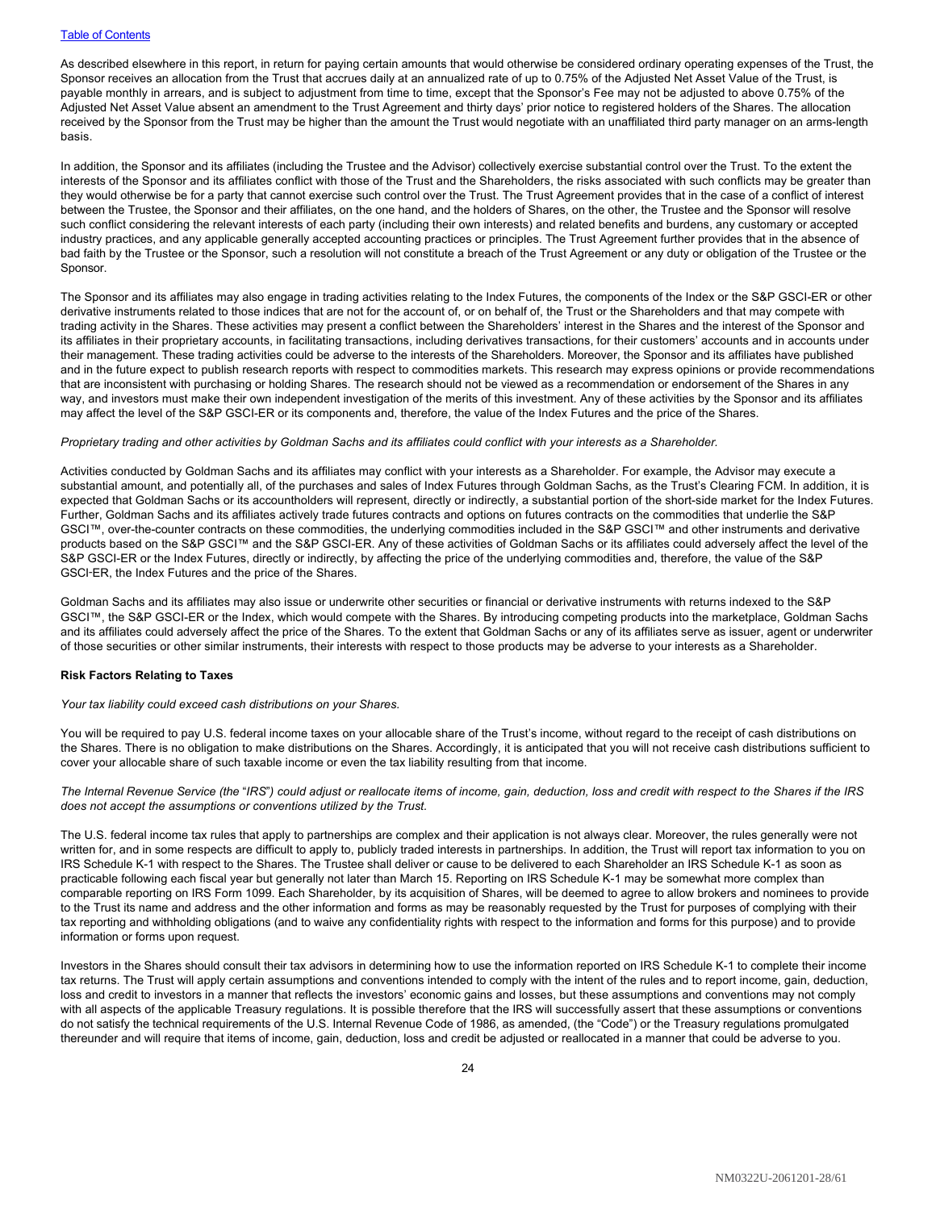As described elsewhere in this report, in return for paying certain amounts that would otherwise be considered ordinary operating expenses of the Trust, the Sponsor receives an allocation from the Trust that accrues daily at an annualized rate of up to 0.75% of the Adjusted Net Asset Value of the Trust, is payable monthly in arrears, and is subject to adjustment from time to time, except that the Sponsor's Fee may not be adjusted to above 0.75% of the Adjusted Net Asset Value absent an amendment to the Trust Agreement and thirty days' prior notice to registered holders of the Shares. The allocation received by the Sponsor from the Trust may be higher than the amount the Trust would negotiate with an unaffiliated third party manager on an arms-length basis.

In addition, the Sponsor and its affiliates (including the Trustee and the Advisor) collectively exercise substantial control over the Trust. To the extent the interests of the Sponsor and its affiliates conflict with those of the Trust and the Shareholders, the risks associated with such conflicts may be greater than they would otherwise be for a party that cannot exercise such control over the Trust. The Trust Agreement provides that in the case of a conflict of interest between the Trustee, the Sponsor and their affiliates, on the one hand, and the holders of Shares, on the other, the Trustee and the Sponsor will resolve such conflict considering the relevant interests of each party (including their own interests) and related benefits and burdens, any customary or accepted industry practices, and any applicable generally accepted accounting practices or principles. The Trust Agreement further provides that in the absence of bad faith by the Trustee or the Sponsor, such a resolution will not constitute a breach of the Trust Agreement or any duty or obligation of the Trustee or the Sponsor.

The Sponsor and its affiliates may also engage in trading activities relating to the Index Futures, the components of the Index or the S&P GSCI-ER or other derivative instruments related to those indices that are not for the account of, or on behalf of, the Trust or the Shareholders and that may compete with trading activity in the Shares. These activities may present a conflict between the Shareholders' interest in the Shares and the interest of the Sponsor and its affiliates in their proprietary accounts, in facilitating transactions, including derivatives transactions, for their customers' accounts and in accounts under their management. These trading activities could be adverse to the interests of the Shareholders. Moreover, the Sponsor and its affiliates have published and in the future expect to publish research reports with respect to commodities markets. This research may express opinions or provide recommendations that are inconsistent with purchasing or holding Shares. The research should not be viewed as a recommendation or endorsement of the Shares in any way, and investors must make their own independent investigation of the merits of this investment. Any of these activities by the Sponsor and its affiliates may affect the level of the S&P GSCI-ER or its components and, therefore, the value of the Index Futures and the price of the Shares.

*Proprietary trading and other activities by Goldman Sachs and its affiliates could conflict with your interests as a Shareholder.*

Activities conducted by Goldman Sachs and its affiliates may conflict with your interests as a Shareholder. For example, the Advisor may execute a substantial amount, and potentially all, of the purchases and sales of Index Futures through Goldman Sachs, as the Trust's Clearing FCM. In addition, it is expected that Goldman Sachs or its accountholders will represent, directly or indirectly, a substantial portion of the short-side market for the Index Futures. Further, Goldman Sachs and its affiliates actively trade futures contracts and options on futures contracts on the commodities that underlie the S&P GSCI™, over-the-counter contracts on these commodities, the underlying commodities included in the S&P GSCI™ and other instruments and derivative products based on the S&P GSCI™ and the S&P GSCI-ER. Any of these activities of Goldman Sachs or its affiliates could adversely affect the level of the S&P GSCI-ER or the Index Futures, directly or indirectly, by affecting the price of the underlying commodities and, therefore, the value of the S&P GSCI-ER, the Index Futures and the price of the Shares.

Goldman Sachs and its affiliates may also issue or underwrite other securities or financial or derivative instruments with returns indexed to the S&P GSCI™, the S&P GSCI-ER or the Index, which would compete with the Shares. By introducing competing products into the marketplace, Goldman Sachs and its affiliates could adversely affect the price of the Shares. To the extent that Goldman Sachs or any of its affiliates serve as issuer, agent or underwriter of those securities or other similar instruments, their interests with respect to those products may be adverse to your interests as a Shareholder.

**Risk Factors Relating to Taxes**

*Your tax liability could exceed cash distributions on your Shares.*

You will be required to pay U.S. federal income taxes on your allocable share of the Trust's income, without regard to the receipt of cash distributions on the Shares. There is no obligation to make distributions on the Shares. Accordingly, it is anticipated that you will not receive cash distributions sufficient to cover your allocable share of such taxable income or even the tax liability resulting from that income.

*The Internal Revenue Service (the "IRS") could adjust or reallocate items of income, gain, deduction, loss and credit with respect to the Shares if the IRS does not accept the assumptions or conventions utilized by the Trust.*

The U.S. federal income tax rules that apply to partnerships are complex and their application is not always clear. Moreover, the rules generally were not written for, and in some respects are difficult to apply to, publicly traded interests in partnerships. In addition, the Trust will report tax information to you on IRS Schedule K-1 with respect to the Shares. The Trustee shall deliver or cause to be delivered to each Shareholder an IRS Schedule K-1 as soon as practicable following each fiscal year but generally not later than March 15. Reporting on IRS Schedule K-1 may be somewhat more complex than comparable reporting on IRS Form 1099. Each Shareholder, by its acquisition of Shares, will be deemed to agree to allow brokers and nominees to provide to the Trust its name and address and the other information and forms as may be reasonably requested by the Trust for purposes of complying with their tax reporting and withholding obligations (and to waive any confidentiality rights with respect to the information and forms for this purpose) and to provide information or forms upon request.

Investors in the Shares should consult their tax advisors in determining how to use the information reported on IRS Schedule K-1 to complete their income tax returns. The Trust will apply certain assumptions and conventions intended to comply with the intent of the rules and to report income, gain, deduction, loss and credit to investors in a manner that reflects the investors' economic gains and losses, but these assumptions and conventions may not comply with all aspects of the applicable Treasury regulations. It is possible therefore that the IRS will successfully assert that these assumptions or conventions do not satisfy the technical requirements of the U.S. Internal Revenue Code of 1986, as amended, (the "Code") or the Treasury regulations promulgated thereunder and will require that items of income, gain, deduction, loss and credit be adjusted or reallocated in a manner that could be adverse to you.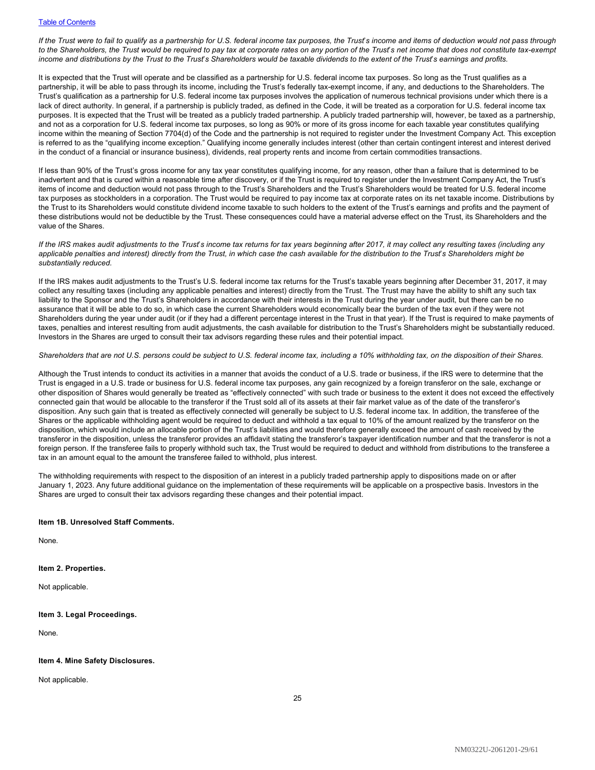*If the Trust were to fail to qualify as a partnership for U.S. federal income tax purposes, the Trust's income and items of deduction would not pass through to the Shareholders, the Trust would be required to pay tax at corporate rates on any portion of the Trust's net income that does not constitute tax-exempt income and distributions by the Trust to the Trust's Shareholders would be taxable dividends to the extent of the Trust's earnings and profits.*

It is expected that the Trust will operate and be classified as a partnership for U.S. federal income tax purposes. So long as the Trust qualifies as a partnership, it will be able to pass through its income, including the Trust's federally tax-exempt income, if any, and deductions to the Shareholders. The Trust's qualification as a partnership for U.S. federal income tax purposes involves the application of numerous technical provisions under which there is a lack of direct authority. In general, if a partnership is publicly traded, as defined in the Code, it will be treated as a corporation for U.S. federal income tax purposes. It is expected that the Trust will be treated as a publicly traded partnership. A publicly traded partnership will, however, be taxed as a partnership, and not as a corporation for U.S. federal income tax purposes, so long as 90% or more of its gross income for each taxable year constitutes qualifying income within the meaning of Section 7704(d) of the Code and the partnership is not required to register under the Investment Company Act. This exception is referred to as the "qualifying income exception." Qualifying income generally includes interest (other than certain contingent interest and interest derived in the conduct of a financial or insurance business), dividends, real property rents and income from certain commodities transactions.

If less than 90% of the Trust's gross income for any tax year constitutes qualifying income, for any reason, other than a failure that is determined to be inadvertent and that is cured within a reasonable time after discovery, or if the Trust is required to register under the Investment Company Act, the Trust's items of income and deduction would not pass through to the Trust's Shareholders and the Trust's Shareholders would be treated for U.S. federal income tax purposes as stockholders in a corporation. The Trust would be required to pay income tax at corporate rates on its net taxable income. Distributions by the Trust to its Shareholders would constitute dividend income taxable to such holders to the extent of the Trust's earnings and profits and the payment of these distributions would not be deductible by the Trust. These consequences could have a material adverse effect on the Trust, its Shareholders and the value of the Shares.

*If the IRS makes audit adjustments to the Trust's income tax returns for tax years beginning after 2017, it may collect any resulting taxes (including any applicable penalties and interest) directly from the Trust, in which case the cash available for the distribution to the Trust's Shareholders might be substantially reduced.*

If the IRS makes audit adjustments to the Trust's U.S. federal income tax returns for the Trust's taxable years beginning after December 31, 2017, it may collect any resulting taxes (including any applicable penalties and interest) directly from the Trust. The Trust may have the ability to shift any such tax liability to the Sponsor and the Trust's Shareholders in accordance with their interests in the Trust during the year under audit, but there can be no assurance that it will be able to do so, in which case the current Shareholders would economically bear the burden of the tax even if they were not Shareholders during the year under audit (or if they had a different percentage interest in the Trust in that year). If the Trust is required to make payments of taxes, penalties and interest resulting from audit adjustments, the cash available for distribution to the Trust's Shareholders might be substantially reduced. Investors in the Shares are urged to consult their tax advisors regarding these rules and their potential impact.

*Shareholders that are not U.S. persons could be subject to U.S. federal income tax, including a 10% withholding tax, on the disposition of their Shares.*

Although the Trust intends to conduct its activities in a manner that avoids the conduct of a U.S. trade or business, if the IRS were to determine that the Trust is engaged in a U.S. trade or business for U.S. federal income tax purposes, any gain recognized by a foreign transferor on the sale, exchange or other disposition of Shares would generally be treated as "effectively connected" with such trade or business to the extent it does not exceed the effectively connected gain that would be allocable to the transferor if the Trust sold all of its assets at their fair market value as of the date of the transferor's disposition. Any such gain that is treated as effectively connected will generally be subject to U.S. federal income tax. In addition, the transferee of the Shares or the applicable withholding agent would be required to deduct and withhold a tax equal to 10% of the amount realized by the transferor on the disposition, which would include an allocable portion of the Trust's liabilities and would therefore generally exceed the amount of cash received by the transferor in the disposition, unless the transferor provides an affidavit stating the transferor's taxpayer identification number and that the transferor is not a foreign person. If the transferee fails to properly withhold such tax, the Trust would be required to deduct and withhold from distributions to the transferee a tax in an amount equal to the amount the transferee failed to withhold, plus interest.

The withholding requirements with respect to the disposition of an interest in a publicly traded partnership apply to dispositions made on or after January 1, 2023. Any future additional guidance on the implementation of these requirements will be applicable on a prospective basis. Investors in the Shares are urged to consult their tax advisors regarding these changes and their potential impact.

**Item 1B. Unresolved Staff Comments.**

None.

**Item 2. Properties.**

Not applicable.

**Item 3. Legal Proceedings.**

None.

**Item 4. Mine Safety Disclosures.**

Not applicable.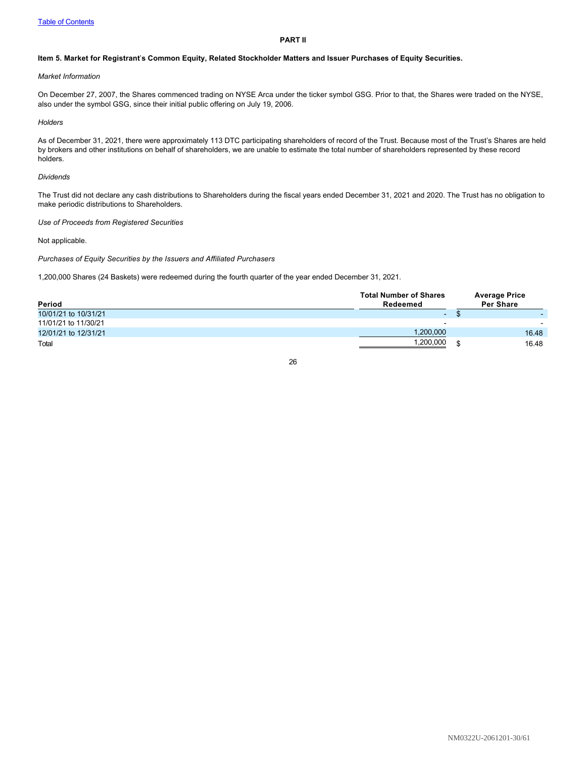## PART II

### Item 5. Market for Registrant's Common Equity, Related Stockholder Matters and Issuer Purchases of Equity Securities.

*Market Information*

On December 27, 2007, the Shares commenced trading on NYSE Arca under the ticker symbol GSG. Prior to that, the Shares were traded on the NYSE, also under the symbol GSG, since their initial public offering on July 19, 2006.

*Holders*

As of December 31, 2021, there were approximately 113 DTC participating shareholders of record of the Trust. Because most of the Trust's Shares are held by brokers and other institutions on behalf of shareholders, we are unable to estimate the total number of shareholders represented by these record holders.

*Dividends*

The Trust did not declare any cash distributions to Shareholders during the fiscal years ended December 31, 2021 and 2020. The Trust has no obligation to make periodic distributions to Shareholders.

*Use of Proceeds from Registered Securities*

Not applicable.

*Purchases of Equity Securities by the Issuers and Affiliated Purchasers*

1,200,000 Shares (24 Baskets) were redeemed during the fourth quarter of the year ended December 31, 2021.

| Period | Total Number of Shares Redeemed | Average Price Per Share |
|---|---|---|
| 10/01/21 to 10/31/21 | - | $ - |
| 11/01/21 to 11/30/21 | - | - |
| 12/01/21 to 12/31/21 | 1,200,000 | 16.48 |
| Total | 1,200,000 | $ 16.48 |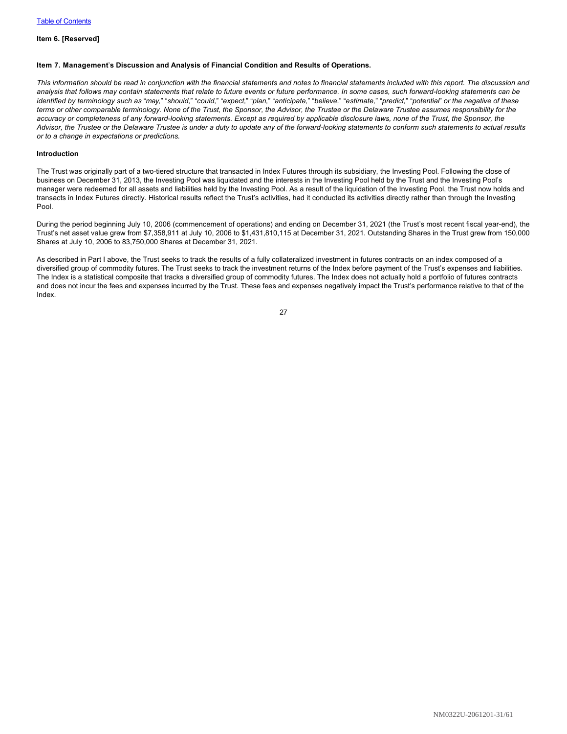### Item 6. [Reserved]

### Item 7. Management's Discussion and Analysis of Financial Condition and Results of Operations.

*This information should be read in conjunction with the financial statements and notes to financial statements included with this report. The discussion and analysis that follows may contain statements that relate to future events or future performance. In some cases, such forward-looking statements can be identified by terminology such as "may," "should," "could," "expect," "plan," "anticipate," "believe," "estimate," "predict," "potential" or the negative of these terms or other comparable terminology. None of the Trust, the Sponsor, the Advisor, the Trustee or the Delaware Trustee assumes responsibility for the accuracy or completeness of any forward-looking statements. Except as required by applicable disclosure laws, none of the Trust, the Sponsor, the Advisor, the Trustee or the Delaware Trustee is under a duty to update any of the forward-looking statements to conform such statements to actual results or to a change in expectations or predictions.*

#### Introduction

The Trust was originally part of a two-tiered structure that transacted in Index Futures through its subsidiary, the Investing Pool. Following the close of business on December 31, 2013, the Investing Pool was liquidated and the interests in the Investing Pool held by the Trust and the Investing Pool's manager were redeemed for all assets and liabilities held by the Investing Pool. As a result of the liquidation of the Investing Pool, the Trust now holds and transacts in Index Futures directly. Historical results reflect the Trust's activities, had it conducted its activities directly rather than through the Investing Pool.

During the period beginning July 10, 2006 (commencement of operations) and ending on December 31, 2021 (the Trust's most recent fiscal year-end), the Trust's net asset value grew from $7,358,911 at July 10, 2006 to $1,431,810,115 at December 31, 2021. Outstanding Shares in the Trust grew from 150,000 Shares at July 10, 2006 to 83,750,000 Shares at December 31, 2021.

As described in Part I above, the Trust seeks to track the results of a fully collateralized investment in futures contracts on an index composed of a diversified group of commodity futures. The Trust seeks to track the investment returns of the Index before payment of the Trust's expenses and liabilities. The Index is a statistical composite that tracks a diversified group of commodity futures. The Index does not actually hold a portfolio of futures contracts and does not incur the fees and expenses incurred by the Trust. These fees and expenses negatively impact the Trust's performance relative to that of the Index.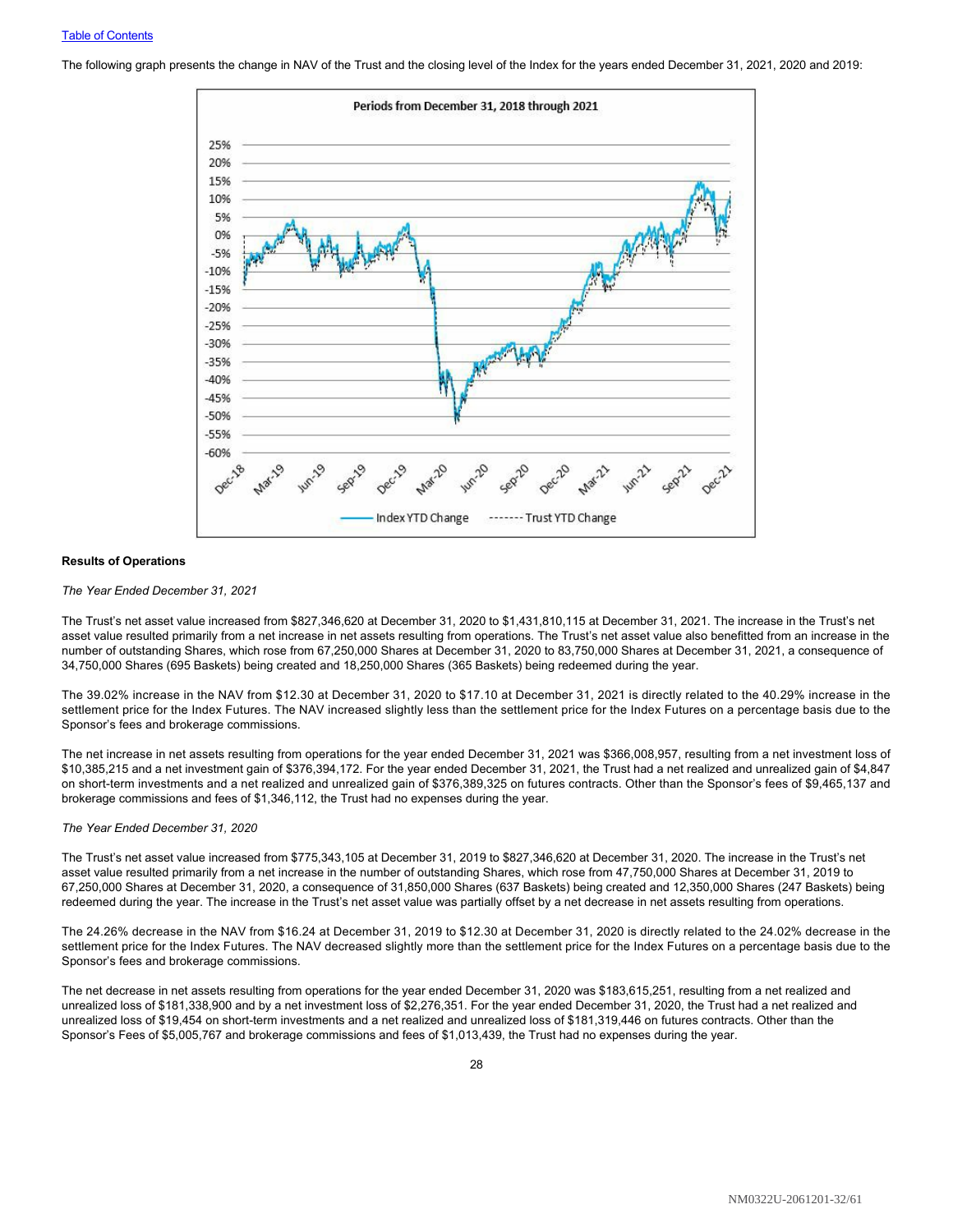[Table of Contents](#)

The following graph presents the change in NAV of the Trust and the closing level of the Index for the years ended December 31, 2021, 2020 and 2019:

**Results of Operations**

*The Year Ended December 31, 2021*

The Trust's net asset value increased from $827,346,620 at December 31, 2020 to $1,431,810,115 at December 31, 2021. The increase in the Trust's net asset value resulted primarily from a net increase in net assets resulting from operations. The Trust's net asset value also benefitted from an increase in the number of outstanding Shares, which rose from 67,250,000 Shares at December 31, 2020 to 83,750,000 Shares at December 31, 2021, a consequence of 34,750,000 Shares (695 Baskets) being created and 18,250,000 Shares (365 Baskets) being redeemed during the year.

The 39.02% increase in the NAV from $12.30 at December 31, 2020 to $17.10 at December 31, 2021 is directly related to the 40.29% increase in the settlement price for the Index Futures. The NAV increased slightly less than the settlement price for the Index Futures on a percentage basis due to the Sponsor's fees and brokerage commissions.

The net increase in net assets resulting from operations for the year ended December 31, 2021 was $366,008,957, resulting from a net investment loss of $10,385,215 and a net investment gain of $376,394,172. For the year ended December 31, 2021, the Trust had a net realized and unrealized gain of $4,847 on short-term investments and a net realized and unrealized gain of $376,389,325 on futures contracts. Other than the Sponsor's fees of $9,465,137 and brokerage commissions and fees of $1,346,112, the Trust had no expenses during the year.

*The Year Ended December 31, 2020*

The Trust's net asset value increased from $775,343,105 at December 31, 2019 to $827,346,620 at December 31, 2020. The increase in the Trust's net asset value resulted primarily from a net increase in the number of outstanding Shares, which rose from 47,750,000 Shares at December 31, 2019 to 67,250,000 Shares at December 31, 2020, a consequence of 31,850,000 Shares (637 Baskets) being created and 12,350,000 Shares (247 Baskets) being redeemed during the year. The increase in the Trust's net asset value was partially offset by a net decrease in net assets resulting from operations.

The 24.26% decrease in the NAV from $16.24 at December 31, 2019 to $12.30 at December 31, 2020 is directly related to the 24.02% decrease in the settlement price for the Index Futures. The NAV decreased slightly more than the settlement price for the Index Futures on a percentage basis due to the Sponsor's fees and brokerage commissions.

The net decrease in net assets resulting from operations for the year ended December 31, 2020 was $183,615,251, resulting from a net realized and unrealized loss of $181,338,900 and by a net investment loss of $2,276,351. For the year ended December 31, 2020, the Trust had a net realized and unrealized loss of $19,454 on short-term investments and a net realized and unrealized loss of $181,319,446 on futures contracts. Other than the Sponsor's Fees of $5,005,767 and brokerage commissions and fees of $1,013,439, the Trust had no expenses during the year.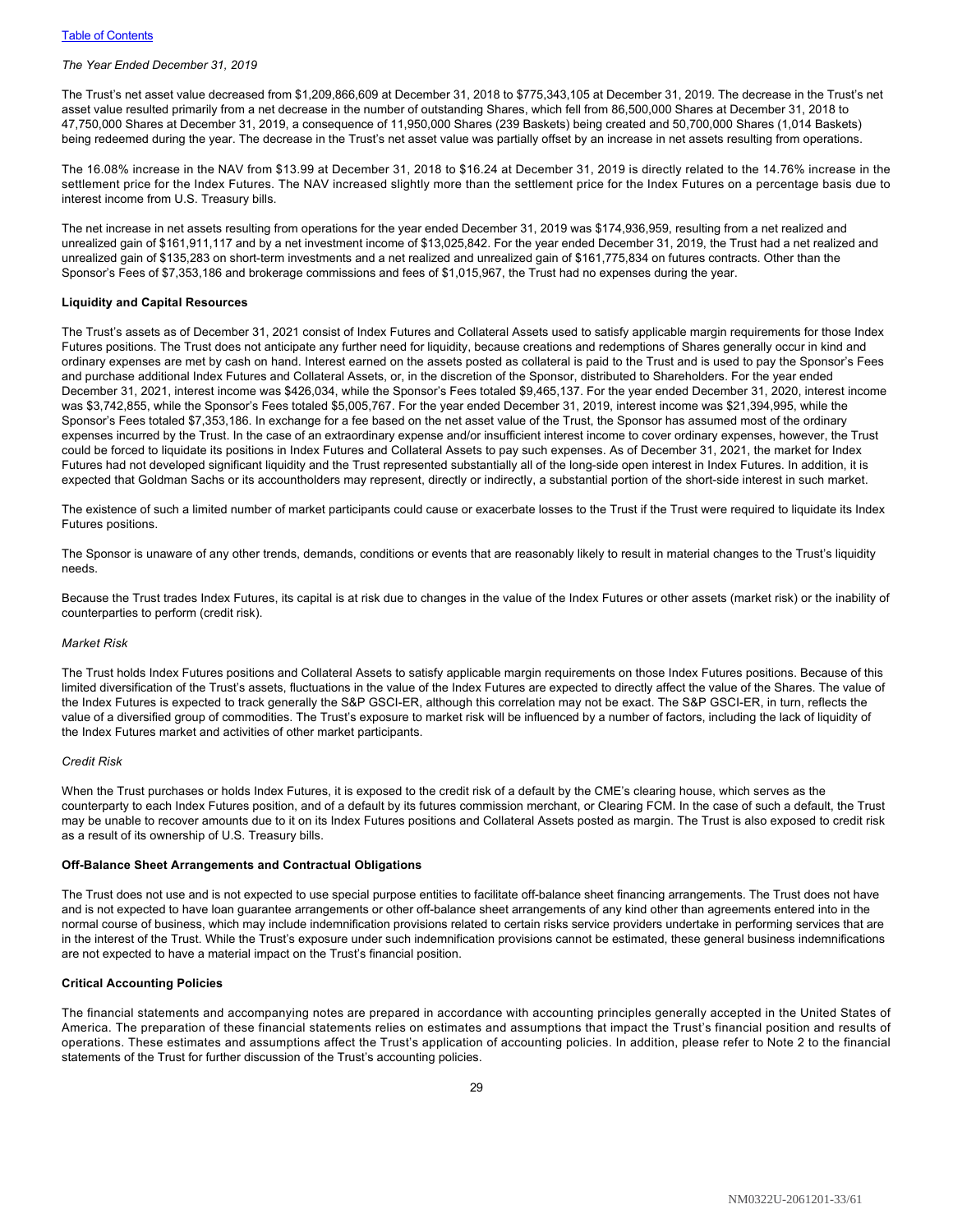*The Year Ended December 31, 2019*

The Trust's net asset value decreased from $1,209,866,609 at December 31, 2018 to $775,343,105 at December 31, 2019. The decrease in the Trust's net asset value resulted primarily from a net decrease in the number of outstanding Shares, which fell from 86,500,000 Shares at December 31, 2018 to 47,750,000 Shares at December 31, 2019, a consequence of 11,950,000 Shares (239 Baskets) being created and 50,700,000 Shares (1,014 Baskets) being redeemed during the year. The decrease in the Trust's net asset value was partially offset by an increase in net assets resulting from operations.

The 16.08% increase in the NAV from $13.99 at December 31, 2018 to $16.24 at December 31, 2019 is directly related to the 14.76% increase in the settlement price for the Index Futures. The NAV increased slightly more than the settlement price for the Index Futures on a percentage basis due to interest income from U.S. Treasury bills.

The net increase in net assets resulting from operations for the year ended December 31, 2019 was $174,936,959, resulting from a net realized and unrealized gain of $161,911,117 and by a net investment income of $13,025,842. For the year ended December 31, 2019, the Trust had a net realized and unrealized gain of $135,283 on short-term investments and a net realized and unrealized gain of $161,775,834 on futures contracts. Other than the Sponsor's Fees of $7,353,186 and brokerage commissions and fees of $1,015,967, the Trust had no expenses during the year.

**Liquidity and Capital Resources**

The Trust's assets as of December 31, 2021 consist of Index Futures and Collateral Assets used to satisfy applicable margin requirements for those Index Futures positions. The Trust does not anticipate any further need for liquidity, because creations and redemptions of Shares generally occur in kind and ordinary expenses are met by cash on hand. Interest earned on the assets posted as collateral is paid to the Trust and is used to pay the Sponsor's Fees and purchase additional Index Futures and Collateral Assets, or, in the discretion of the Sponsor, distributed to Shareholders. For the year ended December 31, 2021, interest income was $426,034, while the Sponsor's Fees totaled $9,465,137. For the year ended December 31, 2020, interest income was $3,742,855, while the Sponsor's Fees totaled $5,005,767. For the year ended December 31, 2019, interest income was $21,394,995, while the Sponsor's Fees totaled $7,353,186. In exchange for a fee based on the net asset value of the Trust, the Sponsor has assumed most of the ordinary expenses incurred by the Trust. In the case of an extraordinary expense and/or insufficient interest income to cover ordinary expenses, however, the Trust could be forced to liquidate its positions in Index Futures and Collateral Assets to pay such expenses. As of December 31, 2021, the market for Index Futures had not developed significant liquidity and the Trust represented substantially all of the long-side open interest in Index Futures. In addition, it is expected that Goldman Sachs or its accountholders may represent, directly or indirectly, a substantial portion of the short-side interest in such market.

The existence of such a limited number of market participants could cause or exacerbate losses to the Trust if the Trust were required to liquidate its Index Futures positions.

The Sponsor is unaware of any other trends, demands, conditions or events that are reasonably likely to result in material changes to the Trust's liquidity needs.

Because the Trust trades Index Futures, its capital is at risk due to changes in the value of the Index Futures or other assets (market risk) or the inability of counterparties to perform (credit risk).

*Market Risk*

The Trust holds Index Futures positions and Collateral Assets to satisfy applicable margin requirements on those Index Futures positions. Because of this limited diversification of the Trust's assets, fluctuations in the value of the Index Futures are expected to directly affect the value of the Shares. The value of the Index Futures is expected to track generally the S&P GSCI-ER, although this correlation may not be exact. The S&P GSCI-ER, in turn, reflects the value of a diversified group of commodities. The Trust's exposure to market risk will be influenced by a number of factors, including the lack of liquidity of the Index Futures market and activities of other market participants.

*Credit Risk*

When the Trust purchases or holds Index Futures, it is exposed to the credit risk of a default by the CME's clearing house, which serves as the counterparty to each Index Futures position, and of a default by its futures commission merchant, or Clearing FCM. In the case of such a default, the Trust may be unable to recover amounts due to it on its Index Futures positions and Collateral Assets posted as margin. The Trust is also exposed to credit risk as a result of its ownership of U.S. Treasury bills.

**Off-Balance Sheet Arrangements and Contractual Obligations**

The Trust does not use and is not expected to use special purpose entities to facilitate off-balance sheet financing arrangements. The Trust does not have and is not expected to have loan guarantee arrangements or other off-balance sheet arrangements of any kind other than agreements entered into in the normal course of business, which may include indemnification provisions related to certain risks service providers undertake in performing services that are in the interest of the Trust. While the Trust's exposure under such indemnification provisions cannot be estimated, these general business indemnifications are not expected to have a material impact on the Trust's financial position.

**Critical Accounting Policies**

The financial statements and accompanying notes are prepared in accordance with accounting principles generally accepted in the United States of America. The preparation of these financial statements relies on estimates and assumptions that impact the Trust's financial position and results of operations. These estimates and assumptions affect the Trust's application of accounting policies. In addition, please refer to Note 2 to the financial statements of the Trust for further discussion of the Trust's accounting policies.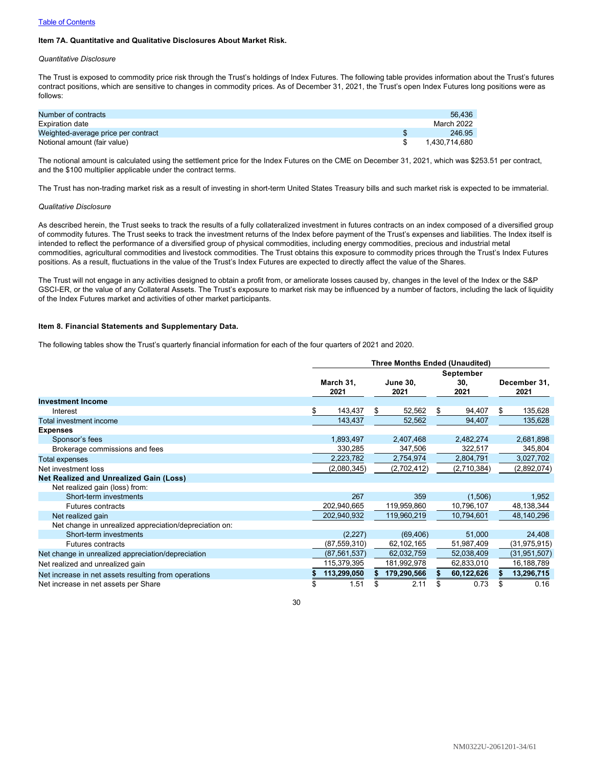[Table of Contents](#)

**Item 7A. Quantitative and Qualitative Disclosures About Market Risk.**

*Quantitative Disclosure*

The Trust is exposed to commodity price risk through the Trust's holdings of Index Futures. The following table provides information about the Trust's futures contract positions, which are sensitive to changes in commodity prices. As of December 31, 2021, the Trust's open Index Futures long positions were as follows:

| | |
|---|---|
| Number of contracts | 56,436 |
| Expiration date | March 2022 |
| Weighted-average price per contract | $ 246.95 |
| Notional amount (fair value) | $ 1,430,714,680 |

The notional amount is calculated using the settlement price for the Index Futures on the CME on December 31, 2021, which was $253.51 per contract, and the $100 multiplier applicable under the contract terms.

The Trust has non-trading market risk as a result of investing in short-term United States Treasury bills and such market risk is expected to be immaterial.

*Qualitative Disclosure*

As described herein, the Trust seeks to track the results of a fully collateralized investment in futures contracts on an index composed of a diversified group of commodity futures. The Trust seeks to track the investment returns of the Index before payment of the Trust's expenses and liabilities. The Index itself is intended to reflect the performance of a diversified group of physical commodities, including energy commodities, precious and industrial metal commodities, agricultural commodities and livestock commodities. The Trust obtains this exposure to commodity prices through the Trust's Index Futures positions. As a result, fluctuations in the value of the Trust's Index Futures are expected to directly affect the value of the Shares.

The Trust will not engage in any activities designed to obtain a profit from, or ameliorate losses caused by, changes in the level of the Index or the S&P GSCI-ER, or the value of any Collateral Assets. The Trust's exposure to market risk may be influenced by a number of factors, including the lack of liquidity of the Index Futures market and activities of other market participants.

**Item 8. Financial Statements and Supplementary Data.**

The following tables show the Trust's quarterly financial information for each of the four quarters of 2021 and 2020.

| | Three Months Ended (Unaudited) | | | |
|---|---|---|---|---|
| | March 31, 2021 | June 30, 2021 | September 30, 2021 | December 31, 2021 |
| **Investment Income** | | | | |
| Interest | $ 143,437 | $ 52,562 | $ 94,407 | $ 135,628 |
| Total investment income | 143,437 | 52,562 | 94,407 | 135,628 |
| **Expenses** | | | | |
| Sponsor's fees | 1,893,497 | 2,407,468 | 2,482,274 | 2,681,898 |
| Brokerage commissions and fees | 330,285 | 347,506 | 322,517 | 345,804 |
| Total expenses | 2,223,782 | 2,754,974 | 2,804,791 | 3,027,702 |
| Net investment loss | (2,080,345) | (2,702,412) | (2,710,384) | (2,892,074) |
| **Net Realized and Unrealized Gain (Loss)** | | | | |
| Net realized gain (loss) from: | | | | |
| Short-term investments | 267 | 359 | (1,506) | 1,952 |
| Futures contracts | 202,940,665 | 119,959,860 | 10,796,107 | 48,138,344 |
| Net realized gain | 202,940,932 | 119,960,219 | 10,794,601 | 48,140,296 |
| Net change in unrealized appreciation/depreciation on: | | | | |
| Short-term investments | (2,227) | (69,406) | 51,000 | 24,408 |
| Futures contracts | (87,559,310) | 62,102,165 | 51,987,409 | (31,975,915) |
| Net change in unrealized appreciation/depreciation | (87,561,537) | 62,032,759 | 52,038,409 | (31,951,507) |
| Net realized and unrealized gain | 115,379,395 | 181,992,978 | 62,833,010 | 16,188,789 |
| Net increase in net assets resulting from operations | **$ 113,299,050** | **$ 179,290,566** | **$ 60,122,626** | **$ 13,296,715** |
| Net increase in net assets per Share | $ 1.51 | $ 2.11 | $ 0.73 | $ 0.16 |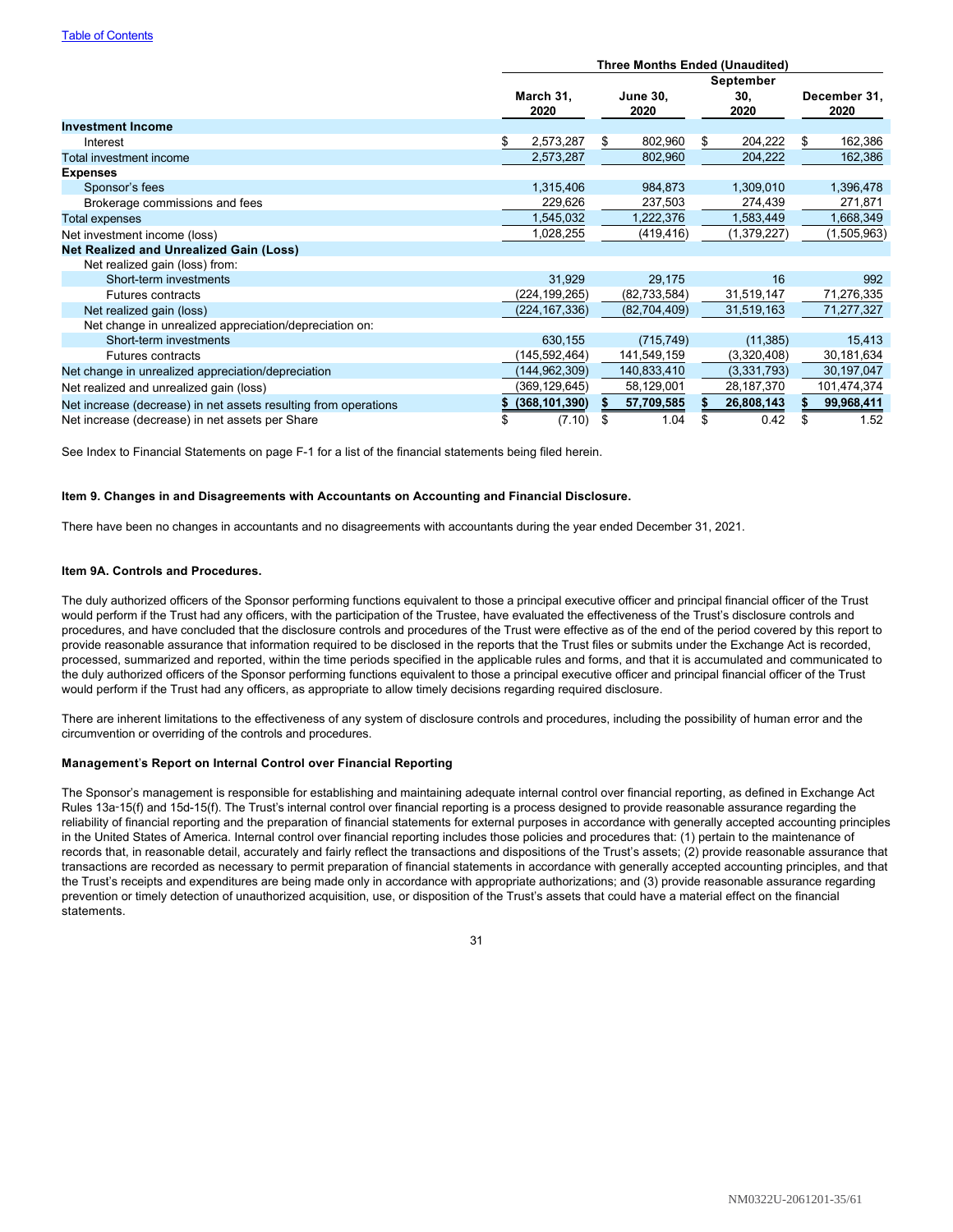| | Three Months Ended (Unaudited) | | | |
|---|---|---|---|---|
| | March 31, 2020 | June 30, 2020 | September 30, 2020 | December 31, 2020 |
| **Investment Income** | | | | |
| Interest | $ 2,573,287 | $ 802,960 | $ 204,222 | $ 162,386 |
| Total investment income | 2,573,287 | 802,960 | 204,222 | 162,386 |
| **Expenses** | | | | |
| Sponsor's fees | 1,315,406 | 984,873 | 1,309,010 | 1,396,478 |
| Brokerage commissions and fees | 229,626 | 237,503 | 274,439 | 271,871 |
| Total expenses | 1,545,032 | 1,222,376 | 1,583,449 | 1,668,349 |
| Net investment income (loss) | 1,028,255 | (419,416) | (1,379,227) | (1,505,963) |
| **Net Realized and Unrealized Gain (Loss)** | | | | |
| Net realized gain (loss) from: | | | | |
| Short-term investments | 31,929 | 29,175 | 16 | 992 |
| Futures contracts | (224,199,265) | (82,733,584) | 31,519,147 | 71,276,335 |
| Net realized gain (loss) | (224,167,336) | (82,704,409) | 31,519,163 | 71,277,327 |
| Net change in unrealized appreciation/depreciation on: | | | | |
| Short-term investments | 630,155 | (715,749) | (11,385) | 15,413 |
| Futures contracts | (145,592,464) | 141,549,159 | (3,320,408) | 30,181,634 |
| Net change in unrealized appreciation/depreciation | (144,962,309) | 140,833,410 | (3,331,793) | 30,197,047 |
| Net realized and unrealized gain (loss) | (369,129,645) | 58,129,001 | 28,187,370 | 101,474,374 |
| Net increase (decrease) in net assets resulting from operations | **$ (368,101,390)** | **$ 57,709,585** | **$ 26,808,143** | **$ 99,968,411** |
| Net increase (decrease) in net assets per Share | $ (7.10) | $ 1.04 | $ 0.42 | $ 1.52 |

See Index to Financial Statements on page F-1 for a list of the financial statements being filed herein.

**Item 9. Changes in and Disagreements with Accountants on Accounting and Financial Disclosure.**

There have been no changes in accountants and no disagreements with accountants during the year ended December 31, 2021.

**Item 9A. Controls and Procedures.**

The duly authorized officers of the Sponsor performing functions equivalent to those a principal executive officer and principal financial officer of the Trust would perform if the Trust had any officers, with the participation of the Trustee, have evaluated the effectiveness of the Trust's disclosure controls and procedures, and have concluded that the disclosure controls and procedures of the Trust were effective as of the end of the period covered by this report to provide reasonable assurance that information required to be disclosed in the reports that the Trust files or submits under the Exchange Act is recorded, processed, summarized and reported, within the time periods specified in the applicable rules and forms, and that it is accumulated and communicated to the duly authorized officers of the Sponsor performing functions equivalent to those a principal executive officer and principal financial officer of the Trust would perform if the Trust had any officers, as appropriate to allow timely decisions regarding required disclosure.

There are inherent limitations to the effectiveness of any system of disclosure controls and procedures, including the possibility of human error and the circumvention or overriding of the controls and procedures.

**Management's Report on Internal Control over Financial Reporting**

The Sponsor's management is responsible for establishing and maintaining adequate internal control over financial reporting, as defined in Exchange Act Rules 13a-15(f) and 15d-15(f). The Trust's internal control over financial reporting is a process designed to provide reasonable assurance regarding the reliability of financial reporting and the preparation of financial statements for external purposes in accordance with generally accepted accounting principles in the United States of America. Internal control over financial reporting includes those policies and procedures that: (1) pertain to the maintenance of records that, in reasonable detail, accurately and fairly reflect the transactions and dispositions of the Trust's assets; (2) provide reasonable assurance that transactions are recorded as necessary to permit preparation of financial statements in accordance with generally accepted accounting principles, and that the Trust's receipts and expenditures are being made only in accordance with appropriate authorizations; and (3) provide reasonable assurance regarding prevention or timely detection of unauthorized acquisition, use, or disposition of the Trust's assets that could have a material effect on the financial statements.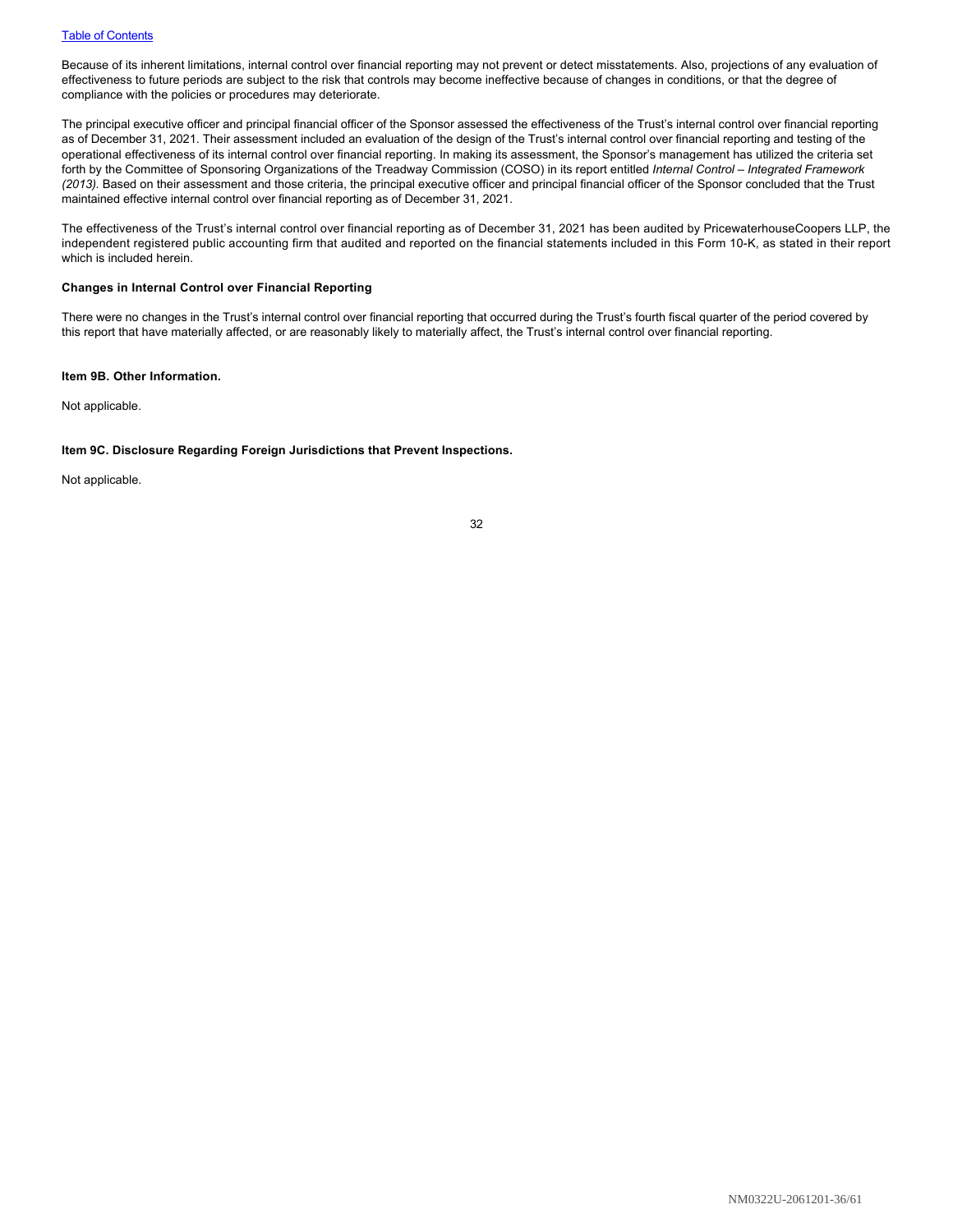Because of its inherent limitations, internal control over financial reporting may not prevent or detect misstatements. Also, projections of any evaluation of effectiveness to future periods are subject to the risk that controls may become ineffective because of changes in conditions, or that the degree of compliance with the policies or procedures may deteriorate.

The principal executive officer and principal financial officer of the Sponsor assessed the effectiveness of the Trust's internal control over financial reporting as of December 31, 2021. Their assessment included an evaluation of the design of the Trust's internal control over financial reporting and testing of the operational effectiveness of its internal control over financial reporting. In making its assessment, the Sponsor's management has utilized the criteria set forth by the Committee of Sponsoring Organizations of the Treadway Commission (COSO) in its report entitled *Internal Control – Integrated Framework (2013).* Based on their assessment and those criteria, the principal executive officer and principal financial officer of the Sponsor concluded that the Trust maintained effective internal control over financial reporting as of December 31, 2021.

The effectiveness of the Trust's internal control over financial reporting as of December 31, 2021 has been audited by PricewaterhouseCoopers LLP, the independent registered public accounting firm that audited and reported on the financial statements included in this Form 10-K, as stated in their report which is included herein.

**Changes in Internal Control over Financial Reporting**

There were no changes in the Trust's internal control over financial reporting that occurred during the Trust's fourth fiscal quarter of the period covered by this report that have materially affected, or are reasonably likely to materially affect, the Trust's internal control over financial reporting.

**Item 9B. Other Information.**

Not applicable.

**Item 9C. Disclosure Regarding Foreign Jurisdictions that Prevent Inspections.**

Not applicable.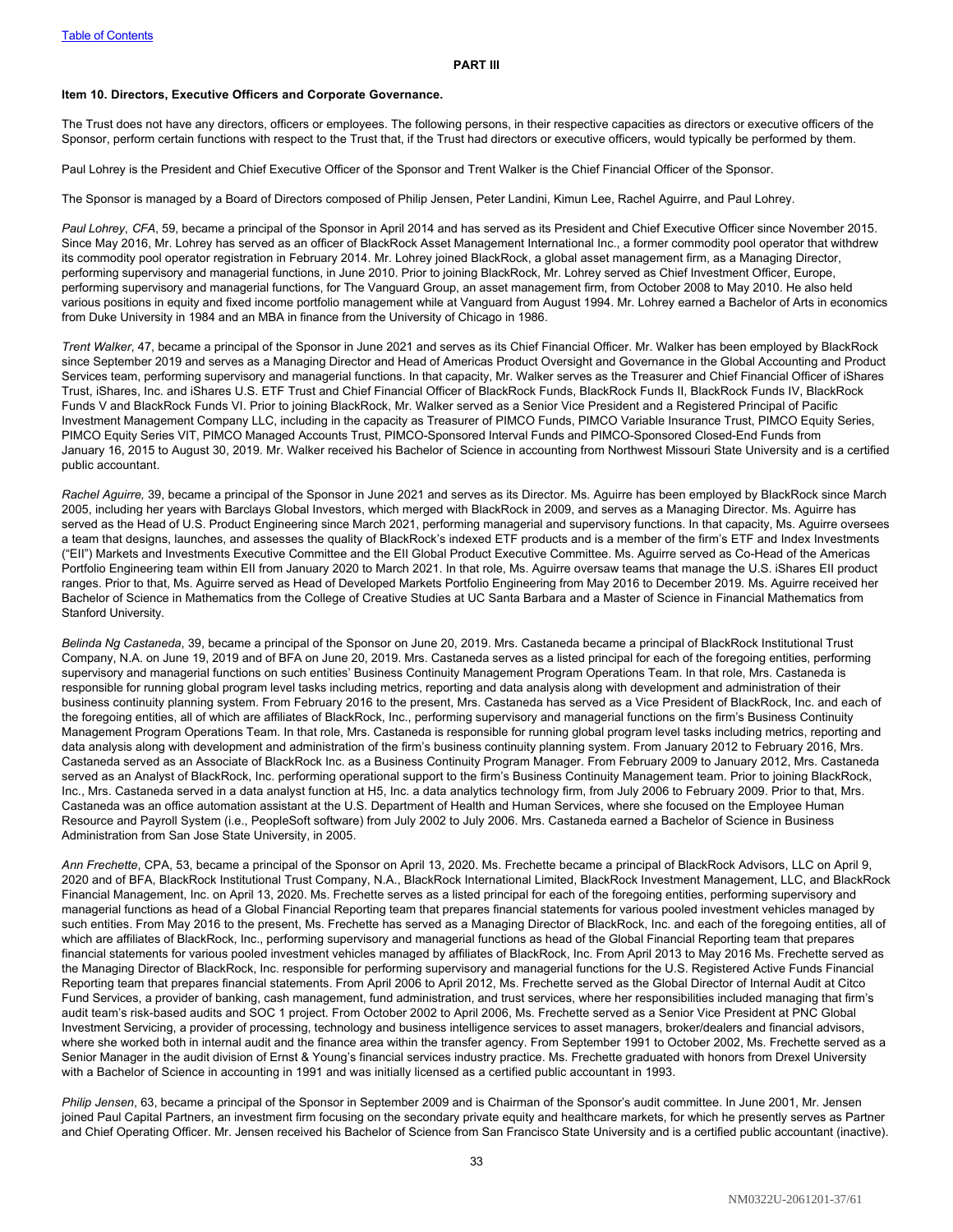## PART III

### Item 10. Directors, Executive Officers and Corporate Governance.

The Trust does not have any directors, officers or employees. The following persons, in their respective capacities as directors or executive officers of the Sponsor, perform certain functions with respect to the Trust that, if the Trust had directors or executive officers, would typically be performed by them.

Paul Lohrey is the President and Chief Executive Officer of the Sponsor and Trent Walker is the Chief Financial Officer of the Sponsor.

The Sponsor is managed by a Board of Directors composed of Philip Jensen, Peter Landini, Kimun Lee, Rachel Aguirre, and Paul Lohrey.

*Paul Lohrey*, *CFA*, 59, became a principal of the Sponsor in April 2014 and has served as its President and Chief Executive Officer since November 2015. Since May 2016, Mr. Lohrey has served as an officer of BlackRock Asset Management International Inc., a former commodity pool operator that withdrew its commodity pool operator registration in February 2014. Mr. Lohrey joined BlackRock, a global asset management firm, as a Managing Director, performing supervisory and managerial functions, in June 2010. Prior to joining BlackRock, Mr. Lohrey served as Chief Investment Officer, Europe, performing supervisory and managerial functions, for The Vanguard Group, an asset management firm, from October 2008 to May 2010. He also held various positions in equity and fixed income portfolio management while at Vanguard from August 1994. Mr. Lohrey earned a Bachelor of Arts in economics from Duke University in 1984 and an MBA in finance from the University of Chicago in 1986.

*Trent Walker*, 47, became a principal of the Sponsor in June 2021 and serves as its Chief Financial Officer. Mr. Walker has been employed by BlackRock since September 2019 and serves as a Managing Director and Head of Americas Product Oversight and Governance in the Global Accounting and Product Services team, performing supervisory and managerial functions. In that capacity, Mr. Walker serves as the Treasurer and Chief Financial Officer of iShares Trust, iShares, Inc. and iShares U.S. ETF Trust and Chief Financial Officer of BlackRock Funds, BlackRock Funds II, BlackRock Funds IV, BlackRock Funds V and BlackRock Funds VI. Prior to joining BlackRock, Mr. Walker served as a Senior Vice President and a Registered Principal of Pacific Investment Management Company LLC, including in the capacity as Treasurer of PIMCO Funds, PIMCO Variable Insurance Trust, PIMCO Equity Series, PIMCO Equity Series VIT, PIMCO Managed Accounts Trust, PIMCO-Sponsored Interval Funds and PIMCO-Sponsored Closed-End Funds from January 16, 2015 to August 30, 2019. Mr. Walker received his Bachelor of Science in accounting from Northwest Missouri State University and is a certified public accountant.

*Rachel Aguirre,* 39, became a principal of the Sponsor in June 2021 and serves as its Director. Ms. Aguirre has been employed by BlackRock since March 2005, including her years with Barclays Global Investors, which merged with BlackRock in 2009, and serves as a Managing Director. Ms. Aguirre has served as the Head of U.S. Product Engineering since March 2021, performing managerial and supervisory functions. In that capacity, Ms. Aguirre oversees a team that designs, launches, and assesses the quality of BlackRock's indexed ETF products and is a member of the firm's ETF and Index Investments ("EII") Markets and Investments Executive Committee and the EII Global Product Executive Committee. Ms. Aguirre served as Co-Head of the Americas Portfolio Engineering team within EII from January 2020 to March 2021. In that role, Ms. Aguirre oversaw teams that manage the U.S. iShares EII product ranges. Prior to that, Ms. Aguirre served as Head of Developed Markets Portfolio Engineering from May 2016 to December 2019. Ms. Aguirre received her Bachelor of Science in Mathematics from the College of Creative Studies at UC Santa Barbara and a Master of Science in Financial Mathematics from Stanford University.

*Belinda Ng Castaneda*, 39, became a principal of the Sponsor on June 20, 2019. Mrs. Castaneda became a principal of BlackRock Institutional Trust Company, N.A. on June 19, 2019 and of BFA on June 20, 2019. Mrs. Castaneda serves as a listed principal for each of the foregoing entities, performing supervisory and managerial functions on such entities' Business Continuity Management Program Operations Team. In that role, Mrs. Castaneda is responsible for running global program level tasks including metrics, reporting and data analysis along with development and administration of their business continuity planning system. From February 2016 to the present, Mrs. Castaneda has served as a Vice President of BlackRock, Inc. and each of the foregoing entities, all of which are affiliates of BlackRock, Inc., performing supervisory and managerial functions on the firm's Business Continuity Management Program Operations Team. In that role, Mrs. Castaneda is responsible for running global program level tasks including metrics, reporting and data analysis along with development and administration of the firm's business continuity planning system. From January 2012 to February 2016, Mrs. Castaneda served as an Associate of BlackRock Inc. as a Business Continuity Program Manager. From February 2009 to January 2012, Mrs. Castaneda served as an Analyst of BlackRock, Inc. performing operational support to the firm's Business Continuity Management team. Prior to joining BlackRock, Inc., Mrs. Castaneda served in a data analyst function at H5, Inc. a data analytics technology firm, from July 2006 to February 2009. Prior to that, Mrs. Castaneda was an office automation assistant at the U.S. Department of Health and Human Services, where she focused on the Employee Human Resource and Payroll System (i.e., PeopleSoft software) from July 2002 to July 2006. Mrs. Castaneda earned a Bachelor of Science in Business Administration from San Jose State University, in 2005.

*Ann Frechette*, CPA, 53, became a principal of the Sponsor on April 13, 2020. Ms. Frechette became a principal of BlackRock Advisors, LLC on April 9, 2020 and of BFA, BlackRock Institutional Trust Company, N.A., BlackRock International Limited, BlackRock Investment Management, LLC, and BlackRock Financial Management, Inc. on April 13, 2020. Ms. Frechette serves as a listed principal for each of the foregoing entities, performing supervisory and managerial functions as head of a Global Financial Reporting team that prepares financial statements for various pooled investment vehicles managed by such entities. From May 2016 to the present, Ms. Frechette has served as a Managing Director of BlackRock, Inc. and each of the foregoing entities, all of which are affiliates of BlackRock, Inc., performing supervisory and managerial functions as head of the Global Financial Reporting team that prepares financial statements for various pooled investment vehicles managed by affiliates of BlackRock, Inc. From April 2013 to May 2016 Ms. Frechette served as the Managing Director of BlackRock, Inc. responsible for performing supervisory and managerial functions for the U.S. Registered Active Funds Financial Reporting team that prepares financial statements. From April 2006 to April 2012, Ms. Frechette served as the Global Director of Internal Audit at Citco Fund Services, a provider of banking, cash management, fund administration, and trust services, where her responsibilities included managing that firm's audit team's risk-based audits and SOC 1 project. From October 2002 to April 2006, Ms. Frechette served as a Senior Vice President at PNC Global Investment Servicing, a provider of processing, technology and business intelligence services to asset managers, broker/dealers and financial advisors, where she worked both in internal audit and the finance area within the transfer agency. From September 1991 to October 2002, Ms. Frechette served as a Senior Manager in the audit division of Ernst & Young's financial services industry practice. Ms. Frechette graduated with honors from Drexel University with a Bachelor of Science in accounting in 1991 and was initially licensed as a certified public accountant in 1993.

*Philip Jensen*, 63, became a principal of the Sponsor in September 2009 and is Chairman of the Sponsor's audit committee. In June 2001, Mr. Jensen joined Paul Capital Partners, an investment firm focusing on the secondary private equity and healthcare markets, for which he presently serves as Partner and Chief Operating Officer. Mr. Jensen received his Bachelor of Science from San Francisco State University and is a certified public accountant (inactive).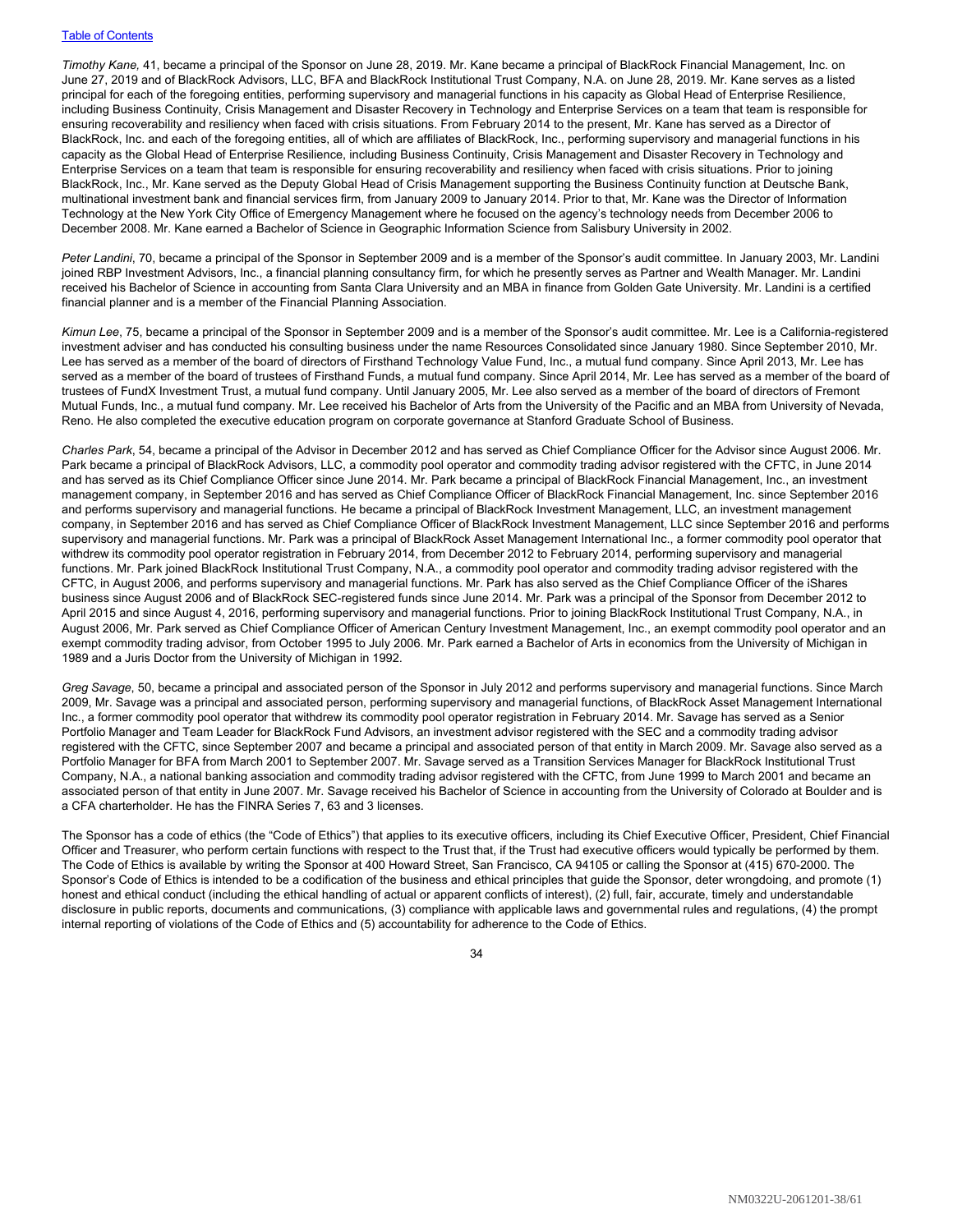*Timothy Kane,* 41, became a principal of the Sponsor on June 28, 2019. Mr. Kane became a principal of BlackRock Financial Management, Inc. on June 27, 2019 and of BlackRock Advisors, LLC, BFA and BlackRock Institutional Trust Company, N.A. on June 28, 2019. Mr. Kane serves as a listed principal for each of the foregoing entities, performing supervisory and managerial functions in his capacity as Global Head of Enterprise Resilience, including Business Continuity, Crisis Management and Disaster Recovery in Technology and Enterprise Services on a team that team is responsible for ensuring recoverability and resiliency when faced with crisis situations. From February 2014 to the present, Mr. Kane has served as a Director of BlackRock, Inc. and each of the foregoing entities, all of which are affiliates of BlackRock, Inc., performing supervisory and managerial functions in his capacity as the Global Head of Enterprise Resilience, including Business Continuity, Crisis Management and Disaster Recovery in Technology and Enterprise Services on a team that team is responsible for ensuring recoverability and resiliency when faced with crisis situations. Prior to joining BlackRock, Inc., Mr. Kane served as the Deputy Global Head of Crisis Management supporting the Business Continuity function at Deutsche Bank, multinational investment bank and financial services firm, from January 2009 to January 2014. Prior to that, Mr. Kane was the Director of Information Technology at the New York City Office of Emergency Management where he focused on the agency's technology needs from December 2006 to December 2008. Mr. Kane earned a Bachelor of Science in Geographic Information Science from Salisbury University in 2002.

*Peter Landini*, 70, became a principal of the Sponsor in September 2009 and is a member of the Sponsor's audit committee. In January 2003, Mr. Landini joined RBP Investment Advisors, Inc., a financial planning consultancy firm, for which he presently serves as Partner and Wealth Manager. Mr. Landini received his Bachelor of Science in accounting from Santa Clara University and an MBA in finance from Golden Gate University. Mr. Landini is a certified financial planner and is a member of the Financial Planning Association.

*Kimun Lee*, 75, became a principal of the Sponsor in September 2009 and is a member of the Sponsor's audit committee. Mr. Lee is a California-registered investment adviser and has conducted his consulting business under the name Resources Consolidated since January 1980. Since September 2010, Mr. Lee has served as a member of the board of directors of Firsthand Technology Value Fund, Inc., a mutual fund company. Since April 2013, Mr. Lee has served as a member of the board of trustees of Firsthand Funds, a mutual fund company. Since April 2014, Mr. Lee has served as a member of the board of trustees of FundX Investment Trust, a mutual fund company. Until January 2005, Mr. Lee also served as a member of the board of directors of Fremont Mutual Funds, Inc., a mutual fund company. Mr. Lee received his Bachelor of Arts from the University of the Pacific and an MBA from University of Nevada, Reno. He also completed the executive education program on corporate governance at Stanford Graduate School of Business.

*Charles Park*, 54, became a principal of the Advisor in December 2012 and has served as Chief Compliance Officer for the Advisor since August 2006. Mr. Park became a principal of BlackRock Advisors, LLC, a commodity pool operator and commodity trading advisor registered with the CFTC, in June 2014 and has served as its Chief Compliance Officer since June 2014. Mr. Park became a principal of BlackRock Financial Management, Inc., an investment management company, in September 2016 and has served as Chief Compliance Officer of BlackRock Financial Management, Inc. since September 2016 and performs supervisory and managerial functions. He became a principal of BlackRock Investment Management, LLC, an investment management company, in September 2016 and has served as Chief Compliance Officer of BlackRock Investment Management, LLC since September 2016 and performs supervisory and managerial functions. Mr. Park was a principal of BlackRock Asset Management International Inc., a former commodity pool operator that withdrew its commodity pool operator registration in February 2014, from December 2012 to February 2014, performing supervisory and managerial functions. Mr. Park joined BlackRock Institutional Trust Company, N.A., a commodity pool operator and commodity trading advisor registered with the CFTC, in August 2006, and performs supervisory and managerial functions. Mr. Park has also served as the Chief Compliance Officer of the iShares business since August 2006 and of BlackRock SEC-registered funds since June 2014. Mr. Park was a principal of the Sponsor from December 2012 to April 2015 and since August 4, 2016, performing supervisory and managerial functions. Prior to joining BlackRock Institutional Trust Company, N.A., in August 2006, Mr. Park served as Chief Compliance Officer of American Century Investment Management, Inc., an exempt commodity pool operator and an exempt commodity trading advisor, from October 1995 to July 2006. Mr. Park earned a Bachelor of Arts in economics from the University of Michigan in 1989 and a Juris Doctor from the University of Michigan in 1992.

*Greg Savage*, 50, became a principal and associated person of the Sponsor in July 2012 and performs supervisory and managerial functions. Since March 2009, Mr. Savage was a principal and associated person, performing supervisory and managerial functions, of BlackRock Asset Management International Inc., a former commodity pool operator that withdrew its commodity pool operator registration in February 2014. Mr. Savage has served as a Senior Portfolio Manager and Team Leader for BlackRock Fund Advisors, an investment advisor registered with the SEC and a commodity trading advisor registered with the CFTC, since September 2007 and became a principal and associated person of that entity in March 2009. Mr. Savage also served as a Portfolio Manager for BFA from March 2001 to September 2007. Mr. Savage served as a Transition Services Manager for BlackRock Institutional Trust Company, N.A., a national banking association and commodity trading advisor registered with the CFTC, from June 1999 to March 2001 and became an associated person of that entity in June 2007. Mr. Savage received his Bachelor of Science in accounting from the University of Colorado at Boulder and is a CFA charterholder. He has the FINRA Series 7, 63 and 3 licenses.

The Sponsor has a code of ethics (the "Code of Ethics") that applies to its executive officers, including its Chief Executive Officer, President, Chief Financial Officer and Treasurer, who perform certain functions with respect to the Trust that, if the Trust had executive officers would typically be performed by them. The Code of Ethics is available by writing the Sponsor at 400 Howard Street, San Francisco, CA 94105 or calling the Sponsor at (415) 670-2000. The Sponsor's Code of Ethics is intended to be a codification of the business and ethical principles that guide the Sponsor, deter wrongdoing, and promote (1) honest and ethical conduct (including the ethical handling of actual or apparent conflicts of interest), (2) full, fair, accurate, timely and understandable disclosure in public reports, documents and communications, (3) compliance with applicable laws and governmental rules and regulations, (4) the prompt internal reporting of violations of the Code of Ethics and (5) accountability for adherence to the Code of Ethics.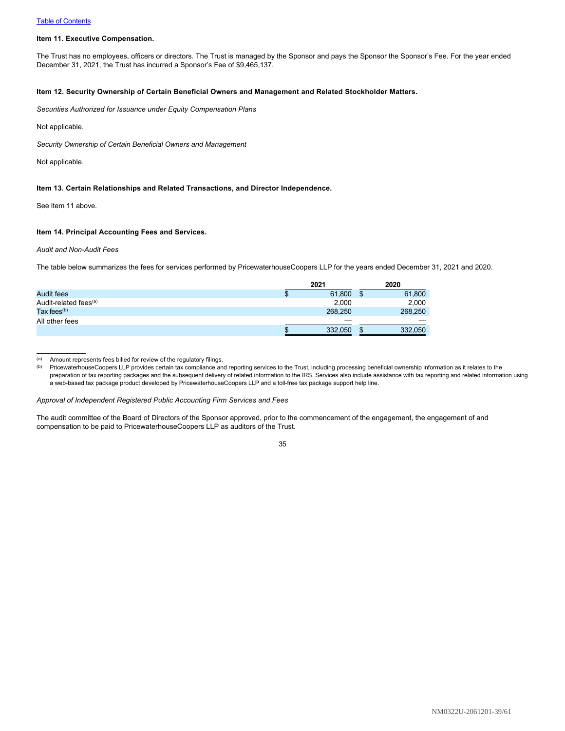Table of Contents

### Item 11. Executive Compensation.

The Trust has no employees, officers or directors. The Trust is managed by the Sponsor and pays the Sponsor the Sponsor's Fee. For the year ended December 31, 2021, the Trust has incurred a Sponsor's Fee of $9,465,137.

### Item 12. Security Ownership of Certain Beneficial Owners and Management and Related Stockholder Matters.

*Securities Authorized for Issuance under Equity Compensation Plans*

Not applicable.

*Security Ownership of Certain Beneficial Owners and Management*

Not applicable.

### Item 13. Certain Relationships and Related Transactions, and Director Independence.

See Item 11 above.

### Item 14. Principal Accounting Fees and Services.

*Audit and Non-Audit Fees*

The table below summarizes the fees for services performed by PricewaterhouseCoopers LLP for the years ended December 31, 2021 and 2020.

| | 2021 | 2020 |
|---|---|---|
| Audit fees | $ 61,800 | $ 61,800 |
| Audit-related fees[(a)] | 2,000 | 2,000 |
| Tax fees[(b)] | 268,250 | 268,250 |
| All other fees | — | — |
| | $ 332,050 | $ 332,050 |

(a) Amount represents fees billed for review of the regulatory filings.

(b) PricewaterhouseCoopers LLP provides certain tax compliance and reporting services to the Trust, including processing beneficial ownership information as it relates to the preparation of tax reporting packages and the subsequent delivery of related information to the IRS. Services also include assistance with tax reporting and related information using a web-based tax package product developed by PricewaterhouseCoopers LLP and a toll-free tax package support help line.

*Approval of Independent Registered Public Accounting Firm Services and Fees*

The audit committee of the Board of Directors of the Sponsor approved, prior to the commencement of the engagement, the engagement of and compensation to be paid to PricewaterhouseCoopers LLP as auditors of the Trust.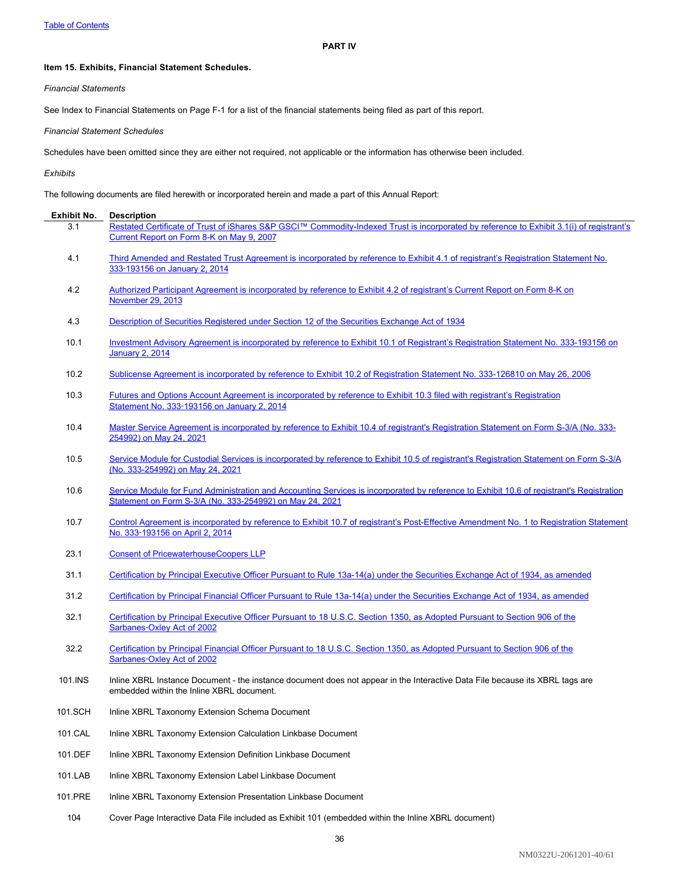## PART IV

### Item 15. Exhibits, Financial Statement Schedules.

*Financial Statements*

See Index to Financial Statements on Page F-1 for a list of the financial statements being filed as part of this report.

*Financial Statement Schedules*

Schedules have been omitted since they are either not required, not applicable or the information has otherwise been included.

*Exhibits*

The following documents are filed herewith or incorporated herein and made a part of this Annual Report:

| Exhibit No. | Description |
|---|---|
| 3.1 | Restated Certificate of Trust of iShares S&P GSCI™ Commodity-Indexed Trust is incorporated by reference to Exhibit 3.1(i) of registrant's Current Report on Form 8-K on May 9, 2007 |
| 4.1 | Third Amended and Restated Trust Agreement is incorporated by reference to Exhibit 4.1 of registrant's Registration Statement No. 333-193156 on January 2, 2014 |
| 4.2 | Authorized Participant Agreement is incorporated by reference to Exhibit 4.2 of registrant's Current Report on Form 8-K on November 29, 2013 |
| 4.3 | Description of Securities Registered under Section 12 of the Securities Exchange Act of 1934 |
| 10.1 | Investment Advisory Agreement is incorporated by reference to Exhibit 10.1 of Registrant's Registration Statement No. 333-193156 on January 2, 2014 |
| 10.2 | Sublicense Agreement is incorporated by reference to Exhibit 10.2 of Registration Statement No. 333-126810 on May 26, 2006 |
| 10.3 | Futures and Options Account Agreement is incorporated by reference to Exhibit 10.3 filed with registrant's Registration Statement No. 333-193156 on January 2, 2014 |
| 10.4 | Master Service Agreement is incorporated by reference to Exhibit 10.4 of registrant's Registration Statement on Form S-3/A (No. 333-254992) on May 24, 2021 |
| 10.5 | Service Module for Custodial Services is incorporated by reference to Exhibit 10.5 of registrant's Registration Statement on Form S-3/A (No. 333-254992) on May 24, 2021 |
| 10.6 | Service Module for Fund Administration and Accounting Services is incorporated by reference to Exhibit 10.6 of registrant's Registration Statement on Form S-3/A (No. 333-254992) on May 24, 2021 |
| 10.7 | Control Agreement is incorporated by reference to Exhibit 10.7 of registrant's Post-Effective Amendment No. 1 to Registration Statement No. 333-193156 on April 2, 2014 |
| 23.1 | Consent of PricewaterhouseCoopers LLP |
| 31.1 | Certification by Principal Executive Officer Pursuant to Rule 13a-14(a) under the Securities Exchange Act of 1934, as amended |
| 31.2 | Certification by Principal Financial Officer Pursuant to Rule 13a-14(a) under the Securities Exchange Act of 1934, as amended |
| 32.1 | Certification by Principal Executive Officer Pursuant to 18 U.S.C. Section 1350, as Adopted Pursuant to Section 906 of the Sarbanes-Oxley Act of 2002 |
| 32.2 | Certification by Principal Financial Officer Pursuant to 18 U.S.C. Section 1350, as Adopted Pursuant to Section 906 of the Sarbanes-Oxley Act of 2002 |
| 101.INS | Inline XBRL Instance Document - the instance document does not appear in the Interactive Data File because its XBRL tags are embedded within the Inline XBRL document. |
| 101.SCH | Inline XBRL Taxonomy Extension Schema Document |
| 101.CAL | Inline XBRL Taxonomy Extension Calculation Linkbase Document |
| 101.DEF | Inline XBRL Taxonomy Extension Definition Linkbase Document |
| 101.LAB | Inline XBRL Taxonomy Extension Label Linkbase Document |
| 101.PRE | Inline XBRL Taxonomy Extension Presentation Linkbase Document |
| 104 | Cover Page Interactive Data File included as Exhibit 101 (embedded within the Inline XBRL document) |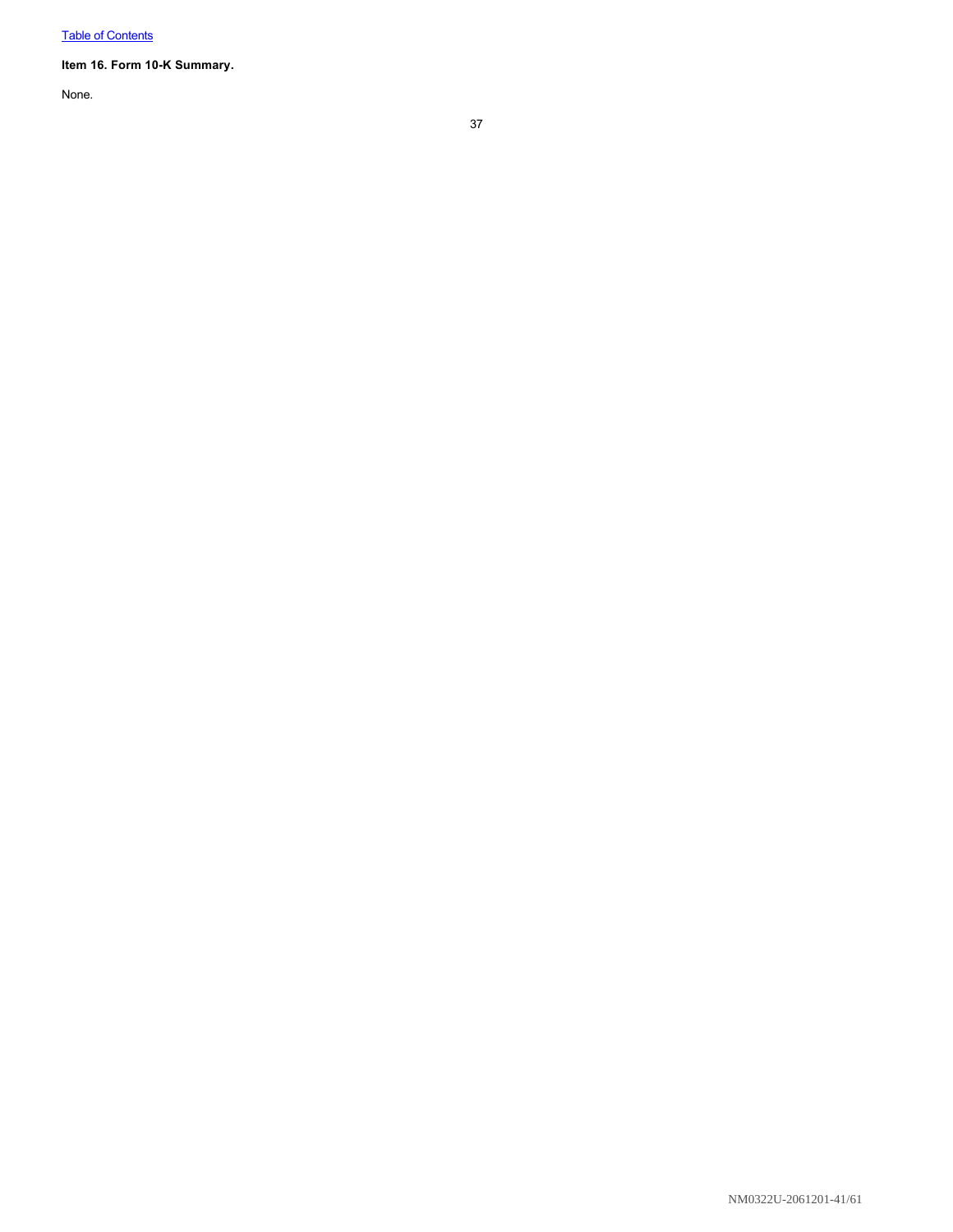**Item 16. Form 10-K Summary.**

None.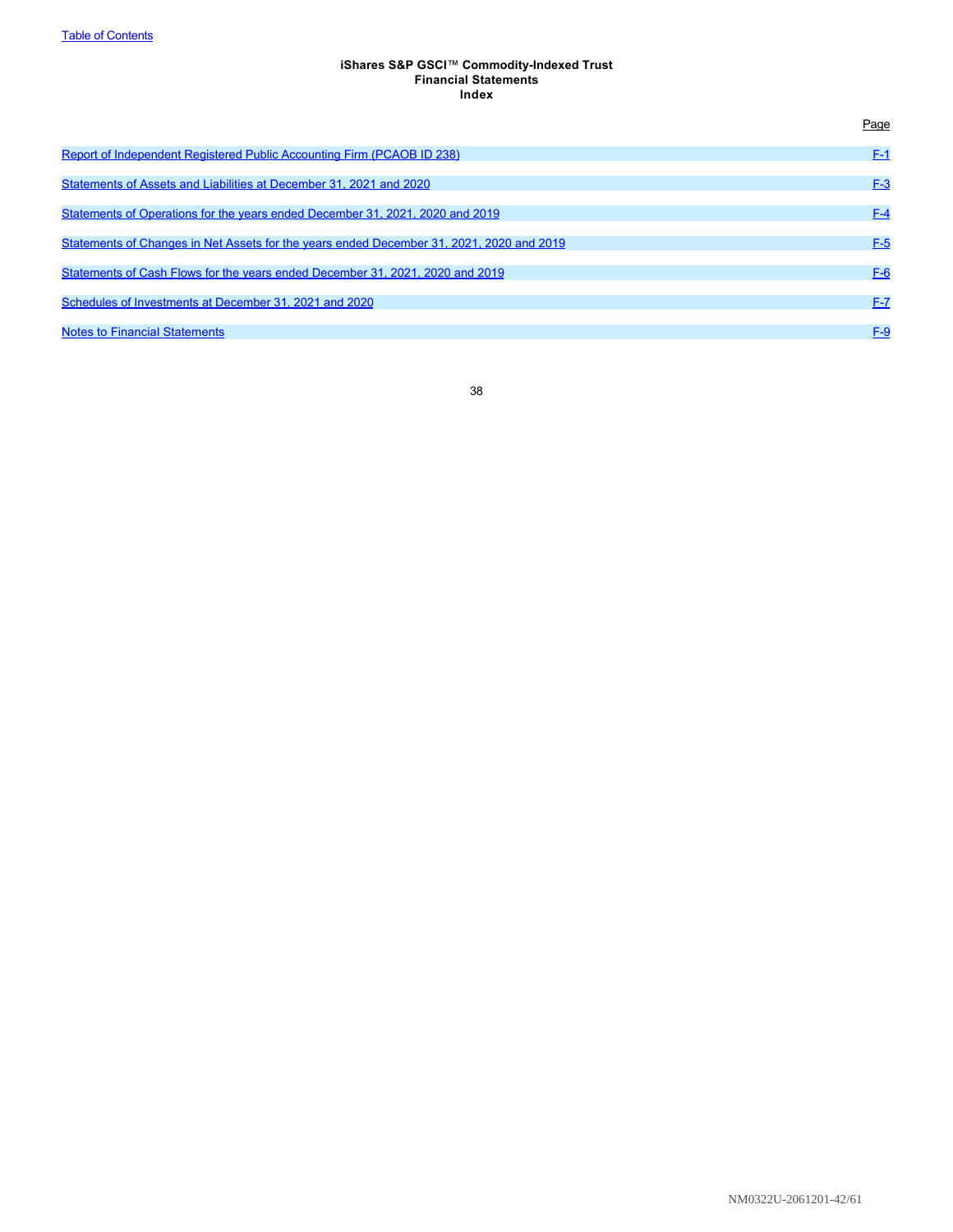**iShares S&P GSCI™ Commodity-Indexed Trust**
**Financial Statements**
**Index**

| | Page |
|---|---|
| Report of Independent Registered Public Accounting Firm (PCAOB ID 238) | F-1 |
| Statements of Assets and Liabilities at December 31, 2021 and 2020 | F-3 |
| Statements of Operations for the years ended December 31, 2021, 2020 and 2019 | F-4 |
| Statements of Changes in Net Assets for the years ended December 31, 2021, 2020 and 2019 | F-5 |
| Statements of Cash Flows for the years ended December 31, 2021, 2020 and 2019 | F-6 |
| Schedules of Investments at December 31, 2021 and 2020 | F-7 |
| Notes to Financial Statements | F-9 |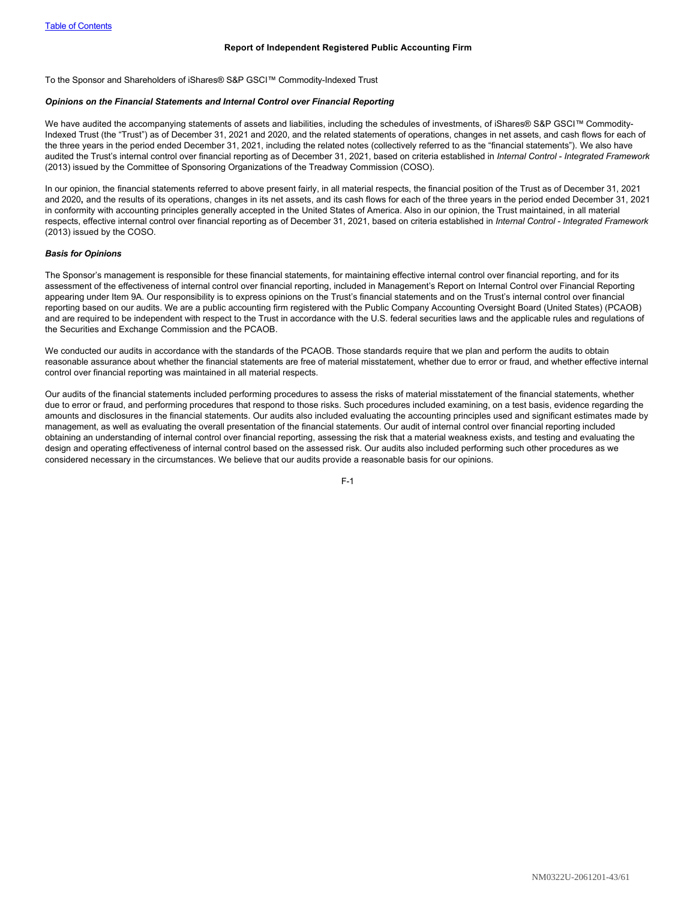[Table of Contents](#)

## Report of Independent Registered Public Accounting Firm

To the Sponsor and Shareholders of iShares® S&P GSCI™ Commodity-Indexed Trust

### *Opinions on the Financial Statements and Internal Control over Financial Reporting*

We have audited the accompanying statements of assets and liabilities, including the schedules of investments, of iShares® S&P GSCI™ Commodity-Indexed Trust (the "Trust") as of December 31, 2021 and 2020, and the related statements of operations, changes in net assets, and cash flows for each of the three years in the period ended December 31, 2021, including the related notes (collectively referred to as the "financial statements"). We also have audited the Trust's internal control over financial reporting as of December 31, 2021, based on criteria established in *Internal Control - Integrated Framework* (2013) issued by the Committee of Sponsoring Organizations of the Treadway Commission (COSO).

In our opinion, the financial statements referred to above present fairly, in all material respects, the financial position of the Trust as of December 31, 2021 and 2020**,** and the results of its operations, changes in its net assets, and its cash flows for each of the three years in the period ended December 31, 2021 in conformity with accounting principles generally accepted in the United States of America. Also in our opinion, the Trust maintained, in all material respects, effective internal control over financial reporting as of December 31, 2021, based on criteria established in *Internal Control - Integrated Framework* (2013) issued by the COSO.

### *Basis for Opinions*

The Sponsor's management is responsible for these financial statements, for maintaining effective internal control over financial reporting, and for its assessment of the effectiveness of internal control over financial reporting, included in Management's Report on Internal Control over Financial Reporting appearing under Item 9A. Our responsibility is to express opinions on the Trust's financial statements and on the Trust's internal control over financial reporting based on our audits. We are a public accounting firm registered with the Public Company Accounting Oversight Board (United States) (PCAOB) and are required to be independent with respect to the Trust in accordance with the U.S. federal securities laws and the applicable rules and regulations of the Securities and Exchange Commission and the PCAOB.

We conducted our audits in accordance with the standards of the PCAOB. Those standards require that we plan and perform the audits to obtain reasonable assurance about whether the financial statements are free of material misstatement, whether due to error or fraud, and whether effective internal control over financial reporting was maintained in all material respects.

Our audits of the financial statements included performing procedures to assess the risks of material misstatement of the financial statements, whether due to error or fraud, and performing procedures that respond to those risks. Such procedures included examining, on a test basis, evidence regarding the amounts and disclosures in the financial statements. Our audits also included evaluating the accounting principles used and significant estimates made by management, as well as evaluating the overall presentation of the financial statements. Our audit of internal control over financial reporting included obtaining an understanding of internal control over financial reporting, assessing the risk that a material weakness exists, and testing and evaluating the design and operating effectiveness of internal control based on the assessed risk. Our audits also included performing such other procedures as we considered necessary in the circumstances. We believe that our audits provide a reasonable basis for our opinions.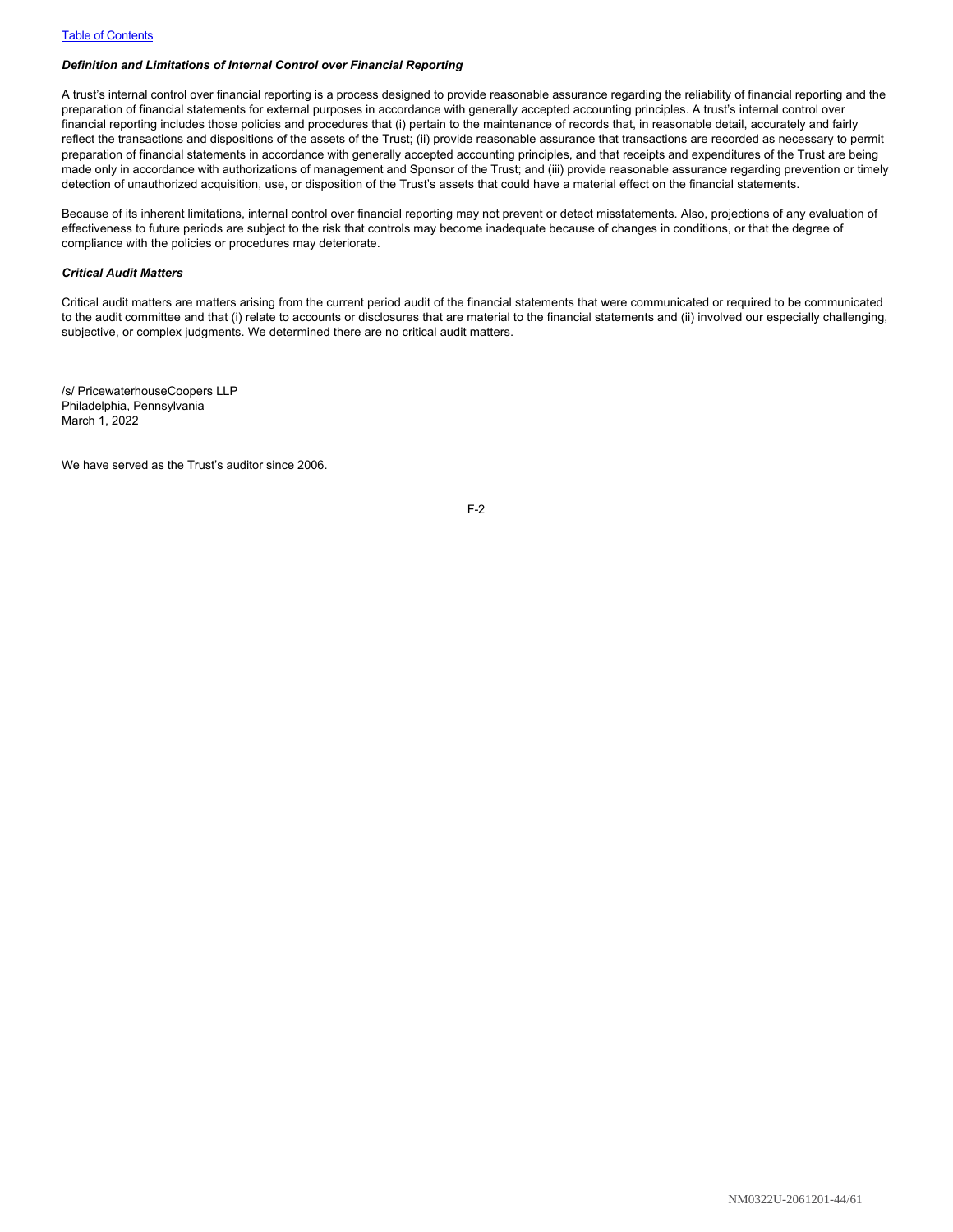### *Definition and Limitations of Internal Control over Financial Reporting*

A trust's internal control over financial reporting is a process designed to provide reasonable assurance regarding the reliability of financial reporting and the preparation of financial statements for external purposes in accordance with generally accepted accounting principles. A trust's internal control over financial reporting includes those policies and procedures that (i) pertain to the maintenance of records that, in reasonable detail, accurately and fairly reflect the transactions and dispositions of the assets of the Trust; (ii) provide reasonable assurance that transactions are recorded as necessary to permit preparation of financial statements in accordance with generally accepted accounting principles, and that receipts and expenditures of the Trust are being made only in accordance with authorizations of management and Sponsor of the Trust; and (iii) provide reasonable assurance regarding prevention or timely detection of unauthorized acquisition, use, or disposition of the Trust's assets that could have a material effect on the financial statements.

Because of its inherent limitations, internal control over financial reporting may not prevent or detect misstatements. Also, projections of any evaluation of effectiveness to future periods are subject to the risk that controls may become inadequate because of changes in conditions, or that the degree of compliance with the policies or procedures may deteriorate.

### *Critical Audit Matters*

Critical audit matters are matters arising from the current period audit of the financial statements that were communicated or required to be communicated to the audit committee and that (i) relate to accounts or disclosures that are material to the financial statements and (ii) involved our especially challenging, subjective, or complex judgments. We determined there are no critical audit matters.

/s/ PricewaterhouseCoopers LLP
Philadelphia, Pennsylvania
March 1, 2022

We have served as the Trust's auditor since 2006.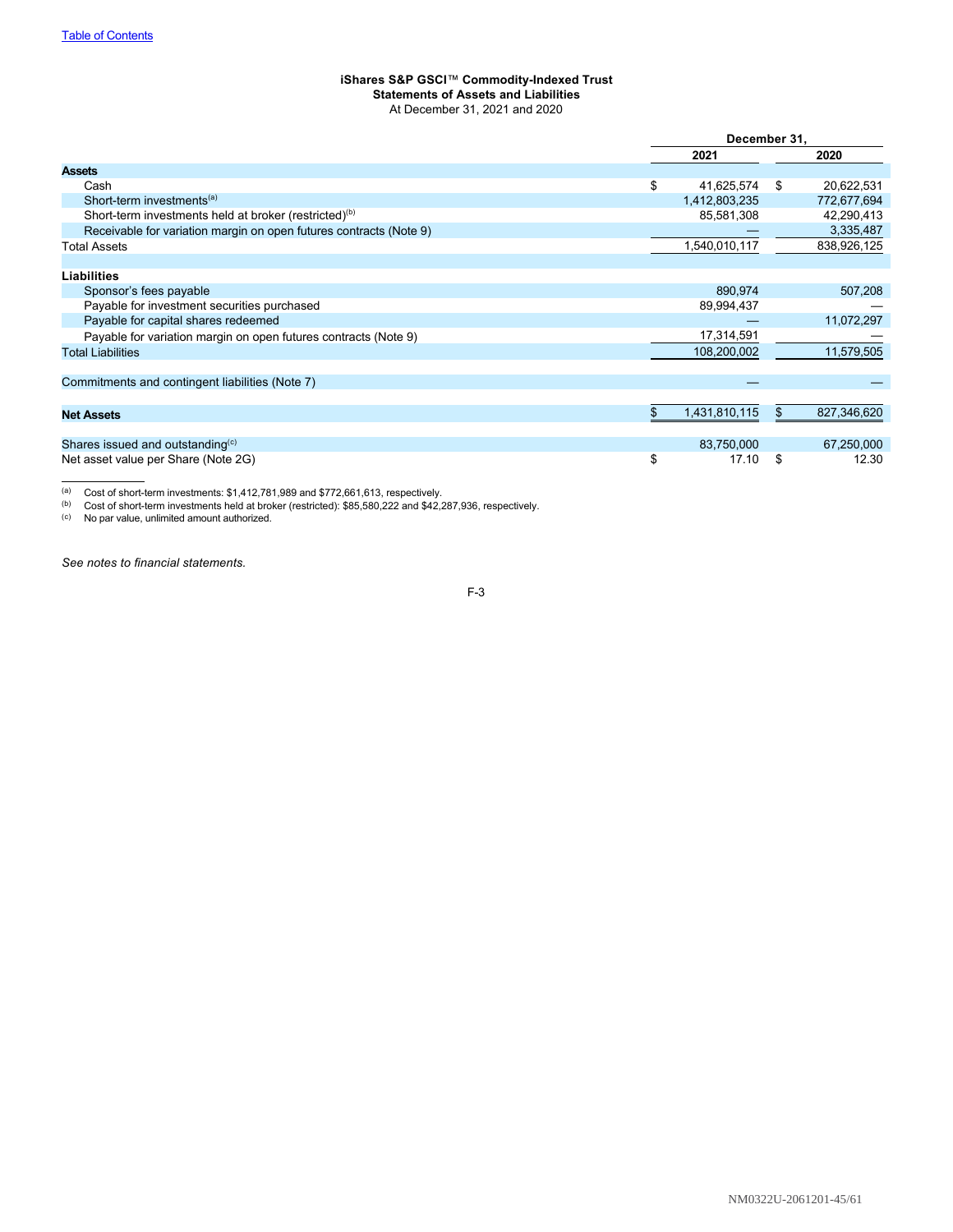Table of Contents

**iShares S&P GSCI™ Commodity-Indexed Trust**
**Statements of Assets and Liabilities**
At December 31, 2021 and 2020

| | December 31, 2021 | December 31, 2020 |
|---|---|---|
| **Assets** | | |
| Cash | $ 41,625,574 | $ 20,622,531 |
| Short-term investments[(a)] | 1,412,803,235 | 772,677,694 |
| Short-term investments held at broker (restricted)[(b)] | 85,581,308 | 42,290,413 |
| Receivable for variation margin on open futures contracts (Note 9) | — | 3,335,487 |
| Total Assets | 1,540,010,117 | 838,926,125 |
| | | |
| **Liabilities** | | |
| Sponsor's fees payable | 890,974 | 507,208 |
| Payable for investment securities purchased | 89,994,437 | — |
| Payable for capital shares redeemed | — | 11,072,297 |
| Payable for variation margin on open futures contracts (Note 9) | 17,314,591 | — |
| Total Liabilities | 108,200,002 | 11,579,505 |
| | | |
| Commitments and contingent liabilities (Note 7) | — | — |
| | | |
| **Net Assets** | $ 1,431,810,115 | $ 827,346,620 |
| | | |
| Shares issued and outstanding[(c)] | 83,750,000 | 67,250,000 |
| Net asset value per Share (Note 2G) | $ 17.10 | $ 12.30 |

(a) Cost of short-term investments: $1,412,781,989 and $772,661,613, respectively.
(b) Cost of short-term investments held at broker (restricted): $85,580,222 and $42,287,936, respectively.
(c) No par value, unlimited amount authorized.

*See notes to financial statements.*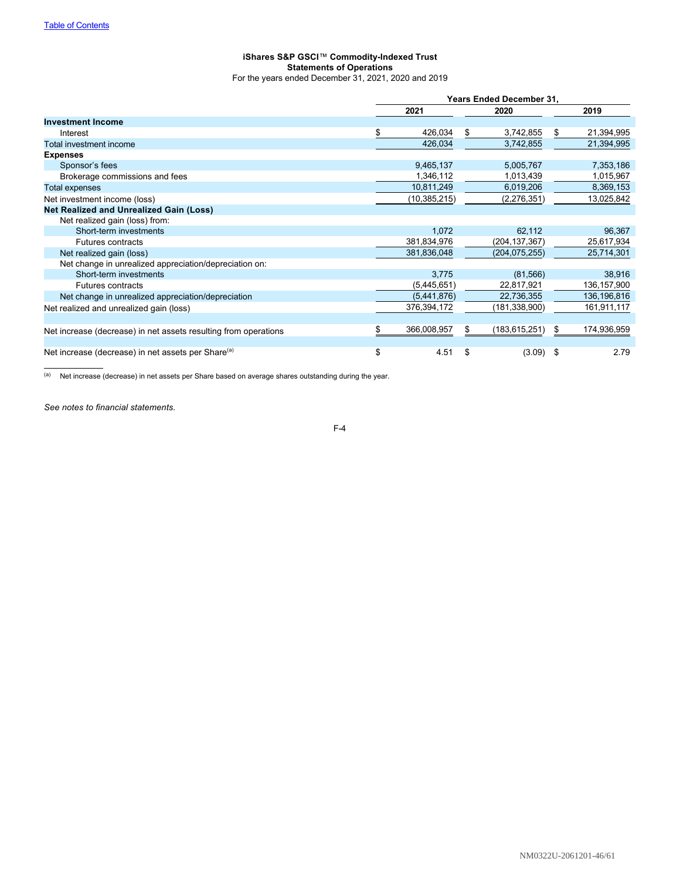[Table of Contents](#)

**iShares S&P GSCI™ Commodity-Indexed Trust**
**Statements of Operations**
For the years ended December 31, 2021, 2020 and 2019

| | Years Ended December 31, | | |
|---|---|---|---|
| | 2021 | 2020 | 2019 |
| **Investment Income** | | | |
| Interest | $ 426,034 | $ 3,742,855 | $ 21,394,995 |
| Total investment income | 426,034 | 3,742,855 | 21,394,995 |
| **Expenses** | | | |
| Sponsor's fees | 9,465,137 | 5,005,767 | 7,353,186 |
| Brokerage commissions and fees | 1,346,112 | 1,013,439 | 1,015,967 |
| Total expenses | 10,811,249 | 6,019,206 | 8,369,153 |
| Net investment income (loss) | (10,385,215) | (2,276,351) | 13,025,842 |
| **Net Realized and Unrealized Gain (Loss)** | | | |
| Net realized gain (loss) from: | | | |
| Short-term investments | 1,072 | 62,112 | 96,367 |
| Futures contracts | 381,834,976 | (204,137,367) | 25,617,934 |
| Net realized gain (loss) | 381,836,048 | (204,075,255) | 25,714,301 |
| Net change in unrealized appreciation/depreciation on: | | | |
| Short-term investments | 3,775 | (81,566) | 38,916 |
| Futures contracts | (5,445,651) | 22,817,921 | 136,157,900 |
| Net change in unrealized appreciation/depreciation | (5,441,876) | 22,736,355 | 136,196,816 |
| Net realized and unrealized gain (loss) | 376,394,172 | (181,338,900) | 161,911,117 |
| Net increase (decrease) in net assets resulting from operations | $ 366,008,957 | $ (183,615,251) | $ 174,936,959 |
| Net increase (decrease) in net assets per Share[(a)] | $ 4.51 | $ (3.09) | $ 2.79 |

[(a)] Net increase (decrease) in net assets per Share based on average shares outstanding during the year.

*See notes to financial statements.*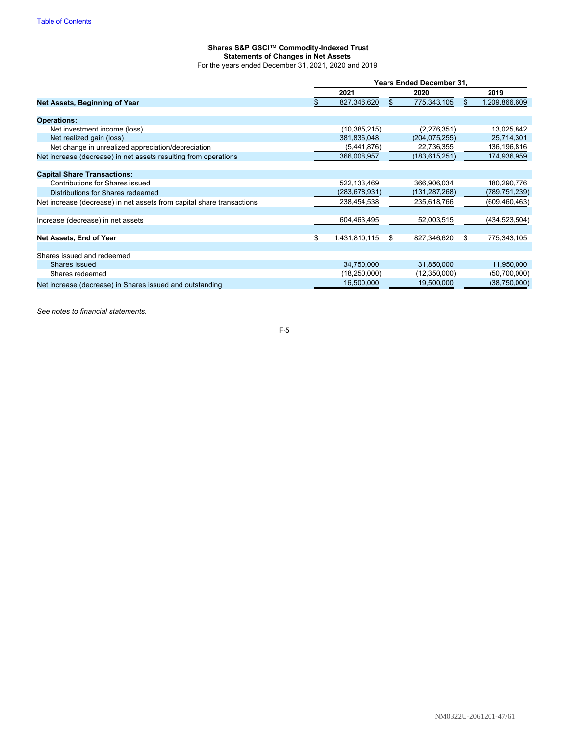Table of Contents

### iShares S&P GSCI™ Commodity-Indexed Trust
### Statements of Changes in Net Assets
For the years ended December 31, 2021, 2020 and 2019

| | Years Ended December 31, | | |
|---|---|---|---|
| | 2021 | 2020 | 2019 |
| **Net Assets, Beginning of Year** | $ 827,346,620 | $ 775,343,105 | $ 1,209,866,609 |
| **Operations:** | | | |
| Net investment income (loss) | (10,385,215) | (2,276,351) | 13,025,842 |
| Net realized gain (loss) | 381,836,048 | (204,075,255) | 25,714,301 |
| Net change in unrealized appreciation/depreciation | (5,441,876) | 22,736,355 | 136,196,816 |
| Net increase (decrease) in net assets resulting from operations | 366,008,957 | (183,615,251) | 174,936,959 |
| **Capital Share Transactions:** | | | |
| Contributions for Shares issued | 522,133,469 | 366,906,034 | 180,290,776 |
| Distributions for Shares redeemed | (283,678,931) | (131,287,268) | (789,751,239) |
| Net increase (decrease) in net assets from capital share transactions | 238,454,538 | 235,618,766 | (609,460,463) |
| Increase (decrease) in net assets | 604,463,495 | 52,003,515 | (434,523,504) |
| **Net Assets, End of Year** | $ 1,431,810,115 | $ 827,346,620 | $ 775,343,105 |
| Shares issued and redeemed | | | |
| Shares issued | 34,750,000 | 31,850,000 | 11,950,000 |
| Shares redeemed | (18,250,000) | (12,350,000) | (50,700,000) |
| Net increase (decrease) in Shares issued and outstanding | 16,500,000 | 19,500,000 | (38,750,000) |

*See notes to financial statements.*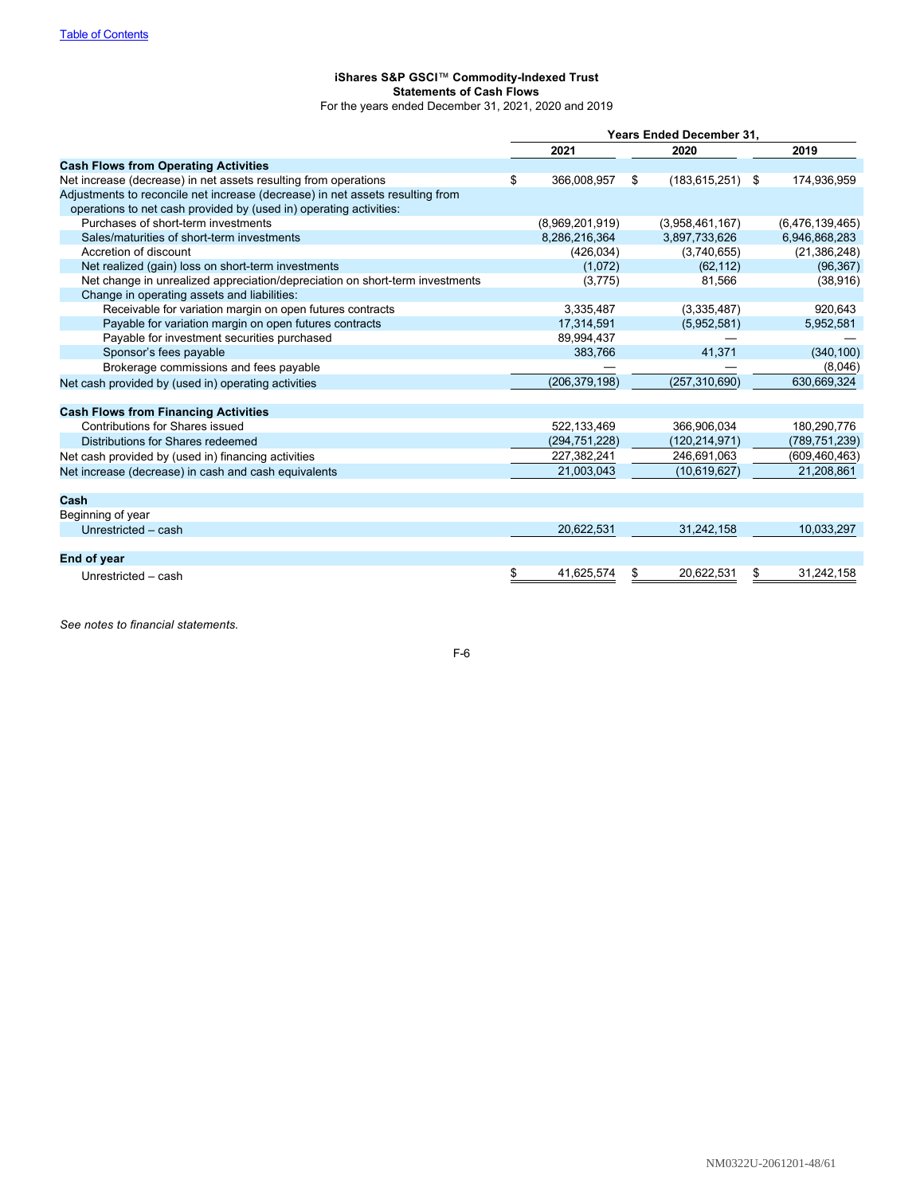[Table of Contents](#)

**iShares S&P GSCI™ Commodity-Indexed Trust**
**Statements of Cash Flows**
For the years ended December 31, 2021, 2020 and 2019

| | Years Ended December 31, | | |
|---|---|---|---|
| | 2021 | 2020 | 2019 |
| **Cash Flows from Operating Activities** | | | |
| Net increase (decrease) in net assets resulting from operations | $ 366,008,957 | $ (183,615,251) | $ 174,936,959 |
| Adjustments to reconcile net increase (decrease) in net assets resulting from operations to net cash provided by (used in) operating activities: | | | |
| Purchases of short-term investments | (8,969,201,919) | (3,958,461,167) | (6,476,139,465) |
| Sales/maturities of short-term investments | 8,286,216,364 | 3,897,733,626 | 6,946,868,283 |
| Accretion of discount | (426,034) | (3,740,655) | (21,386,248) |
| Net realized (gain) loss on short-term investments | (1,072) | (62,112) | (96,367) |
| Net change in unrealized appreciation/depreciation on short-term investments | (3,775) | 81,566 | (38,916) |
| Change in operating assets and liabilities: | | | |
| Receivable for variation margin on open futures contracts | 3,335,487 | (3,335,487) | 920,643 |
| Payable for variation margin on open futures contracts | 17,314,591 | (5,952,581) | 5,952,581 |
| Payable for investment securities purchased | 89,994,437 | — | — |
| Sponsor's fees payable | 383,766 | 41,371 | (340,100) |
| Brokerage commissions and fees payable | — | — | (8,046) |
| Net cash provided by (used in) operating activities | (206,379,198) | (257,310,690) | 630,669,324 |
| **Cash Flows from Financing Activities** | | | |
| Contributions for Shares issued | 522,133,469 | 366,906,034 | 180,290,776 |
| Distributions for Shares redeemed | (294,751,228) | (120,214,971) | (789,751,239) |
| Net cash provided by (used in) financing activities | 227,382,241 | 246,691,063 | (609,460,463) |
| Net increase (decrease) in cash and cash equivalents | 21,003,043 | (10,619,627) | 21,208,861 |
| **Cash** | | | |
| Beginning of year | | | |
| Unrestricted – cash | 20,622,531 | 31,242,158 | 10,033,297 |
| **End of year** | | | |
| Unrestricted – cash | $ 41,625,574 | $ 20,622,531 | $ 31,242,158 |

*See notes to financial statements.*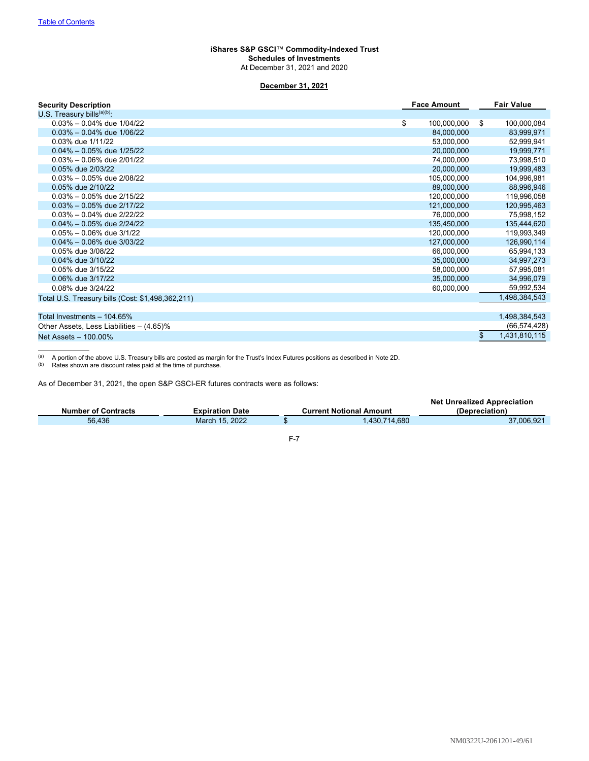Table of Contents

**iShares S&P GSCI™ Commodity-Indexed Trust**
**Schedules of Investments**
At December 31, 2021 and 2020

**December 31, 2021**

| Security Description | Face Amount | Fair Value |
|---|---|---|
| U.S. Treasury bills[(a)(b)]: | | |
| 0.03% – 0.04% due 1/04/22 | $ 100,000,000 | $ 100,000,084 |
| 0.03% – 0.04% due 1/06/22 | 84,000,000 | 83,999,971 |
| 0.03% due 1/11/22 | 53,000,000 | 52,999,941 |
| 0.04% – 0.05% due 1/25/22 | 20,000,000 | 19,999,771 |
| 0.03% – 0.06% due 2/01/22 | 74,000,000 | 73,998,510 |
| 0.05% due 2/03/22 | 20,000,000 | 19,999,483 |
| 0.03% – 0.05% due 2/08/22 | 105,000,000 | 104,996,981 |
| 0.05% due 2/10/22 | 89,000,000 | 88,996,946 |
| 0.03% – 0.05% due 2/15/22 | 120,000,000 | 119,996,058 |
| 0.03% – 0.05% due 2/17/22 | 121,000,000 | 120,995,463 |
| 0.03% – 0.04% due 2/22/22 | 76,000,000 | 75,998,152 |
| 0.04% – 0.05% due 2/24/22 | 135,450,000 | 135,444,620 |
| 0.05% – 0.06% due 3/1/22 | 120,000,000 | 119,993,349 |
| 0.04% – 0.06% due 3/03/22 | 127,000,000 | 126,990,114 |
| 0.05% due 3/08/22 | 66,000,000 | 65,994,133 |
| 0.04% due 3/10/22 | 35,000,000 | 34,997,273 |
| 0.05% due 3/15/22 | 58,000,000 | 57,995,081 |
| 0.06% due 3/17/22 | 35,000,000 | 34,996,079 |
| 0.08% due 3/24/22 | 60,000,000 | 59,992,534 |
| Total U.S. Treasury bills (Cost: $1,498,362,211) | | 1,498,384,543 |
| | | |
| Total Investments – 104.65% | | 1,498,384,543 |
| Other Assets, Less Liabilities – (4.65)% | | (66,574,428) |
| Net Assets – 100.00% | | $ 1,431,810,115 |

(a) A portion of the above U.S. Treasury bills are posted as margin for the Trust's Index Futures positions as described in Note 2D.
(b) Rates shown are discount rates paid at the time of purchase.

As of December 31, 2021, the open S&P GSCI-ER futures contracts were as follows:

| Number of Contracts | Expiration Date | Current Notional Amount | Net Unrealized Appreciation (Depreciation) |
|---|---|---|---|
| 56,436 | March 15, 2022 | $ 1,430,714,680 | 37,006,921 |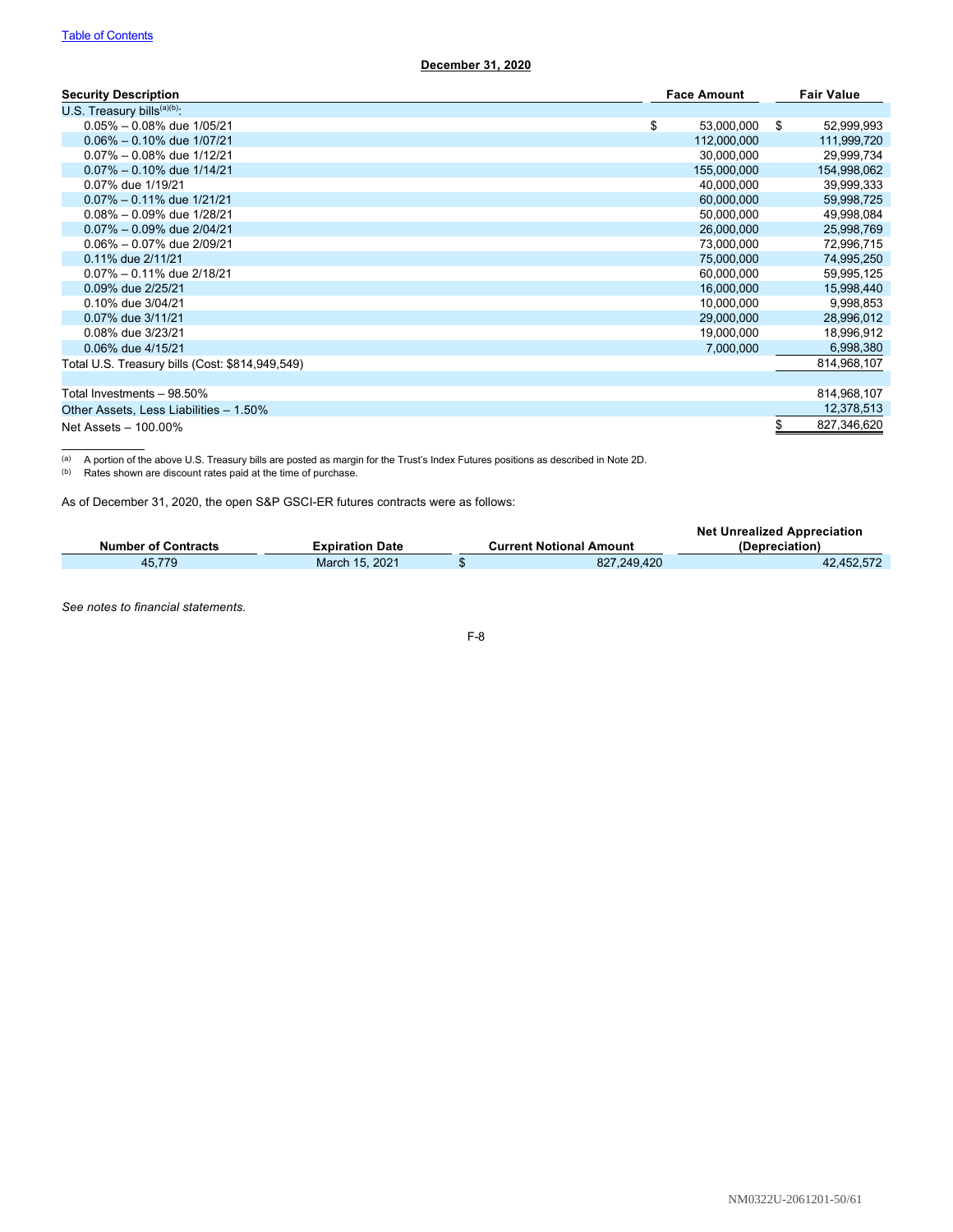Table of Contents

**December 31, 2020**

| Security Description | Face Amount | Fair Value |
|---|---|---|
| U.S. Treasury bills[(a)(b)]: | | |
| 0.05% – 0.08% due 1/05/21 | $ 53,000,000 | $ 52,999,993 |
| 0.06% – 0.10% due 1/07/21 | 112,000,000 | 111,999,720 |
| 0.07% – 0.08% due 1/12/21 | 30,000,000 | 29,999,734 |
| 0.07% – 0.10% due 1/14/21 | 155,000,000 | 154,998,062 |
| 0.07% due 1/19/21 | 40,000,000 | 39,999,333 |
| 0.07% – 0.11% due 1/21/21 | 60,000,000 | 59,998,725 |
| 0.08% – 0.09% due 1/28/21 | 50,000,000 | 49,998,084 |
| 0.07% – 0.09% due 2/04/21 | 26,000,000 | 25,998,769 |
| 0.06% – 0.07% due 2/09/21 | 73,000,000 | 72,996,715 |
| 0.11% due 2/11/21 | 75,000,000 | 74,995,250 |
| 0.07% – 0.11% due 2/18/21 | 60,000,000 | 59,995,125 |
| 0.09% due 2/25/21 | 16,000,000 | 15,998,440 |
| 0.10% due 3/04/21 | 10,000,000 | 9,998,853 |
| 0.07% due 3/11/21 | 29,000,000 | 28,996,012 |
| 0.08% due 3/23/21 | 19,000,000 | 18,996,912 |
| 0.06% due 4/15/21 | 7,000,000 | 6,998,380 |
| Total U.S. Treasury bills (Cost: $814,949,549) | | 814,968,107 |
| | | |
| Total Investments – 98.50% | | 814,968,107 |
| Other Assets, Less Liabilities – 1.50% | | 12,378,513 |
| Net Assets – 100.00% | | $ 827,346,620 |

(a) A portion of the above U.S. Treasury bills are posted as margin for the Trust's Index Futures positions as described in Note 2D.
(b) Rates shown are discount rates paid at the time of purchase.

As of December 31, 2020, the open S&P GSCI-ER futures contracts were as follows:

| Number of Contracts | Expiration Date | Current Notional Amount | Net Unrealized Appreciation (Depreciation) |
|---|---|---|---|
| 45,779 | March 15, 2021 | $ 827,249,420 | 42,452,572 |

*See notes to financial statements.*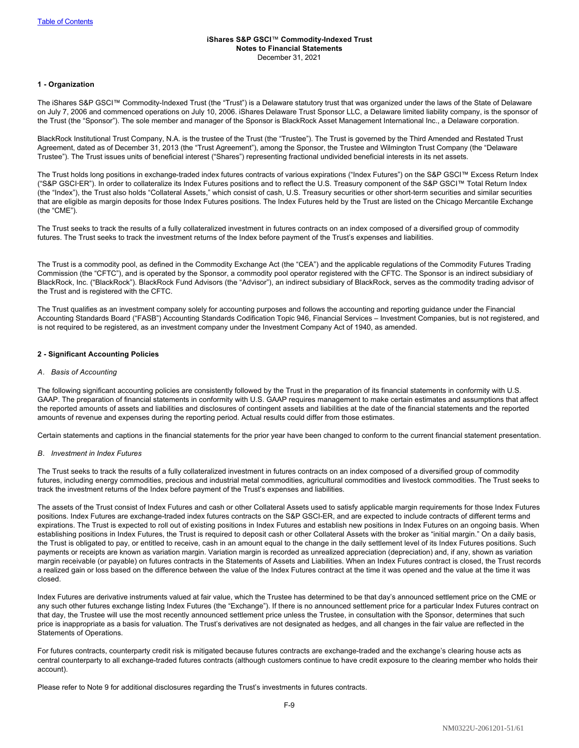**iShares S&P GSCI™ Commodity-Indexed Trust**
**Notes to Financial Statements**
December 31, 2021

### 1 - Organization

The iShares S&P GSCI™ Commodity-Indexed Trust (the "Trust") is a Delaware statutory trust that was organized under the laws of the State of Delaware on July 7, 2006 and commenced operations on July 10, 2006. iShares Delaware Trust Sponsor LLC, a Delaware limited liability company, is the sponsor of the Trust (the "Sponsor"). The sole member and manager of the Sponsor is BlackRock Asset Management International Inc., a Delaware corporation.

BlackRock Institutional Trust Company, N.A. is the trustee of the Trust (the "Trustee"). The Trust is governed by the Third Amended and Restated Trust Agreement, dated as of December 31, 2013 (the "Trust Agreement"), among the Sponsor, the Trustee and Wilmington Trust Company (the "Delaware Trustee"). The Trust issues units of beneficial interest ("Shares") representing fractional undivided beneficial interests in its net assets.

The Trust holds long positions in exchange-traded index futures contracts of various expirations ("Index Futures") on the S&P GSCI™ Excess Return Index ("S&P GSCI-ER"). In order to collateralize its Index Futures positions and to reflect the U.S. Treasury component of the S&P GSCI™ Total Return Index (the "Index"), the Trust also holds "Collateral Assets," which consist of cash, U.S. Treasury securities or other short-term securities and similar securities that are eligible as margin deposits for those Index Futures positions. The Index Futures held by the Trust are listed on the Chicago Mercantile Exchange (the "CME").

The Trust seeks to track the results of a fully collateralized investment in futures contracts on an index composed of a diversified group of commodity futures. The Trust seeks to track the investment returns of the Index before payment of the Trust's expenses and liabilities.

The Trust is a commodity pool, as defined in the Commodity Exchange Act (the "CEA") and the applicable regulations of the Commodity Futures Trading Commission (the "CFTC"), and is operated by the Sponsor, a commodity pool operator registered with the CFTC. The Sponsor is an indirect subsidiary of BlackRock, Inc. ("BlackRock"). BlackRock Fund Advisors (the "Advisor"), an indirect subsidiary of BlackRock, serves as the commodity trading advisor of the Trust and is registered with the CFTC.

The Trust qualifies as an investment company solely for accounting purposes and follows the accounting and reporting guidance under the Financial Accounting Standards Board ("FASB") Accounting Standards Codification Topic 946, Financial Services – Investment Companies, but is not registered, and is not required to be registered, as an investment company under the Investment Company Act of 1940, as amended.

### 2 - Significant Accounting Policies

*A. Basis of Accounting*

The following significant accounting policies are consistently followed by the Trust in the preparation of its financial statements in conformity with U.S. GAAP. The preparation of financial statements in conformity with U.S. GAAP requires management to make certain estimates and assumptions that affect the reported amounts of assets and liabilities and disclosures of contingent assets and liabilities at the date of the financial statements and the reported amounts of revenue and expenses during the reporting period. Actual results could differ from those estimates.

Certain statements and captions in the financial statements for the prior year have been changed to conform to the current financial statement presentation.

*B. Investment in Index Futures*

The Trust seeks to track the results of a fully collateralized investment in futures contracts on an index composed of a diversified group of commodity futures, including energy commodities, precious and industrial metal commodities, agricultural commodities and livestock commodities. The Trust seeks to track the investment returns of the Index before payment of the Trust's expenses and liabilities.

The assets of the Trust consist of Index Futures and cash or other Collateral Assets used to satisfy applicable margin requirements for those Index Futures positions. Index Futures are exchange-traded index futures contracts on the S&P GSCI-ER, and are expected to include contracts of different terms and expirations. The Trust is expected to roll out of existing positions in Index Futures and establish new positions in Index Futures on an ongoing basis. When establishing positions in Index Futures, the Trust is required to deposit cash or other Collateral Assets with the broker as "initial margin." On a daily basis, the Trust is obligated to pay, or entitled to receive, cash in an amount equal to the change in the daily settlement level of its Index Futures positions. Such payments or receipts are known as variation margin. Variation margin is recorded as unrealized appreciation (depreciation) and, if any, shown as variation margin receivable (or payable) on futures contracts in the Statements of Assets and Liabilities. When an Index Futures contract is closed, the Trust records a realized gain or loss based on the difference between the value of the Index Futures contract at the time it was opened and the value at the time it was closed.

Index Futures are derivative instruments valued at fair value, which the Trustee has determined to be that day's announced settlement price on the CME or any such other futures exchange listing Index Futures (the "Exchange"). If there is no announced settlement price for a particular Index Futures contract on that day, the Trustee will use the most recently announced settlement price unless the Trustee, in consultation with the Sponsor, determines that such price is inappropriate as a basis for valuation. The Trust's derivatives are not designated as hedges, and all changes in the fair value are reflected in the Statements of Operations.

For futures contracts, counterparty credit risk is mitigated because futures contracts are exchange-traded and the exchange's clearing house acts as central counterparty to all exchange-traded futures contracts (although customers continue to have credit exposure to the clearing member who holds their account).

Please refer to Note 9 for additional disclosures regarding the Trust's investments in futures contracts.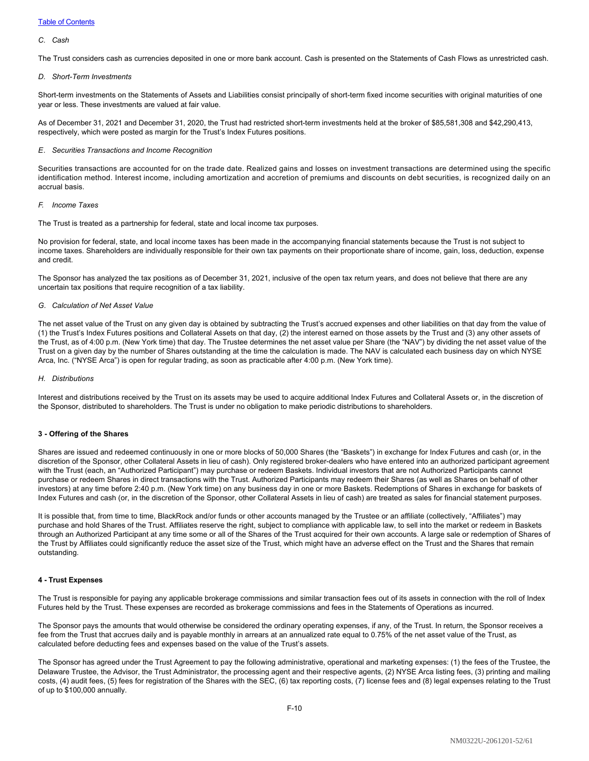*C. Cash*

The Trust considers cash as currencies deposited in one or more bank account. Cash is presented on the Statements of Cash Flows as unrestricted cash.

*D. Short-Term Investments*

Short-term investments on the Statements of Assets and Liabilities consist principally of short-term fixed income securities with original maturities of one year or less. These investments are valued at fair value.

As of December 31, 2021 and December 31, 2020, the Trust had restricted short-term investments held at the broker of $85,581,308 and $42,290,413, respectively, which were posted as margin for the Trust's Index Futures positions.

*E. Securities Transactions and Income Recognition*

Securities transactions are accounted for on the trade date. Realized gains and losses on investment transactions are determined using the specific identification method. Interest income, including amortization and accretion of premiums and discounts on debt securities, is recognized daily on an accrual basis.

*F. Income Taxes*

The Trust is treated as a partnership for federal, state and local income tax purposes.

No provision for federal, state, and local income taxes has been made in the accompanying financial statements because the Trust is not subject to income taxes. Shareholders are individually responsible for their own tax payments on their proportionate share of income, gain, loss, deduction, expense and credit.

The Sponsor has analyzed the tax positions as of December 31, 2021, inclusive of the open tax return years, and does not believe that there are any uncertain tax positions that require recognition of a tax liability.

*G. Calculation of Net Asset Value*

The net asset value of the Trust on any given day is obtained by subtracting the Trust's accrued expenses and other liabilities on that day from the value of (1) the Trust's Index Futures positions and Collateral Assets on that day, (2) the interest earned on those assets by the Trust and (3) any other assets of the Trust, as of 4:00 p.m. (New York time) that day. The Trustee determines the net asset value per Share (the "NAV") by dividing the net asset value of the Trust on a given day by the number of Shares outstanding at the time the calculation is made. The NAV is calculated each business day on which NYSE Arca, Inc. ("NYSE Arca") is open for regular trading, as soon as practicable after 4:00 p.m. (New York time).

*H. Distributions*

Interest and distributions received by the Trust on its assets may be used to acquire additional Index Futures and Collateral Assets or, in the discretion of the Sponsor, distributed to shareholders. The Trust is under no obligation to make periodic distributions to shareholders.

**3 - Offering of the Shares**

Shares are issued and redeemed continuously in one or more blocks of 50,000 Shares (the "Baskets") in exchange for Index Futures and cash (or, in the discretion of the Sponsor, other Collateral Assets in lieu of cash). Only registered broker-dealers who have entered into an authorized participant agreement with the Trust (each, an "Authorized Participant") may purchase or redeem Baskets. Individual investors that are not Authorized Participants cannot purchase or redeem Shares in direct transactions with the Trust. Authorized Participants may redeem their Shares (as well as Shares on behalf of other investors) at any time before 2:40 p.m. (New York time) on any business day in one or more Baskets. Redemptions of Shares in exchange for baskets of Index Futures and cash (or, in the discretion of the Sponsor, other Collateral Assets in lieu of cash) are treated as sales for financial statement purposes.

It is possible that, from time to time, BlackRock and/or funds or other accounts managed by the Trustee or an affiliate (collectively, "Affiliates") may purchase and hold Shares of the Trust. Affiliates reserve the right, subject to compliance with applicable law, to sell into the market or redeem in Baskets through an Authorized Participant at any time some or all of the Shares of the Trust acquired for their own accounts. A large sale or redemption of Shares of the Trust by Affiliates could significantly reduce the asset size of the Trust, which might have an adverse effect on the Trust and the Shares that remain outstanding.

**4 - Trust Expenses**

The Trust is responsible for paying any applicable brokerage commissions and similar transaction fees out of its assets in connection with the roll of Index Futures held by the Trust. These expenses are recorded as brokerage commissions and fees in the Statements of Operations as incurred.

The Sponsor pays the amounts that would otherwise be considered the ordinary operating expenses, if any, of the Trust. In return, the Sponsor receives a fee from the Trust that accrues daily and is payable monthly in arrears at an annualized rate equal to 0.75% of the net asset value of the Trust, as calculated before deducting fees and expenses based on the value of the Trust's assets.

The Sponsor has agreed under the Trust Agreement to pay the following administrative, operational and marketing expenses: (1) the fees of the Trustee, the Delaware Trustee, the Advisor, the Trust Administrator, the processing agent and their respective agents, (2) NYSE Arca listing fees, (3) printing and mailing costs, (4) audit fees, (5) fees for registration of the Shares with the SEC, (6) tax reporting costs, (7) license fees and (8) legal expenses relating to the Trust of up to $100,000 annually.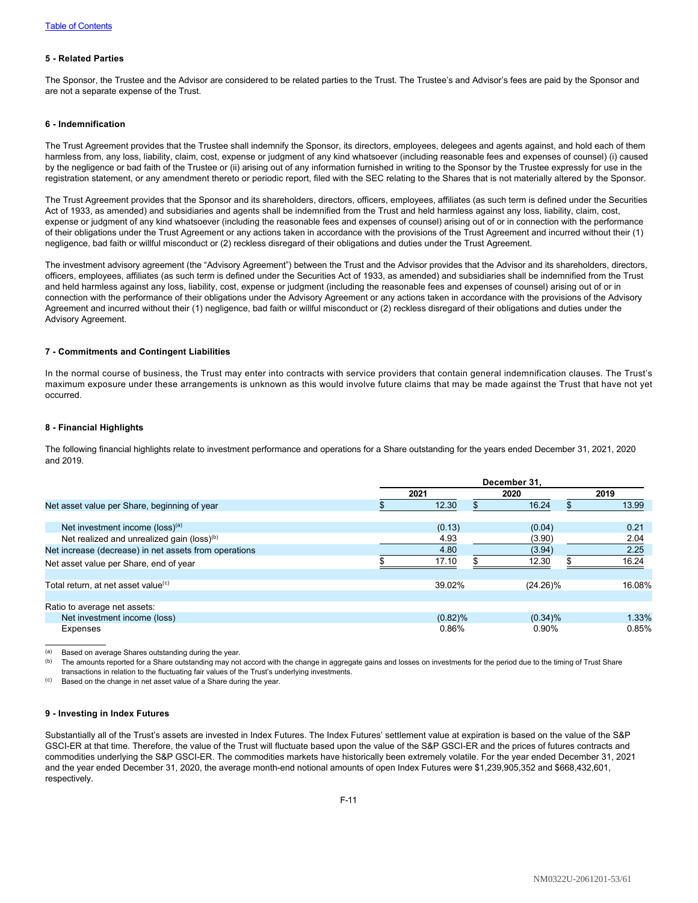Table of Contents

### 5 - Related Parties

The Sponsor, the Trustee and the Advisor are considered to be related parties to the Trust. The Trustee's and Advisor's fees are paid by the Sponsor and are not a separate expense of the Trust.

### 6 - Indemnification

The Trust Agreement provides that the Trustee shall indemnify the Sponsor, its directors, employees, delegees and agents against, and hold each of them harmless from, any loss, liability, claim, cost, expense or judgment of any kind whatsoever (including reasonable fees and expenses of counsel) (i) caused by the negligence or bad faith of the Trustee or (ii) arising out of any information furnished in writing to the Sponsor by the Trustee expressly for use in the registration statement, or any amendment thereto or periodic report, filed with the SEC relating to the Shares that is not materially altered by the Sponsor.

The Trust Agreement provides that the Sponsor and its shareholders, directors, officers, employees, affiliates (as such term is defined under the Securities Act of 1933, as amended) and subsidiaries and agents shall be indemnified from the Trust and held harmless against any loss, liability, claim, cost, expense or judgment of any kind whatsoever (including the reasonable fees and expenses of counsel) arising out of or in connection with the performance of their obligations under the Trust Agreement or any actions taken in accordance with the provisions of the Trust Agreement and incurred without their (1) negligence, bad faith or willful misconduct or (2) reckless disregard of their obligations and duties under the Trust Agreement.

The investment advisory agreement (the "Advisory Agreement") between the Trust and the Advisor provides that the Advisor and its shareholders, directors, officers, employees, affiliates (as such term is defined under the Securities Act of 1933, as amended) and subsidiaries shall be indemnified from the Trust and held harmless against any loss, liability, cost, expense or judgment (including the reasonable fees and expenses of counsel) arising out of or in connection with the performance of their obligations under the Advisory Agreement or any actions taken in accordance with the provisions of the Advisory Agreement and incurred without their (1) negligence, bad faith or willful misconduct or (2) reckless disregard of their obligations and duties under the Advisory Agreement.

### 7 - Commitments and Contingent Liabilities

In the normal course of business, the Trust may enter into contracts with service providers that contain general indemnification clauses. The Trust's maximum exposure under these arrangements is unknown as this would involve future claims that may be made against the Trust that have not yet occurred.

### 8 - Financial Highlights

The following financial highlights relate to investment performance and operations for a Share outstanding for the years ended December 31, 2021, 2020 and 2019.

| | December 31, | | |
|---|---|---|---|
| | 2021 | 2020 | 2019 |
| Net asset value per Share, beginning of year | $ 12.30 | $ 16.24 | $ 13.99 |
| Net investment income (loss)[(a)] | (0.13) | (0.04) | 0.21 |
| Net realized and unrealized gain (loss)[(b)] | 4.93 | (3.90) | 2.04 |
| Net increase (decrease) in net assets from operations | 4.80 | (3.94) | 2.25 |
| Net asset value per Share, end of year | $ 17.10 | $ 12.30 | $ 16.24 |
| Total return, at net asset value[(c)] | 39.02% | (24.26)% | 16.08% |
| Ratio to average net assets: | | | |
| Net investment income (loss) | (0.82)% | (0.34)% | 1.33% |
| Expenses | 0.86% | 0.90% | 0.85% |

(a) Based on average Shares outstanding during the year.

(b) The amounts reported for a Share outstanding may not accord with the change in aggregate gains and losses on investments for the period due to the timing of Trust Share transactions in relation to the fluctuating fair values of the Trust's underlying investments.

(c) Based on the change in net asset value of a Share during the year.

### 9 - Investing in Index Futures

Substantially all of the Trust's assets are invested in Index Futures. The Index Futures' settlement value at expiration is based on the value of the S&P GSCI-ER at that time. Therefore, the value of the Trust will fluctuate based upon the value of the S&P GSCI-ER and the prices of futures contracts and commodities underlying the S&P GSCI-ER. The commodities markets have historically been extremely volatile. For the year ended December 31, 2021 and the year ended December 31, 2020, the average month-end notional amounts of open Index Futures were $1,239,905,352 and $668,432,601, respectively.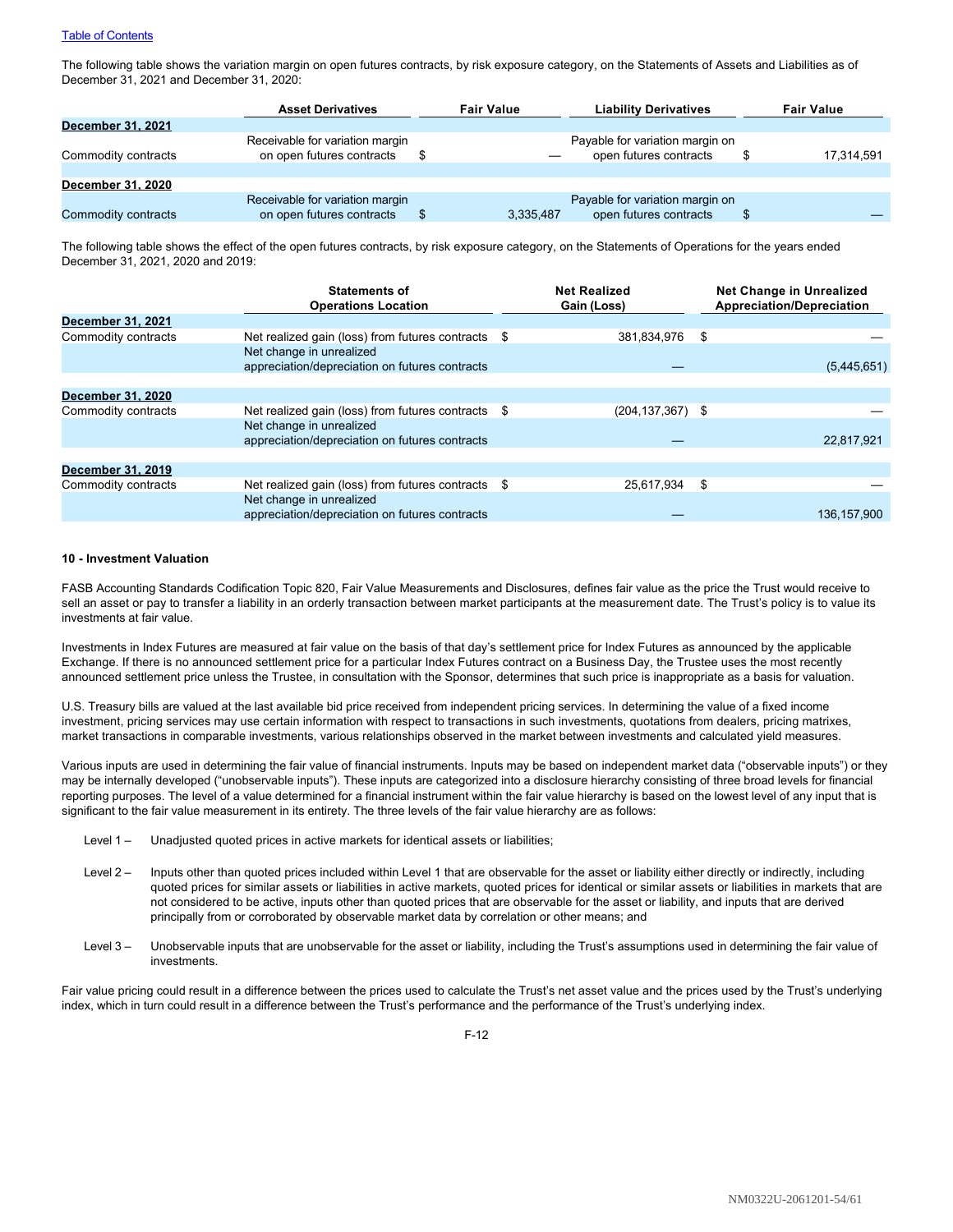The following table shows the variation margin on open futures contracts, by risk exposure category, on the Statements of Assets and Liabilities as of December 31, 2021 and December 31, 2020:

| | Asset Derivatives | Fair Value | Liability Derivatives | Fair Value |
|---|---|---|---|---|
| **December 31, 2021** | | | | |
| Commodity contracts | Receivable for variation margin on open futures contracts | $ — | Payable for variation margin on open futures contracts | $ 17,314,591 |
| **December 31, 2020** | | | | |
| Commodity contracts | Receivable for variation margin on open futures contracts | $ 3,335,487 | Payable for variation margin on open futures contracts | $ — |

The following table shows the effect of the open futures contracts, by risk exposure category, on the Statements of Operations for the years ended December 31, 2021, 2020 and 2019:

| | Statements of Operations Location | Net Realized Gain (Loss) | Net Change in Unrealized Appreciation/Depreciation |
|---|---|---|---|
| **December 31, 2021** | | | |
| Commodity contracts | Net realized gain (loss) from futures contracts | $ 381,834,976 | $ — |
| | Net change in unrealized appreciation/depreciation on futures contracts | — | (5,445,651) |
| **December 31, 2020** | | | |
| Commodity contracts | Net realized gain (loss) from futures contracts | $ (204,137,367) | $ — |
| | Net change in unrealized appreciation/depreciation on futures contracts | — | 22,817,921 |
| **December 31, 2019** | | | |
| Commodity contracts | Net realized gain (loss) from futures contracts | $ 25,617,934 | $ — |
| | Net change in unrealized appreciation/depreciation on futures contracts | — | 136,157,900 |

**10 - Investment Valuation**

FASB Accounting Standards Codification Topic 820, Fair Value Measurements and Disclosures, defines fair value as the price the Trust would receive to sell an asset or pay to transfer a liability in an orderly transaction between market participants at the measurement date. The Trust's policy is to value its investments at fair value.

Investments in Index Futures are measured at fair value on the basis of that day's settlement price for Index Futures as announced by the applicable Exchange. If there is no announced settlement price for a particular Index Futures contract on a Business Day, the Trustee uses the most recently announced settlement price unless the Trustee, in consultation with the Sponsor, determines that such price is inappropriate as a basis for valuation.

U.S. Treasury bills are valued at the last available bid price received from independent pricing services. In determining the value of a fixed income investment, pricing services may use certain information with respect to transactions in such investments, quotations from dealers, pricing matrixes, market transactions in comparable investments, various relationships observed in the market between investments and calculated yield measures.

Various inputs are used in determining the fair value of financial instruments. Inputs may be based on independent market data ("observable inputs") or they may be internally developed ("unobservable inputs"). These inputs are categorized into a disclosure hierarchy consisting of three broad levels for financial reporting purposes. The level of a value determined for a financial instrument within the fair value hierarchy is based on the lowest level of any input that is significant to the fair value measurement in its entirety. The three levels of the fair value hierarchy are as follows:

Level 1 – Unadjusted quoted prices in active markets for identical assets or liabilities;

Level 2 – Inputs other than quoted prices included within Level 1 that are observable for the asset or liability either directly or indirectly, including quoted prices for similar assets or liabilities in active markets, quoted prices for identical or similar assets or liabilities in markets that are not considered to be active, inputs other than quoted prices that are observable for the asset or liability, and inputs that are derived principally from or corroborated by observable market data by correlation or other means; and

Level 3 – Unobservable inputs that are unobservable for the asset or liability, including the Trust's assumptions used in determining the fair value of investments.

Fair value pricing could result in a difference between the prices used to calculate the Trust's net asset value and the prices used by the Trust's underlying index, which in turn could result in a difference between the Trust's performance and the performance of the Trust's underlying index.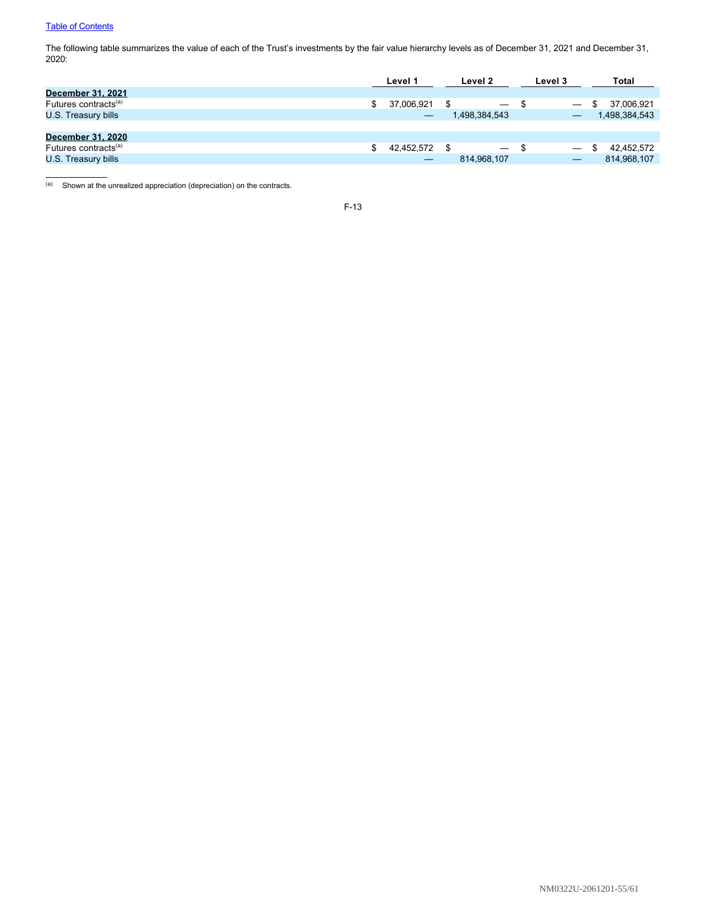[Table of Contents](#)

The following table summarizes the value of each of the Trust's investments by the fair value hierarchy levels as of December 31, 2021 and December 31, 2020:

| | Level 1 | Level 2 | Level 3 | Total |
|---|---|---|---|---|
| **December 31, 2021** | | | | |
| Futures contracts[(a)] | $ 37,006,921 | $ — | $ — | $ 37,006,921 |
| U.S. Treasury bills | — | 1,498,384,543 | — | 1,498,384,543 |
| **December 31, 2020** | | | | |
| Futures contracts[(a)] | $ 42,452,572 | $ — | $ — | $ 42,452,572 |
| U.S. Treasury bills | — | 814,968,107 | — | 814,968,107 |

(a) Shown at the unrealized appreciation (depreciation) on the contracts.

F-13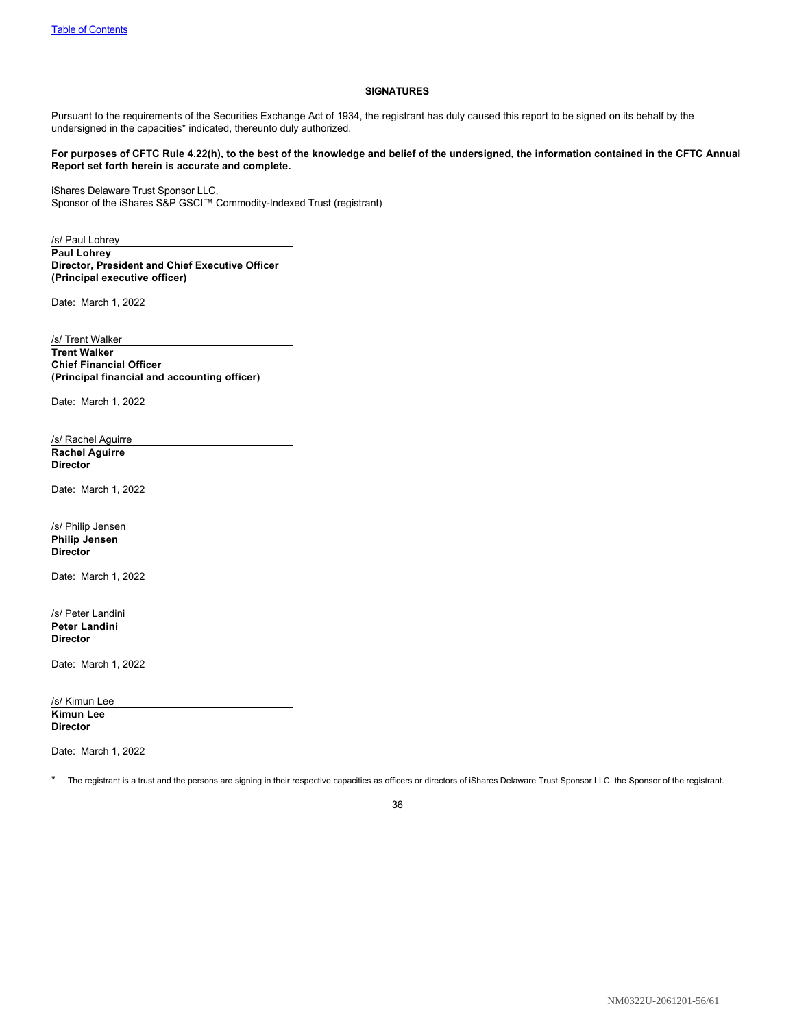## SIGNATURES

Pursuant to the requirements of the Securities Exchange Act of 1934, the registrant has duly caused this report to be signed on its behalf by the undersigned in the capacities* indicated, thereunto duly authorized.

**For purposes of CFTC Rule 4.22(h), to the best of the knowledge and belief of the undersigned, the information contained in the CFTC Annual Report set forth herein is accurate and complete.**

iShares Delaware Trust Sponsor LLC,
Sponsor of the iShares S&P GSCI™ Commodity-Indexed Trust (registrant)

/s/ Paul Lohrey
**Paul Lohrey**
**Director, President and Chief Executive Officer**
**(Principal executive officer)**

Date: March 1, 2022

/s/ Trent Walker
**Trent Walker**
**Chief Financial Officer**
**(Principal financial and accounting officer)**

Date: March 1, 2022

/s/ Rachel Aguirre
**Rachel Aguirre**
**Director**

Date: March 1, 2022

/s/ Philip Jensen
**Philip Jensen**
**Director**

Date: March 1, 2022

/s/ Peter Landini
**Peter Landini**
**Director**

Date: March 1, 2022

/s/ Kimun Lee
**Kimun Lee**
**Director**

Date: March 1, 2022

* The registrant is a trust and the persons are signing in their respective capacities as officers or directors of iShares Delaware Trust Sponsor LLC, the Sponsor of the registrant.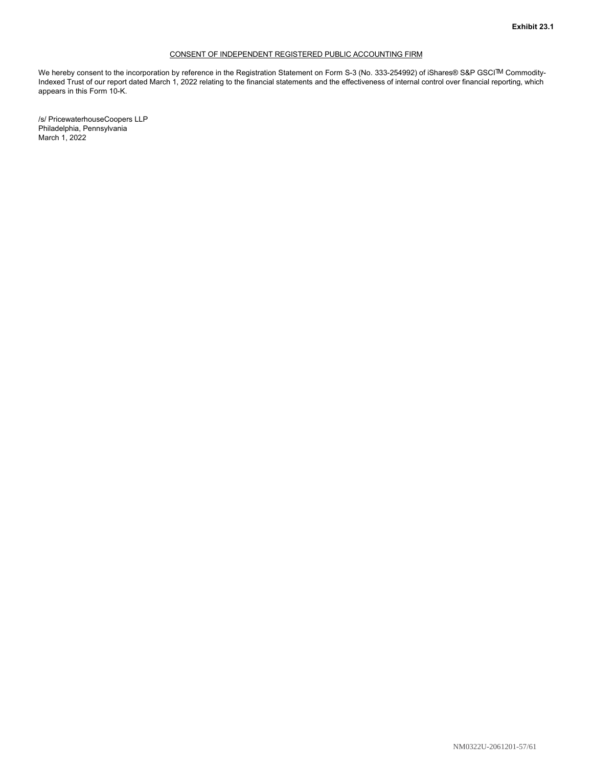**Exhibit 23.1**

CONSENT OF INDEPENDENT REGISTERED PUBLIC ACCOUNTING FIRM

We hereby consent to the incorporation by reference in the Registration Statement on Form S-3 (No. 333-254992) of iShares® S&P GSCI™ Commodity-Indexed Trust of our report dated March 1, 2022 relating to the financial statements and the effectiveness of internal control over financial reporting, which appears in this Form 10-K.

/s/ PricewaterhouseCoopers LLP
Philadelphia, Pennsylvania
March 1, 2022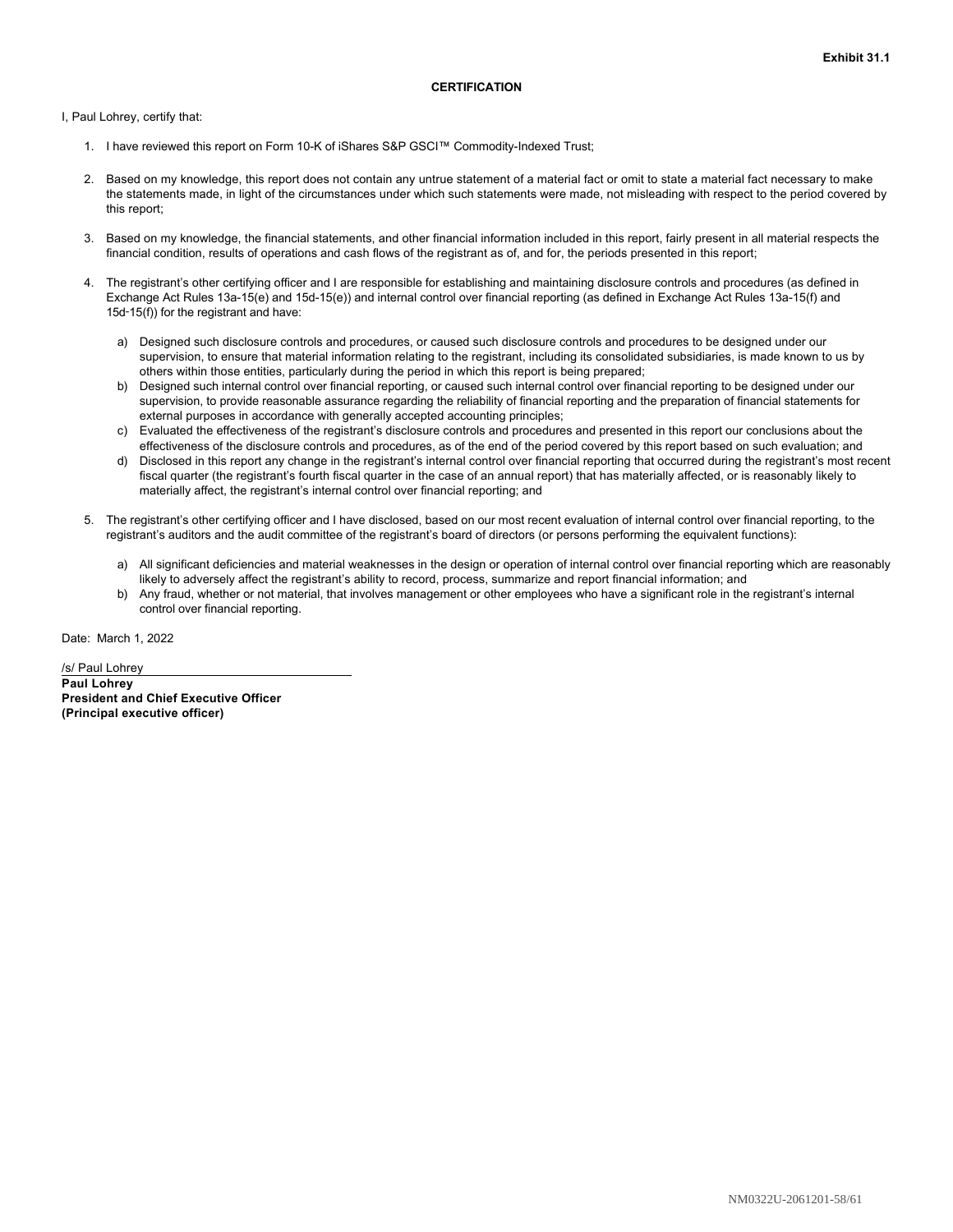**Exhibit 31.1**

**CERTIFICATION**

I, Paul Lohrey, certify that:

1. I have reviewed this report on Form 10-K of iShares S&P GSCI™ Commodity-Indexed Trust;

2. Based on my knowledge, this report does not contain any untrue statement of a material fact or omit to state a material fact necessary to make the statements made, in light of the circumstances under which such statements were made, not misleading with respect to the period covered by this report;

3. Based on my knowledge, the financial statements, and other financial information included in this report, fairly present in all material respects the financial condition, results of operations and cash flows of the registrant as of, and for, the periods presented in this report;

4. The registrant's other certifying officer and I are responsible for establishing and maintaining disclosure controls and procedures (as defined in Exchange Act Rules 13a-15(e) and 15d-15(e)) and internal control over financial reporting (as defined in Exchange Act Rules 13a-15(f) and 15d-15(f)) for the registrant and have:

   a) Designed such disclosure controls and procedures, or caused such disclosure controls and procedures to be designed under our supervision, to ensure that material information relating to the registrant, including its consolidated subsidiaries, is made known to us by others within those entities, particularly during the period in which this report is being prepared;
   b) Designed such internal control over financial reporting, or caused such internal control over financial reporting to be designed under our supervision, to provide reasonable assurance regarding the reliability of financial reporting and the preparation of financial statements for external purposes in accordance with generally accepted accounting principles;
   c) Evaluated the effectiveness of the registrant's disclosure controls and procedures and presented in this report our conclusions about the effectiveness of the disclosure controls and procedures, as of the end of the period covered by this report based on such evaluation; and
   d) Disclosed in this report any change in the registrant's internal control over financial reporting that occurred during the registrant's most recent fiscal quarter (the registrant's fourth fiscal quarter in the case of an annual report) that has materially affected, or is reasonably likely to materially affect, the registrant's internal control over financial reporting; and

5. The registrant's other certifying officer and I have disclosed, based on our most recent evaluation of internal control over financial reporting, to the registrant's auditors and the audit committee of the registrant's board of directors (or persons performing the equivalent functions):

   a) All significant deficiencies and material weaknesses in the design or operation of internal control over financial reporting which are reasonably likely to adversely affect the registrant's ability to record, process, summarize and report financial information; and
   b) Any fraud, whether or not material, that involves management or other employees who have a significant role in the registrant's internal control over financial reporting.

Date: March 1, 2022

/s/ Paul Lohrey
**Paul Lohrey**
**President and Chief Executive Officer**
**(Principal executive officer)**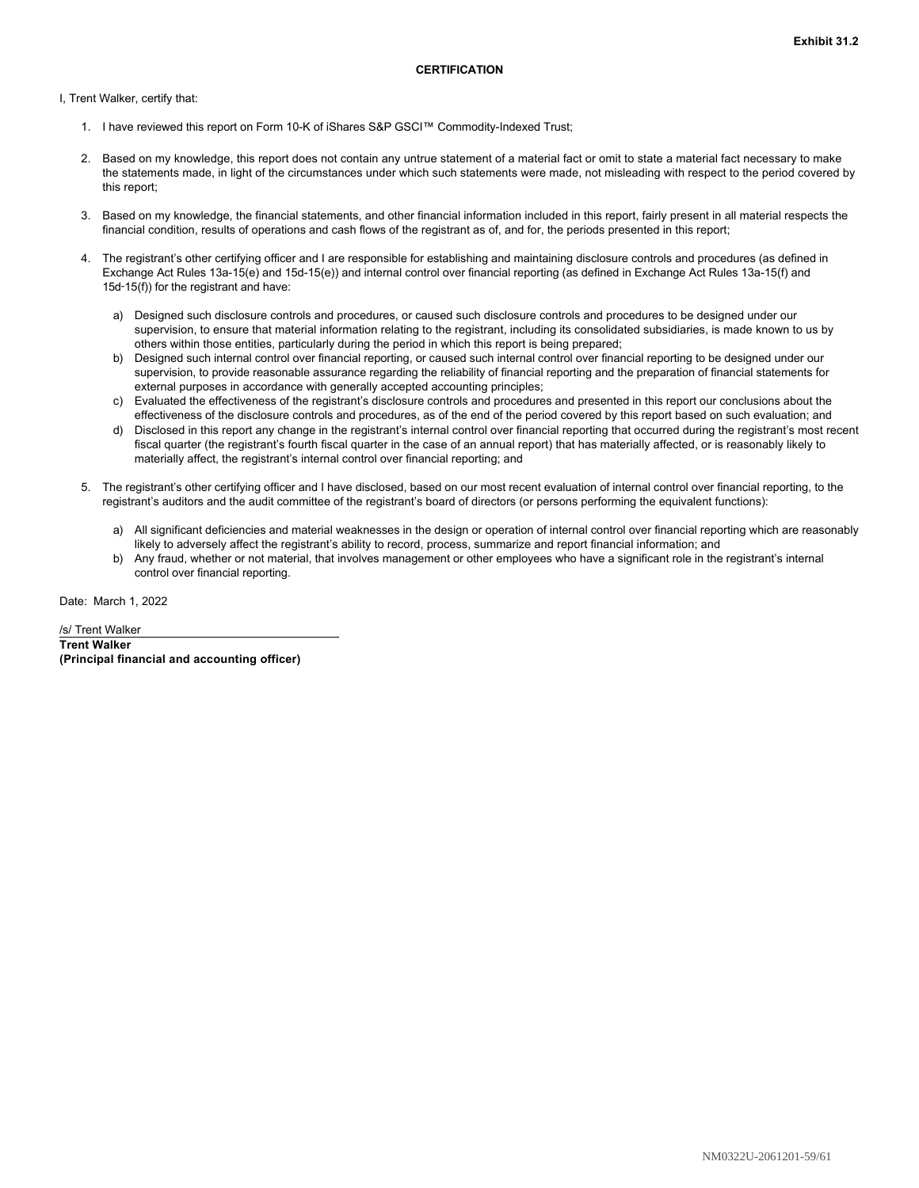Exhibit 31.2

# CERTIFICATION

I, Trent Walker, certify that:

1. I have reviewed this report on Form 10-K of iShares S&P GSCI™ Commodity-Indexed Trust;

2. Based on my knowledge, this report does not contain any untrue statement of a material fact or omit to state a material fact necessary to make the statements made, in light of the circumstances under which such statements were made, not misleading with respect to the period covered by this report;

3. Based on my knowledge, the financial statements, and other financial information included in this report, fairly present in all material respects the financial condition, results of operations and cash flows of the registrant as of, and for, the periods presented in this report;

4. The registrant's other certifying officer and I are responsible for establishing and maintaining disclosure controls and procedures (as defined in Exchange Act Rules 13a-15(e) and 15d-15(e)) and internal control over financial reporting (as defined in Exchange Act Rules 13a-15(f) and 15d-15(f)) for the registrant and have:

   a) Designed such disclosure controls and procedures, or caused such disclosure controls and procedures to be designed under our supervision, to ensure that material information relating to the registrant, including its consolidated subsidiaries, is made known to us by others within those entities, particularly during the period in which this report is being prepared;
   b) Designed such internal control over financial reporting, or caused such internal control over financial reporting to be designed under our supervision, to provide reasonable assurance regarding the reliability of financial reporting and the preparation of financial statements for external purposes in accordance with generally accepted accounting principles;
   c) Evaluated the effectiveness of the registrant's disclosure controls and procedures and presented in this report our conclusions about the effectiveness of the disclosure controls and procedures, as of the end of the period covered by this report based on such evaluation; and
   d) Disclosed in this report any change in the registrant's internal control over financial reporting that occurred during the registrant's most recent fiscal quarter (the registrant's fourth fiscal quarter in the case of an annual report) that has materially affected, or is reasonably likely to materially affect, the registrant's internal control over financial reporting; and

5. The registrant's other certifying officer and I have disclosed, based on our most recent evaluation of internal control over financial reporting, to the registrant's auditors and the audit committee of the registrant's board of directors (or persons performing the equivalent functions):

   a) All significant deficiencies and material weaknesses in the design or operation of internal control over financial reporting which are reasonably likely to adversely affect the registrant's ability to record, process, summarize and report financial information; and
   b) Any fraud, whether or not material, that involves management or other employees who have a significant role in the registrant's internal control over financial reporting.

Date: March 1, 2022

/s/ Trent Walker

**Trent Walker**
**(Principal financial and accounting officer)**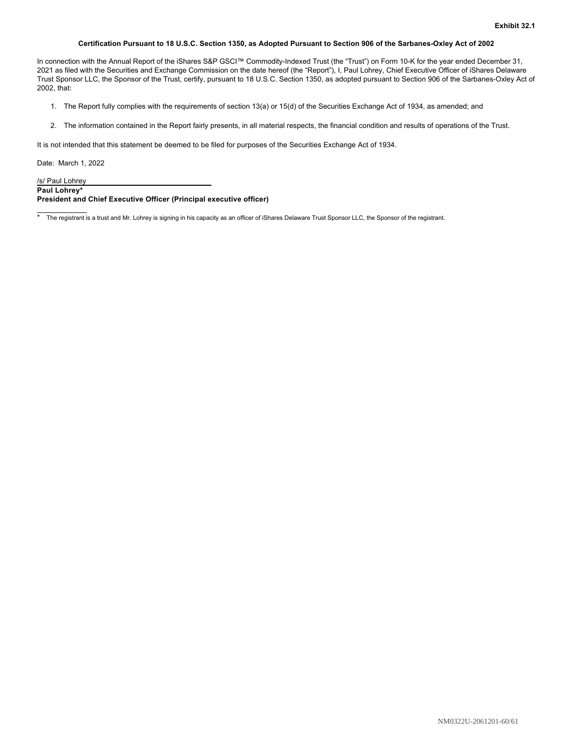**Exhibit 32.1**

**Certification Pursuant to 18 U.S.C. Section 1350, as Adopted Pursuant to Section 906 of the Sarbanes-Oxley Act of 2002**

In connection with the Annual Report of the iShares S&P GSCI™ Commodity-Indexed Trust (the "Trust") on Form 10-K for the year ended December 31, 2021 as filed with the Securities and Exchange Commission on the date hereof (the "Report"), I, Paul Lohrey, Chief Executive Officer of iShares Delaware Trust Sponsor LLC, the Sponsor of the Trust, certify, pursuant to 18 U.S.C. Section 1350, as adopted pursuant to Section 906 of the Sarbanes-Oxley Act of 2002, that:

1. The Report fully complies with the requirements of section 13(a) or 15(d) of the Securities Exchange Act of 1934, as amended; and

2. The information contained in the Report fairly presents, in all material respects, the financial condition and results of operations of the Trust.

It is not intended that this statement be deemed to be filed for purposes of the Securities Exchange Act of 1934.

Date: March 1, 2022

/s/ Paul Lohrey
**Paul Lohrey***
**President and Chief Executive Officer (Principal executive officer)**

* The registrant is a trust and Mr. Lohrey is signing in his capacity as an officer of iShares Delaware Trust Sponsor LLC, the Sponsor of the registrant.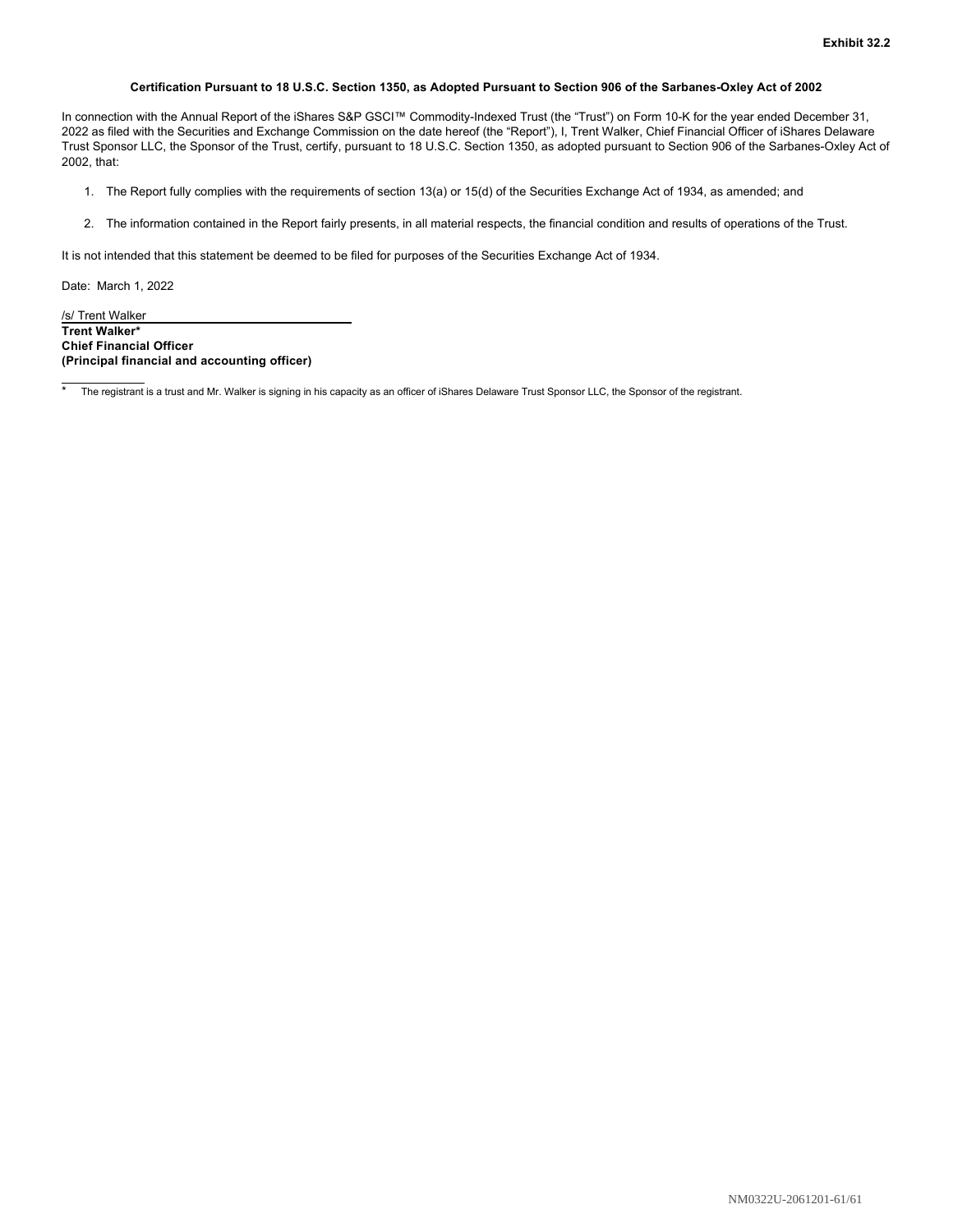**Exhibit 32.2**

**Certification Pursuant to 18 U.S.C. Section 1350, as Adopted Pursuant to Section 906 of the Sarbanes-Oxley Act of 2002**

In connection with the Annual Report of the iShares S&P GSCI™ Commodity-Indexed Trust (the "Trust") on Form 10-K for the year ended December 31, 2022 as filed with the Securities and Exchange Commission on the date hereof (the "Report"), I, Trent Walker, Chief Financial Officer of iShares Delaware Trust Sponsor LLC, the Sponsor of the Trust, certify, pursuant to 18 U.S.C. Section 1350, as adopted pursuant to Section 906 of the Sarbanes-Oxley Act of 2002, that:

1. The Report fully complies with the requirements of section 13(a) or 15(d) of the Securities Exchange Act of 1934, as amended; and
2. The information contained in the Report fairly presents, in all material respects, the financial condition and results of operations of the Trust.

It is not intended that this statement be deemed to be filed for purposes of the Securities Exchange Act of 1934.

Date: March 1, 2022

/s/ Trent Walker
**Trent Walker***
**Chief Financial Officer**
**(Principal financial and accounting officer)**

\* The registrant is a trust and Mr. Walker is signing in his capacity as an officer of iShares Delaware Trust Sponsor LLC, the Sponsor of the registrant.